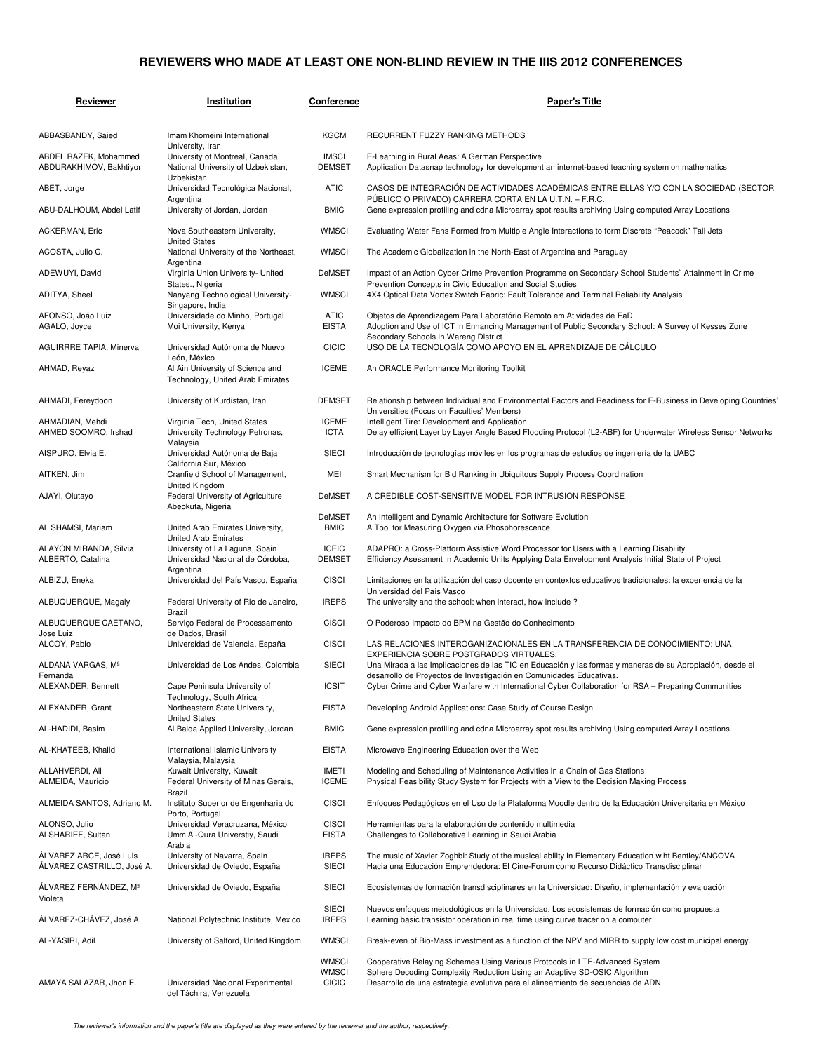# REVIEWERS WHO MADE AT LEAST ONE NON-BLIND REVIEW IN THE IIIS 2012 CONFERENCES

| Reviewer | Institution | Conference | Paper's Title |
|---|---|---|---|
| ABBASBANDY, Saied | Imam Khomeini International University, Iran | KGCM | RECURRENT FUZZY RANKING METHODS |
| ABDEL RAZEK, Mohammed | University of Montreal, Canada | IMSCI | E-Learning in Rural Aeas: A German Perspective |
| ABDURAKHIMOV, Bakhtiyor | National University of Uzbekistan, Uzbekistan | DEMSET | Application Datasnap technology for development an internet-based teaching system on mathematics |
| ABET, Jorge | Universidad Tecnológica Nacional, Argentina | ATIC | CASOS DE INTEGRACIÓN DE ACTIVIDADES ACADÉMICAS ENTRE ELLAS Y/O CON LA SOCIEDAD (SECTOR PÚBLICO O PRIVADO) CARRERA CORTA EN LA U.T.N. – F.R.C. |
| ABU-DALHOUM, Abdel Latif | University of Jordan, Jordan | BMIC | Gene expression profiling and cdna Microarray spot results archiving Using computed Array Locations |
| ACKERMAN, Eric | Nova Southeastern University, United States | WMSCI | Evaluating Water Fans Formed from Multiple Angle Interactions to form Discrete "Peacock" Tail Jets |
| ACOSTA, Julio C. | National University of the Northeast, Argentina | WMSCI | The Academic Globalization in the North-East of Argentina and Paraguay |
| ADEWUYI, David | Virginia Union University- United States., Nigeria | DeMSET | Impact of an Action Cyber Crime Prevention Programme on Secondary School Students` Attainment in Crime Prevention Concepts in Civic Education and Social Studies |
| ADITYA, Sheel | Nanyang Technological University-Singapore, India | WMSCI | 4X4 Optical Data Vortex Switch Fabric: Fault Tolerance and Terminal Reliability Analysis |
| AFONSO, João Luiz | Universidade do Minho, Portugal | ATIC | Objetos de Aprendizagem Para Laboratório Remoto em Atividades de EaD |
| AGALO, Joyce | Moi University, Kenya | EISTA | Adoption and Use of ICT in Enhancing Management of Public Secondary School: A Survey of Kesses Zone Secondary Schools in Wareng District |
| AGUIRRRE TAPIA, Minerva | Universidad Autónoma de Nuevo León, México | CICIC | USO DE LA TECNOLOGÍA COMO APOYO EN EL APRENDIZAJE DE CÁLCULO |
| AHMAD, Reyaz | Al Ain University of Science and Technology, United Arab Emirates | ICEME | An ORACLE Performance Monitoring Toolkit |
| AHMADI, Fereydoon | University of Kurdistan, Iran | DEMSET | Relationship between Individual and Environmental Factors and Readiness for E-Business in Developing Countries' Universities (Focus on Faculties' Members) |
| AHMADIAN, Mehdi | Virginia Tech, United States | ICEME | Intelligent Tire: Development and Application |
| AHMED SOOMRO, Irshad | University Technology Petronas, Malaysia | ICTA | Delay efficient Layer by Layer Angle Based Flooding Protocol (L2-ABF) for Underwater Wireless Sensor Networks |
| AISPURO, Elvia E. | Universidad Autónoma de Baja California Sur, México | SIECI | Introducción de tecnologías móviles en los programas de estudios de ingeniería de la UABC |
| AITKEN, Jim | Cranfield School of Management, United Kingdom | MEI | Smart Mechanism for Bid Ranking in Ubiquitous Supply Process Coordination |
| AJAYI, Olutayo | Federal University of Agriculture Abeokuta, Nigeria | DeMSET | A CREDIBLE COST-SENSITIVE MODEL FOR INTRUSION RESPONSE |
| | | DeMSET | An Intelligent and Dynamic Architecture for Software Evolution |
| AL SHAMSI, Mariam | United Arab Emirates University, United Arab Emirates | BMIC | A Tool for Measuring Oxygen via Phosphorescence |
| ALAYÓN MIRANDA, Silvia | University of La Laguna, Spain | ICEIC | ADAPRO: a Cross-Platform Assistive Word Processor for Users with a Learning Disability |
| ALBERTO, Catalina | Universidad Nacional de Córdoba, Argentina | DEMSET | Efficiency Asessment in Academic Units Applying Data Envelopment Analysis Initial State of Project |
| ALBIZU, Eneka | Universidad del País Vasco, España | CISCI | Limitaciones en la utilización del caso docente en contextos educativos tradicionales: la experiencia de la Universidad del País Vasco |
| ALBUQUERQUE, Magaly | Federal University of Rio de Janeiro, Brazil | IREPS | The university and the school: when interact, how include ? |
| ALBUQUERQUE CAETANO, Jose Luiz | Serviço Federal de Processamento de Dados, Brasil | CISCI | O Poderoso Impacto do BPM na Gestão do Conhecimento |
| ALCOY, Pablo | Universidad de Valencia, España | CISCI | LAS RELACIONES INTEROGANIZACIONALES EN LA TRANSFERENCIA DE CONOCIMIENTO: UNA EXPERIENCIA SOBRE POSTGRADOS VIRTUALES. |
| ALDANA VARGAS, Mª Fernanda | Universidad de Los Andes, Colombia | SIECI | Una Mirada a las Implicaciones de las TIC en Educación y las formas y maneras de su Apropiación, desde el desarrollo de Proyectos de Investigación en Comunidades Educativas. |
| ALEXANDER, Bennett | Cape Peninsula University of Technology, South Africa | ICSIT | Cyber Crime and Cyber Warfare with International Cyber Collaboration for RSA – Preparing Communities |
| ALEXANDER, Grant | Northeastern State University, United States | EISTA | Developing Android Applications: Case Study of Course Design |
| AL-HADIDI, Basim | Al Balqa Applied University, Jordan | BMIC | Gene expression profiling and cdna Microarray spot results archiving Using computed Array Locations |
| AL-KHATEEB, Khalid | International Islamic University Malaysia, Malaysia | EISTA | Microwave Engineering Education over the Web |
| ALLAHVERDI, Ali | Kuwait University, Kuwait | IMETI | Modeling and Scheduling of Maintenance Activities in a Chain of Gas Stations |
| ALMEIDA, Maurício | Federal University of Minas Gerais, Brazil | ICEME | Physical Feasibility Study System for Projects with a View to the Decision Making Process |
| ALMEIDA SANTOS, Adriano M. | Instituto Superior de Engenharia do Porto, Portugal | CISCI | Enfoques Pedagógicos en el Uso de la Plataforma Moodle dentro de la Educación Universitaria en México |
| ALONSO, Julio | Universidad Veracruzana, México | CISCI | Herramientas para la elaboración de contenido multimedia |
| ALSHARIEF, Sultan | Umm Al-Qura Universtiy, Saudi Arabia | EISTA | Challenges to Collaborative Learning in Saudi Arabia |
| ÁLVAREZ ARCE, José Luis | University of Navarra, Spain | IREPS | The music of Xavier Zoghbi: Study of the musical ability in Elementary Education wiht Bentley/ANCOVA |
| ÁLVAREZ CASTRILLO, José A. | Universidad de Oviedo, España | SIECI | Hacia una Educación Emprendedora: El Cine-Forum como Recurso Didáctico Transdisciplinar |
| ÁLVAREZ FERNÁNDEZ, Mª Violeta | Universidad de Oviedo, España | SIECI | Ecosistemas de formación transdisciplinares en la Universidad: Diseño, implementación y evaluación |
| | | SIECI | Nuevos enfoques metodológicos en la Universidad. Los ecosistemas de formación como propuesta |
| ÁLVAREZ-CHÁVEZ, José A. | National Polytechnic Institute, Mexico | IREPS | Learning basic transistor operation in real time using curve tracer on a computer |
| AL-YASIRI, Adil | University of Salford, United Kingdom | WMSCI | Break-even of Bio-Mass investment as a function of the NPV and MIRR to supply low cost municipal energy. |
| | | WMSCI | Cooperative Relaying Schemes Using Various Protocols in LTE-Advanced System |
| | | WMSCI | Sphere Decoding Complexity Reduction Using an Adaptive SD-OSIC Algorithm |
| AMAYA SALAZAR, Jhon E. | Universidad Nacional Experimental del Táchira, Venezuela | CICIC | Desarrollo de una estrategia evolutiva para el alineamiento de secuencias de ADN |

*The reviewer's information and the paper's title are displayed as they were entered by the reviewer and the author, respectively.*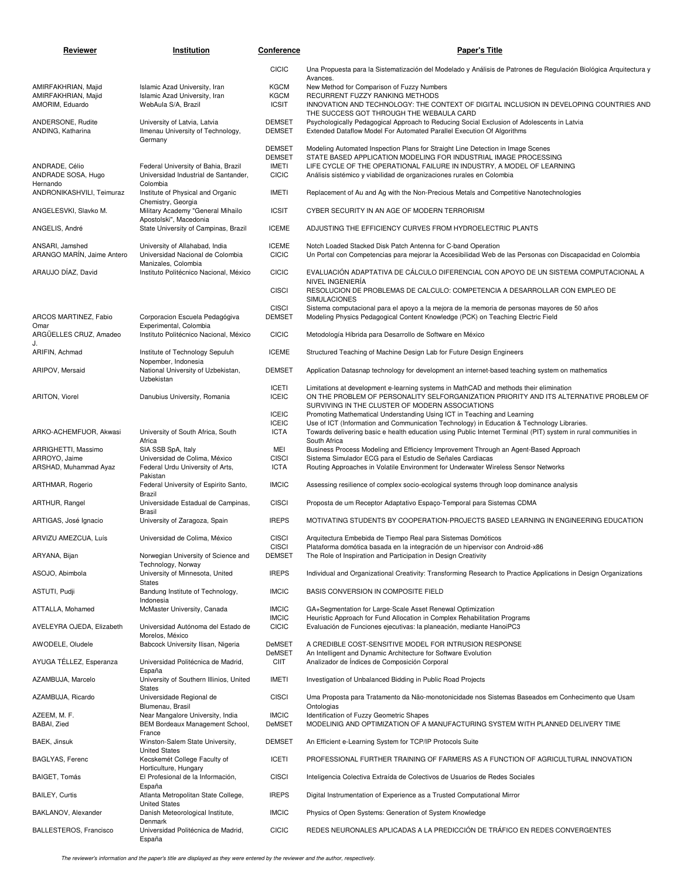| Reviewer | Institution | Conference | Paper's Title |
|---|---|---|---|
| | | CICIC | Una Propuesta para la Sistematización del Modelado y Análisis de Patrones de Regulación Biológica Arquitectura y Avances. |
| AMIRFAKHRIAN, Majid | Islamic Azad University, Iran | KGCM | New Method for Comparison of Fuzzy Numbers |
| AMIRFAKHRIAN, Majid | Islamic Azad University, Iran | KGCM | RECURRENT FUZZY RANKING METHODS |
| AMORIM, Eduardo | WebAula S/A, Brazil | ICSIT | INNOVATION AND TECHNOLOGY: THE CONTEXT OF DIGITAL INCLUSION IN DEVELOPING COUNTRIES AND THE SUCCESS GOT THROUGH THE WEBAULA CARD |
| ANDERSONE, Rudite | University of Latvia, Latvia | DEMSET | Psychologically Pedagogical Approach to Reducing Social Exclusion of Adolescents in Latvia |
| ANDING, Katharina | Ilmenau University of Technology, Germany | DEMSET | Extended Dataflow Model For Automated Parallel Execution Of Algorithms |
| | | DEMSET | Modeling Automated Inspection Plans for Straight Line Detection in Image Scenes |
| | | DEMSET | STATE BASED APPLICATION MODELING FOR INDUSTRIAL IMAGE PROCESSING |
| ANDRADE, Célio | Federal University of Bahia, Brazil | IMETI | LIFE CYCLE OF THE OPERATIONAL FAILURE IN INDUSTRY, A MODEL OF LEARNING |
| ANDRADE SOSA, Hugo Hernando | Universidad Industrial de Santander, Colombia | CICIC | Análisis sistémico y viabilidad de organizaciones rurales en Colombia |
| ANDRONIKASHVILI, Teimuraz | Institute of Physical and Organic Chemistry, Georgia | IMETI | Replacement of Au and Ag with the Non-Precious Metals and Competitive Nanotechnologies |
| ANGELESVKI, Slavko M. | Military Academy "General Mihailo Apostolski", Macedonia | ICSIT | CYBER SECURITY IN AN AGE OF MODERN TERRORISM |
| ANGELIS, André | State University of Campinas, Brazil | ICEME | ADJUSTING THE EFFICIENCY CURVES FROM HYDROELECTRIC PLANTS |
| ANSARI, Jamshed | University of Allahabad, India | ICEME | Notch Loaded Stacked Disk Patch Antenna for C-band Operation |
| ARANGO MARÍN, Jaime Antero | Universidad Nacional de Colombia Manizales, Colombia | CICIC | Un Portal con Competencias para mejorar la Accesibilidad Web de las Personas con Discapacidad en Colombia |
| ARAUJO DÍAZ, David | Instituto Politécnico Nacional, México | CICIC | EVALUACIÓN ADAPTATIVA DE CÁLCULO DIFERENCIAL CON APOYO DE UN SISTEMA COMPUTACIONAL A NIVEL INGENIERÍA |
| | | CISCI | RESOLUCION DE PROBLEMAS DE CALCULO: COMPETENCIA A DESARROLLAR CON EMPLEO DE SIMULACIONES |
| | | CISCI | Sistema computacional para el apoyo a la mejora de la memoria de personas mayores de 50 años |
| ARCOS MARTINEZ, Fabio Omar | Corporacion Escuela Pedagógiva Experimental, Colombia | DEMSET | Modeling Physics Pedagogical Content Knowledge (PCK) on Teaching Electric Field |
| ARGÜELLES CRUZ, Amadeo J. | Instituto Politécnico Nacional, México | CICIC | Metodología Híbrida para Desarrollo de Software en México |
| ARIFIN, Achmad | Institute of Technology Sepuluh Nopember, Indonesia | ICEME | Structured Teaching of Machine Design Lab for Future Design Engineers |
| ARIPOV, Mersaid | National University of Uzbekistan, Uzbekistan | DEMSET | Application Datasnap technology for development an internet-based teaching system on mathematics |
| | | ICETI | Limitations at development e-learning systems in MathCAD and methods their elimination |
| ARITON, Viorel | Danubius University, Romania | ICEIC | ON THE PROBLEM OF PERSONALITY SELFORGANIZATION PRIORITY AND ITS ALTERNATIVE PROBLEM OF SURVIVING IN THE CLUSTER OF MODERN ASSOCIATIONS |
| | | ICEIC | Promoting Mathematical Understanding Using ICT in Teaching and Learning |
| | | ICEIC | Use of ICT (Information and Communication Technology) in Education & Technology Libraries. |
| ARKO-ACHEMFUOR, Akwasi | University of South Africa, South Africa | ICTA | Towards delivering basic e health education using Public Internet Terminal (PIT) system in rural communities in South Africa |
| ARRIGHETTI, Massimo | SIA SSB SpA, Italy | MEI | Business Process Modeling and Efficiency Improvement Through an Agent-Based Approach |
| ARROYO, Jaime | Universidad de Colima, México | CISCI | Sistema Simulador ECG para el Estudio de Señales Cardiacas |
| ARSHAD, Muhammad Ayaz | Federal Urdu University of Arts, Pakistan | ICTA | Routing Approaches in Volatile Environment for Underwater Wireless Sensor Networks |
| ARTHMAR, Rogerio | Federal University of Espirito Santo, Brazil | IMCIC | Assessing resilience of complex socio-ecological systems through loop dominance analysis |
| ARTHUR, Rangel | Universidade Estadual de Campinas, Brasil | CISCI | Proposta de um Receptor Adaptativo Espaço-Temporal para Sistemas CDMA |
| ARTIGAS, José Ignacio | University of Zaragoza, Spain | IREPS | MOTIVATING STUDENTS BY COOPERATION-PROJECTS BASED LEARNING IN ENGINEERING EDUCATION |
| ARVIZU AMEZCUA, Luís | Universidad de Colima, México | CISCI | Arquitectura Embebida de Tiempo Real para Sistemas Domóticos |
| | | CISCI | Plataforma domótica basada en la integración de un hipervisor con Android-x86 |
| ARYANA, Bijan | Norwegian University of Science and Technology, Norway | DEMSET | The Role of Inspiration and Participation in Design Creativity |
| ASOJO, Abimbola | University of Minnesota, United States | IREPS | Individual and Organizational Creativity: Transforming Research to Practice Applications in Design Organizations |
| ASTUTI, Pudji | Bandung Institute of Technology, Indonesia | IMCIC | BASIS CONVERSION IN COMPOSITE FIELD |
| ATTALLA, Mohamed | McMaster University, Canada | IMCIC | GA+Segmentation for Large-Scale Asset Renewal Optimization |
| | | IMCIC | Heuristic Approach for Fund Allocation in Complex Rehabilitation Programs |
| AVELEYRA OJEDA, Elizabeth | Universidad Autónoma del Estado de Morelos, México | CICIC | Evaluación de Funciones ejecutivas: la planeación, mediante HanoiPC3 |
| AWODELE, Oludele | Babcock University Ilisan, Nigeria | DeMSET | A CREDIBLE COST-SENSITIVE MODEL FOR INTRUSION RESPONSE |
| | | DeMSET | An Intelligent and Dynamic Architecture for Software Evolution |
| AYUGA TÉLLEZ, Esperanza | Universidad Politécnica de Madrid, España | CIIT | Analizador de Índices de Composición Corporal |
| AZAMBUJA, Marcelo | University of Southern Illinios, United States | IMETI | Investigation of Unbalanced Bidding in Public Road Projects |
| AZAMBUJA, Ricardo | Universidade Regional de Blumenau, Brasil | CISCI | Uma Proposta para Tratamento da Não-monotonicidade nos Sistemas Baseados em Conhecimento que Usam Ontologias |
| AZEEM, M. F. | Near Mangalore University, India | IMCIC | Identification of Fuzzy Geometric Shapes |
| BABAI, Zied | BEM Bordeaux Management School, France | DeMSET | MODELINIG AND OPTIMIZATION OF A MANUFACTURING SYSTEM WITH PLANNED DELIVERY TIME |
| BAEK, Jinsuk | Winston-Salem State University, United States | DEMSET | An Efficient e-Learning System for TCP/IP Protocols Suite |
| BAGLYAS, Ferenc | Kecskemét College Faculty of Horticulture, Hungary | ICETI | PROFESSIONAL FURTHER TRAINING OF FARMERS AS A FUNCTION OF AGRICULTURAL INNOVATION |
| BAIGET, Tomás | El Profesional de la Información, España | CISCI | Inteligencia Colectiva Extraída de Colectivos de Usuarios de Redes Sociales |
| BAILEY, Curtis | Atlanta Metropolitan State College, United States | IREPS | Digital Instrumentation of Experience as a Trusted Computational Mirror |
| BAKLANOV, Alexander | Danish Meteorological Institute, Denmark | IMCIC | Physics of Open Systems: Generation of System Knowledge |
| BALLESTEROS, Francisco | Universidad Politécnica de Madrid, España | CICIC | REDES NEURONALES APLICADAS A LA PREDICCIÓN DE TRÁFICO EN REDES CONVERGENTES |

*The reviewer's information and the paper's title are displayed as they were entered by the reviewer and the author, respectively.*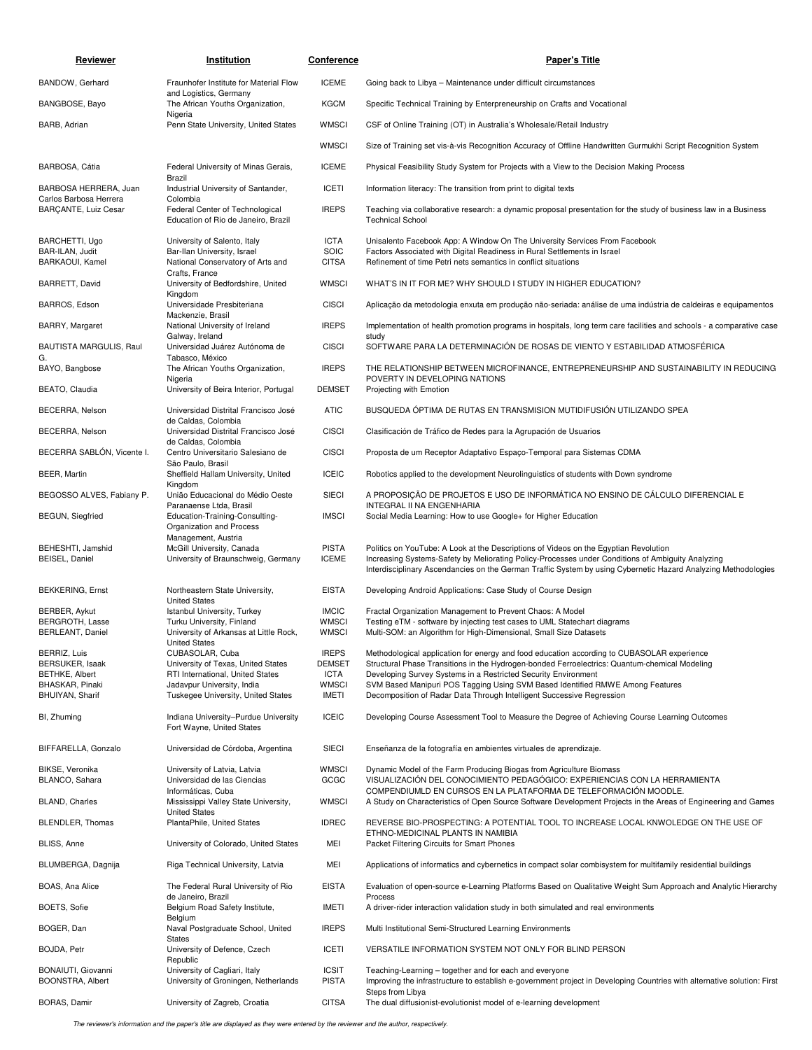| Reviewer | Institution | Conference | Paper's Title |
|---|---|---|---|
| BANDOW, Gerhard | Fraunhofer Institute for Material Flow and Logistics, Germany | ICEME | Going back to Libya – Maintenance under difficult circumstances |
| BANGBOSE, Bayo | The African Youths Organization, Nigeria | KGCM | Specific Technical Training by Enterpreneurship on Crafts and Vocational |
| BARB, Adrian | Penn State University, United States | WMSCI | CSF of Online Training (OT) in Australia's Wholesale/Retail Industry |
| | | WMSCI | Size of Training set vis-à-vis Recognition Accuracy of Offline Handwritten Gurmukhi Script Recognition System |
| BARBOSA, Cátia | Federal University of Minas Gerais, Brazil | ICEME | Physical Feasibility Study System for Projects with a View to the Decision Making Process |
| BARBOSA HERRERA, Juan Carlos Barbosa Herrera | Industrial University of Santander, Colombia | ICETI | Information literacy: The transition from print to digital texts |
| BARÇANTE, Luiz Cesar | Federal Center of Technological Education of Rio de Janeiro, Brazil | IREPS | Teaching via collaborative research: a dynamic proposal presentation for the study of business law in a Business Technical School |
| BARCHETTI, Ugo | University of Salento, Italy | ICTA | Unisalento Facebook App: A Window On The University Services From Facebook |
| BAR-ILAN, Judit | Bar-Ilan University, Israel | SOIC | Factors Associated with Digital Readiness in Rural Settlements in Israel |
| BARKAOUI, Kamel | National Conservatory of Arts and Crafts, France | CITSA | Refinement of time Petri nets semantics in conflict situations |
| BARRETT, David | University of Bedfordshire, United Kingdom | WMSCI | WHAT'S IN IT FOR ME? WHY SHOULD I STUDY IN HIGHER EDUCATION? |
| BARROS, Edson | Universidade Presbiteriana Mackenzie, Brasil | CISCI | Aplicação da metodologia enxuta em produção não-seriada: análise de uma indústria de caldeiras e equipamentos |
| BARRY, Margaret | National University of Ireland Galway, Ireland | IREPS | Implementation of health promotion programs in hospitals, long term care facilities and schools - a comparative case study |
| BAUTISTA MARGULIS, Raul G. | Universidad Juárez Autónoma de Tabasco, México | CISCI | SOFTWARE PARA LA DETERMINACIÓN DE ROSAS DE VIENTO Y ESTABILIDAD ATMOSFÉRICA |
| BAYO, Bangbose | The African Youths Organization, Nigeria | IREPS | THE RELATIONSHIP BETWEEN MICROFINANCE, ENTREPRENEURSHIP AND SUSTAINABILITY IN REDUCING POVERTY IN DEVELOPING NATIONS |
| BEATO, Claudia | University of Beira Interior, Portugal | DEMSET | Projecting with Emotion |
| BECERRA, Nelson | Universidad Distrital Francisco José de Caldas, Colombia | ATIC | BUSQUEDA ÓPTIMA DE RUTAS EN TRANSMISION MUTIDIFUSIÓN UTILIZANDO SPEA |
| BECERRA, Nelson | Universidad Distrital Francisco José de Caldas, Colombia | CISCI | Clasificación de Tráfico de Redes para la Agrupación de Usuarios |
| BECERRA SABLÓN, Vicente I. | Centro Universitario Salesiano de São Paulo, Brasil | CISCI | Proposta de um Receptor Adaptativo Espaço-Temporal para Sistemas CDMA |
| BEER, Martin | Sheffield Hallam University, United Kingdom | ICEIC | Robotics applied to the development Neurolinguistics of students with Down syndrome |
| BEGOSSO ALVES, Fabiany P. | União Educacional do Médio Oeste Paranaense Ltda, Brasil | SIECI | A PROPOSIÇÃO DE PROJETOS E USO DE INFORMÁTICA NO ENSINO DE CÁLCULO DIFERENCIAL E INTEGRAL II NA ENGENHARIA |
| BEGUN, Siegfried | Education-Training-Consulting-Organization and Process Management, Austria | IMSCI | Social Media Learning: How to use Google+ for Higher Education |
| BEHESHTI, Jamshid | McGill University, Canada | PISTA | Politics on YouTube: A Look at the Descriptions of Videos on the Egyptian Revolution |
| BEISEL, Daniel | University of Braunschweig, Germany | ICEME | Increasing Systems-Safety by Meliorating Policy-Processes under Conditions of Ambiguity Analyzing Interdisciplinary Ascendancies on the German Traffic System by using Cybernetic Hazard Analyzing Methodologies |
| BEKKERING, Ernst | Northeastern State University, United States | EISTA | Developing Android Applications: Case Study of Course Design |
| BERBER, Aykut | Istanbul University, Turkey | IMCIC | Fractal Organization Management to Prevent Chaos: A Model |
| BERGROTH, Lasse | Turku University, Finland | WMSCI | Testing eTM - software by injecting test cases to UML Statechart diagrams |
| BERLEANT, Daniel | University of Arkansas at Little Rock, United States | WMSCI | Multi-SOM: an Algorithm for High-Dimensional, Small Size Datasets |
| BERRIZ, Luis | CUBASOLAR, Cuba | IREPS | Methodological application for energy and food education according to CUBASOLAR experience |
| BERSUKER, Isaak | University of Texas, United States | DEMSET | Structural Phase Transitions in the Hydrogen-bonded Ferroelectrics: Quantum-chemical Modeling |
| BETHKE, Albert | RTI International, United States | ICTA | Developing Survey Systems in a Restricted Security Environment |
| BHASKAR, Pinaki | Jadavpur University, India | WMSCI | SVM Based Manipuri POS Tagging Using SVM Based Identified RMWE Among Features |
| BHUIYAN, Sharif | Tuskegee University, United States | IMETI | Decomposition of Radar Data Through Intelligent Successive Regression |
| BI, Zhuming | Indiana University–Purdue University Fort Wayne, United States | ICEIC | Developing Course Assessment Tool to Measure the Degree of Achieving Course Learning Outcomes |
| BIFFARELLA, Gonzalo | Universidad de Córdoba, Argentina | SIECI | Enseñanza de la fotografía en ambientes virtuales de aprendizaje. |
| BIKSE, Veronika | University of Latvia, Latvia | WMSCI | Dynamic Model of the Farm Producing Biogas from Agriculture Biomass |
| BLANCO, Sahara | Universidad de las Ciencias Informáticas, Cuba | GCGC | VISUALIZACIÓN DEL CONOCIMIENTO PEDAGÓGICO: EXPERIENCIAS CON LA HERRAMIENTA COMPENDIUMLD EN CURSOS EN LA PLATAFORMA DE TELEFORMACIÓN MOODLE. |
| BLAND, Charles | Mississippi Valley State University, United States | WMSCI | A Study on Characteristics of Open Source Software Development Projects in the Areas of Engineering and Games |
| BLENDLER, Thomas | PlantaPhile, United States | IDREC | REVERSE BIO-PROSPECTING: A POTENTIAL TOOL TO INCREASE LOCAL KNWOLEDGE ON THE USE OF ETHNO-MEDICINAL PLANTS IN NAMIBIA |
| BLISS, Anne | University of Colorado, United States | MEI | Packet Filtering Circuits for Smart Phones |
| BLUMBERGA, Dagnija | Riga Technical University, Latvia | MEI | Applications of informatics and cybernetics in compact solar combisystem for multifamily residential buildings |
| BOAS, Ana Alice | The Federal Rural University of Rio de Janeiro, Brazil | EISTA | Evaluation of open-source e-Learning Platforms Based on Qualitative Weight Sum Approach and Analytic Hierarchy Process |
| BOETS, Sofie | Belgium Road Safety Institute, Belgium | IMETI | A driver-rider interaction validation study in both simulated and real environments |
| BOGER, Dan | Naval Postgraduate School, United States | IREPS | Multi Institutional Semi-Structured Learning Environments |
| BOJDA, Petr | University of Defence, Czech Republic | ICETI | VERSATILE INFORMATION SYSTEM NOT ONLY FOR BLIND PERSON |
| BONAIUTI, Giovanni | University of Cagliari, Italy | ICSIT | Teaching-Learning – together and for each and everyone |
| BOONSTRA, Albert | University of Groningen, Netherlands | PISTA | Improving the infrastructure to establish e-government project in Developing Countries with alternative solution: First Steps from Libya |
| BORAS, Damir | University of Zagreb, Croatia | CITSA | The dual diffusionist-evolutionist model of e-learning development |

*The reviewer's information and the paper's title are displayed as they were entered by the reviewer and the author, respectively.*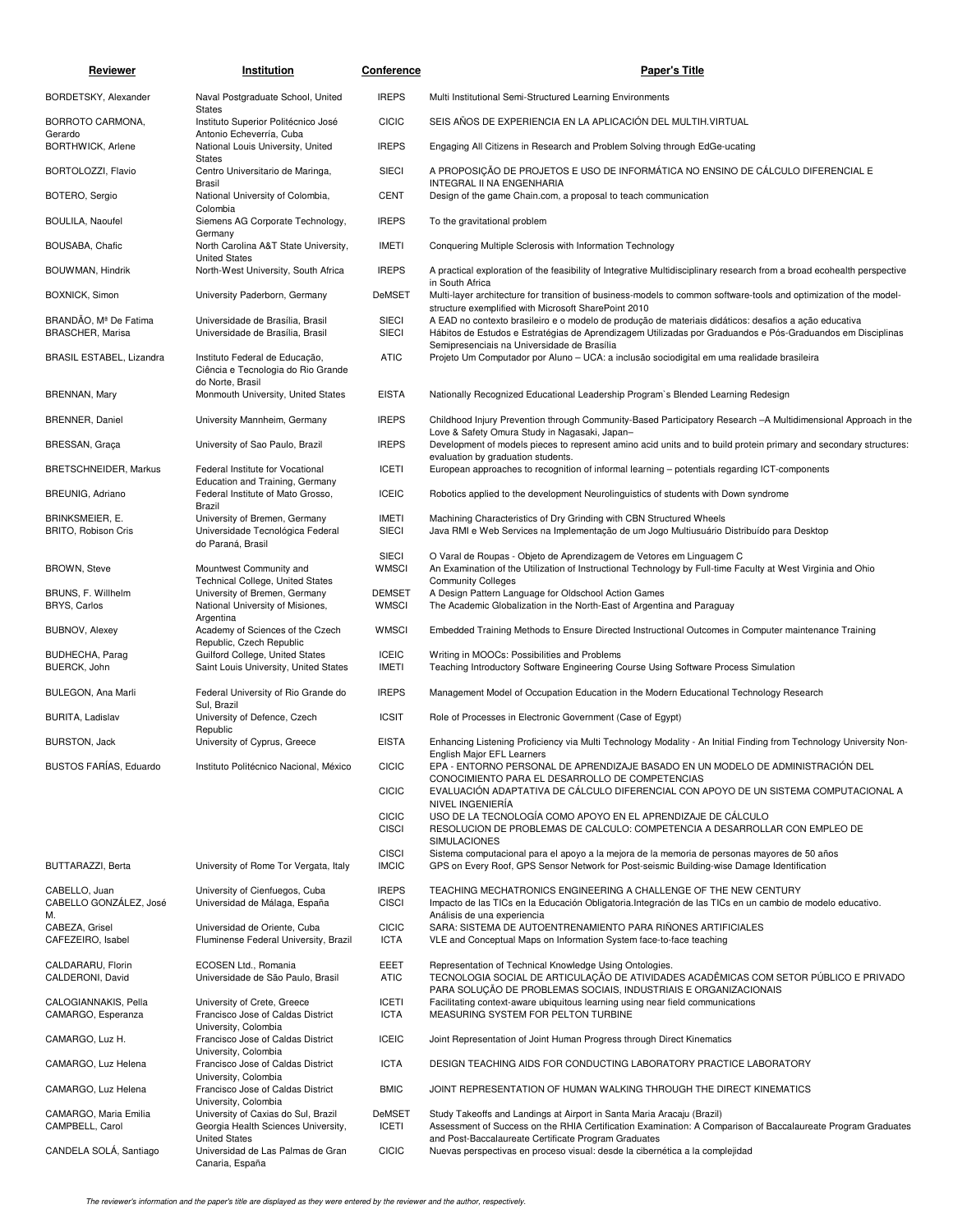| Reviewer | Institution | Conference | Paper's Title |
|---|---|---|---|
| BORDETSKY, Alexander | Naval Postgraduate School, United States | IREPS | Multi Institutional Semi-Structured Learning Environments |
| BORROTO CARMONA, Gerardo | Instituto Superior Politécnico José Antonio Echeverría, Cuba | CICIC | SEIS AÑOS DE EXPERIENCIA EN LA APLICACIÓN DEL MULTIH.VIRTUAL |
| BORTHWICK, Arlene | National Louis University, United States | IREPS | Engaging All Citizens in Research and Problem Solving through EdGe-ucating |
| BORTOLOZZI, Flavio | Centro Universitario de Maringa, Brasil | SIECI | A PROPOSIÇÃO DE PROJETOS E USO DE INFORMÁTICA NO ENSINO DE CÁLCULO DIFERENCIAL E INTEGRAL II NA ENGENHARIA |
| BOTERO, Sergio | National University of Colombia, Colombia | CENT | Design of the game Chain.com, a proposal to teach communication |
| BOULILA, Naoufel | Siemens AG Corporate Technology, Germany | IREPS | To the gravitational problem |
| BOUSABA, Chafic | North Carolina A&T State University, United States | IMETI | Conquering Multiple Sclerosis with Information Technology |
| BOUWMAN, Hindrik | North-West University, South Africa | IREPS | A practical exploration of the feasibility of Integrative Multidisciplinary research from a broad ecohealth perspective in South Africa |
| BOXNICK, Simon | University Paderborn, Germany | DeMSET | Multi-layer architecture for transition of business-models to common software-tools and optimization of the model-structure exemplified with Microsoft SharePoint 2010 |
| BRANDÃO, Mª De Fatima | Universidade de Brasília, Brasil | SIECI | A EAD no contexto brasileiro e o modelo de produção de materiais didáticos: desafios a ação educativa |
| BRASCHER, Marisa | Universidade de Brasília, Brasil | SIECI | Hábitos de Estudos e Estratégias de Aprendizagem Utilizadas por Graduandos e Pós-Graduandos em Disciplinas Semipresenciais na Universidade de Brasília |
| BRASIL ESTABEL, Lizandra | Instituto Federal de Educação, Ciência e Tecnologia do Rio Grande do Norte, Brasil | ATIC | Projeto Um Computador por Aluno – UCA: a inclusão sociodigital em uma realidade brasileira |
| BRENNAN, Mary | Monmouth University, United States | EISTA | Nationally Recognized Educational Leadership Program`s Blended Learning Redesign |
| BRENNER, Daniel | University Mannheim, Germany | IREPS | Childhood Injury Prevention through Community-Based Participatory Research –A Multidimensional Approach in the Love & Safety Omura Study in Nagasaki, Japan– |
| BRESSAN, Graça | University of Sao Paulo, Brazil | IREPS | Development of models pieces to represent amino acid units and to build protein primary and secondary structures: evaluation by graduation students. |
| BRETSCHNEIDER, Markus | Federal Institute for Vocational Education and Training, Germany | ICETI | European approaches to recognition of informal learning – potentials regarding ICT-components |
| BREUNIG, Adriano | Federal Institute of Mato Grosso, Brazil | ICEIC | Robotics applied to the development Neurolinguistics of students with Down syndrome |
| BRINKSMEIER, E. | University of Bremen, Germany | IMETI | Machining Characteristics of Dry Grinding with CBN Structured Wheels |
| BRITO, Robison Cris | Universidade Tecnológica Federal do Paraná, Brasil | SIECI | Java RMI e Web Services na Implementação de um Jogo Multiusuário Distribuído para Desktop |
| | | SIECI | O Varal de Roupas - Objeto de Aprendizagem de Vetores em Linguagem C |
| BROWN, Steve | Mountwest Community and Technical College, United States | WMSCI | An Examination of the Utilization of Instructional Technology by Full-time Faculty at West Virginia and Ohio Community Colleges |
| BRUNS, F. Willhelm | University of Bremen, Germany | DEMSET | A Design Pattern Language for Oldschool Action Games |
| BRYS, Carlos | National University of Misiones, Argentina | WMSCI | The Academic Globalization in the North-East of Argentina and Paraguay |
| BUBNOV, Alexey | Academy of Sciences of the Czech Republic, Czech Republic | WMSCI | Embedded Training Methods to Ensure Directed Instructional Outcomes in Computer maintenance Training |
| BUDHECHA, Parag | Guilford College, United States | ICEIC | Writing in MOOCs: Possibilities and Problems |
| BUERCK, John | Saint Louis University, United States | IMETI | Teaching Introductory Software Engineering Course Using Software Process Simulation |
| BULEGON, Ana Marli | Federal University of Rio Grande do Sul, Brazil | IREPS | Management Model of Occupation Education in the Modern Educational Technology Research |
| BURITA, Ladislav | University of Defence, Czech Republic | ICSIT | Role of Processes in Electronic Government (Case of Egypt) |
| BURSTON, Jack | University of Cyprus, Greece | EISTA | Enhancing Listening Proficiency via Multi Technology Modality - An Initial Finding from Technology University Non-English Major EFL Learners |
| BUSTOS FARÍAS, Eduardo | Instituto Politécnico Nacional, México | CICIC | EPA - ENTORNO PERSONAL DE APRENDIZAJE BASADO EN UN MODELO DE ADMINISTRACIÓN DEL CONOCIMIENTO PARA EL DESARROLLO DE COMPETENCIAS |
| | | CICIC | EVALUACIÓN ADAPTATIVA DE CÁLCULO DIFERENCIAL CON APOYO DE UN SISTEMA COMPUTACIONAL A NIVEL INGENIERÍA |
| | | CICIC | USO DE LA TECNOLOGÍA COMO APOYO EN EL APRENDIZAJE DE CÁLCULO |
| | | CISCI | RESOLUCION DE PROBLEMAS DE CALCULO: COMPETENCIA A DESARROLLAR CON EMPLEO DE SIMULACIONES |
| | | CISCI | Sistema computacional para el apoyo a la mejora de la memoria de personas mayores de 50 años |
| BUTTARAZZI, Berta | University of Rome Tor Vergata, Italy | IMCIC | GPS on Every Roof, GPS Sensor Network for Post-seismic Building-wise Damage Identification |
| CABELLO, Juan | University of Cienfuegos, Cuba | IREPS | TEACHING MECHATRONICS ENGINEERING A CHALLENGE OF THE NEW CENTURY |
| CABELLO GONZÁLEZ, José M. | Universidad de Málaga, España | CISCI | Impacto de las TICs en la Educación Obligatoria.Integración de las TICs en un cambio de modelo educativo. Análisis de una experiencia |
| CABEZA, Grisel | Universidad de Oriente, Cuba | CICIC | SARA: SISTEMA DE AUTOENTRENAMIENTO PARA RIÑONES ARTIFICIALES |
| CAFEZEIRO, Isabel | Fluminense Federal University, Brazil | ICTA | VLE and Conceptual Maps on Information System face-to-face teaching |
| CALDARARU, Florin | ECOSEN Ltd., Romania | EEET | Representation of Technical Knowledge Using Ontologies. |
| CALDERONI, David | Universidade de São Paulo, Brasil | ATIC | TECNOLOGIA SOCIAL DE ARTICULAÇÃO DE ATIVIDADES ACADÊMICAS COM SETOR PÚBLICO E PRIVADO PARA SOLUÇÃO DE PROBLEMAS SOCIAIS, INDUSTRIAIS E ORGANIZACIONAIS |
| CALOGIANNAKIS, Pella | University of Crete, Greece | ICETI | Facilitating context-aware ubiquitous learning using near field communications |
| CAMARGO, Esperanza | Francisco Jose of Caldas District University, Colombia | ICTA | MEASURING SYSTEM FOR PELTON TURBINE |
| CAMARGO, Luz H. | Francisco Jose of Caldas District University, Colombia | ICEIC | Joint Representation of Joint Human Progress through Direct Kinematics |
| CAMARGO, Luz Helena | Francisco Jose of Caldas District University, Colombia | ICTA | DESIGN TEACHING AIDS FOR CONDUCTING LABORATORY PRACTICE LABORATORY |
| CAMARGO, Luz Helena | Francisco Jose of Caldas District University, Colombia | BMIC | JOINT REPRESENTATION OF HUMAN WALKING THROUGH THE DIRECT KINEMATICS |
| CAMARGO, Maria Emilia | University of Caxias do Sul, Brazil | DeMSET | Study Takeoffs and Landings at Airport in Santa Maria Aracaju (Brazil) |
| CAMPBELL, Carol | Georgia Health Sciences University, United States | ICETI | Assessment of Success on the RHIA Certification Examination: A Comparison of Baccalaureate Program Graduates and Post-Baccalaureate Certificate Program Graduates |
| CANDELA SOLÁ, Santiago | Universidad de Las Palmas de Gran Canaria, España | CICIC | Nuevas perspectivas en proceso visual: desde la cibernética a la complejidad |

*The reviewer's information and the paper's title are displayed as they were entered by the reviewer and the author, respectively.*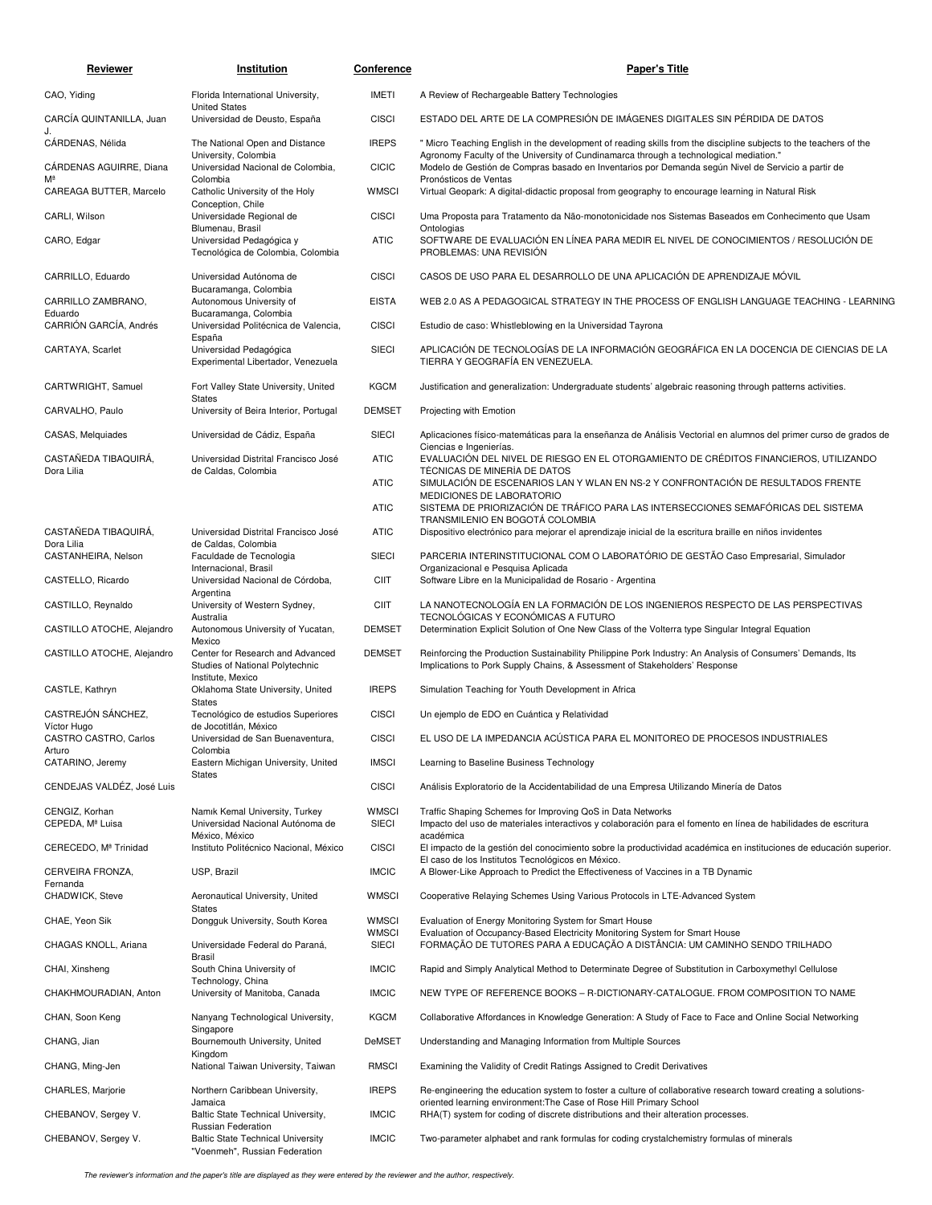| Reviewer | Institution | Conference | Paper's Title |
|---|---|---|---|
| CAO, Yiding | Florida International University, United States | IMETI | A Review of Rechargeable Battery Technologies |
| CARCÍA QUINTANILLA, Juan J. | Universidad de Deusto, España | CISCI | ESTADO DEL ARTE DE LA COMPRESIÓN DE IMÁGENES DIGITALES SIN PÉRDIDA DE DATOS |
| CÁRDENAS, Nélida | The National Open and Distance University, Colombia | IREPS | " Micro Teaching English in the development of reading skills from the discipline subjects to the teachers of the Agronomy Faculty of the University of Cundinamarca through a technological mediation." |
| CÁRDENAS AGUIRRE, Diana Mª | Universidad Nacional de Colombia, Colombia | CICIC | Modelo de Gestión de Compras basado en Inventarios por Demanda según Nivel de Servicio a partir de Pronósticos de Ventas |
| CAREAGA BUTTER, Marcelo | Catholic University of the Holy Conception, Chile | WMSCI | Virtual Geopark: A digital-didactic proposal from geography to encourage learning in Natural Risk |
| CARLI, Wilson | Universidade Regional de Blumenau, Brasil | CISCI | Uma Proposta para Tratamento da Não-monotonicidade nos Sistemas Baseados em Conhecimento que Usam Ontologias |
| CARO, Edgar | Universidad Pedagógica y Tecnológica de Colombia, Colombia | ATIC | SOFTWARE DE EVALUACIÓN EN LÍNEA PARA MEDIR EL NIVEL DE CONOCIMIENTOS / RESOLUCIÓN DE PROBLEMAS: UNA REVISIÓN |
| CARRILLO, Eduardo | Universidad Autónoma de Bucaramanga, Colombia | CISCI | CASOS DE USO PARA EL DESARROLLO DE UNA APLICACIÓN DE APRENDIZAJE MÓVIL |
| CARRILLO ZAMBRANO, Eduardo | Autonomous University of Bucaramanga, Colombia | EISTA | WEB 2.0 AS A PEDAGOGICAL STRATEGY IN THE PROCESS OF ENGLISH LANGUAGE TEACHING - LEARNING |
| CARRIÓN GARCÍA, Andrés | Universidad Politécnica de Valencia, España | CISCI | Estudio de caso: Whistleblowing en la Universidad Tayrona |
| CARTAYA, Scarlet | Universidad Pedagógica Experimental Libertador, Venezuela | SIECI | APLICACIÓN DE TECNOLOGÍAS DE LA INFORMACIÓN GEOGRÁFICA EN LA DOCENCIA DE CIENCIAS DE LA TIERRA Y GEOGRAFÍA EN VENEZUELA. |
| CARTWRIGHT, Samuel | Fort Valley State University, United States | KGCM | Justification and generalization: Undergraduate students' algebraic reasoning through patterns activities. |
| CARVALHO, Paulo | University of Beira Interior, Portugal | DEMSET | Projecting with Emotion |
| CASAS, Melquiades | Universidad de Cádiz, España | SIECI | Aplicaciones físico-matemáticas para la enseñanza de Análisis Vectorial en alumnos del primer curso de grados de Ciencias e Ingenierías. |
| CASTAÑEDA TIBAQUIRÁ, Dora Lilia | Universidad Distrital Francisco José de Caldas, Colombia | ATIC | EVALUACIÓN DEL NIVEL DE RIESGO EN EL OTORGAMIENTO DE CRÉDITOS FINANCIEROS, UTILIZANDO TÉCNICAS DE MINERÍA DE DATOS |
| | | ATIC | SIMULACIÓN DE ESCENARIOS LAN Y WLAN EN NS-2 Y CONFRONTACIÓN DE RESULTADOS FRENTE MEDICIONES DE LABORATORIO |
| | | ATIC | SISTEMA DE PRIORIZACIÓN DE TRÁFICO PARA LAS INTERSECCIONES SEMAFÓRICAS DEL SISTEMA TRANSMILENIO EN BOGOTÁ COLOMBIA |
| CASTAÑEDA TIBAQUIRÁ, Dora Lilia | Universidad Distrital Francisco José de Caldas, Colombia | ATIC | Dispositivo electrónico para mejorar el aprendizaje inicial de la escritura braille en niños invidentes |
| CASTANHEIRA, Nelson | Faculdade de Tecnologia Internacional, Brasil | SIECI | PARCERIA INTERINSTITUCIONAL COM O LABORATÓRIO DE GESTÃO Caso Empresarial, Simulador Organizacional e Pesquisa Aplicada |
| CASTELLO, Ricardo | Universidad Nacional de Córdoba, Argentina | CIIT | Software Libre en la Municipalidad de Rosario - Argentina |
| CASTILLO, Reynaldo | University of Western Sydney, Australia | CIIT | LA NANOTECNOLOGÍA EN LA FORMACIÓN DE LOS INGENIEROS RESPECTO DE LAS PERSPECTIVAS TECNOLÓGICAS Y ECONÓMICAS A FUTURO |
| CASTILLO ATOCHE, Alejandro | Autonomous University of Yucatan, Mexico | DEMSET | Determination Explicit Solution of One New Class of the Volterra type Singular Integral Equation |
| CASTILLO ATOCHE, Alejandro | Center for Research and Advanced Studies of National Polytechnic Institute, Mexico | DEMSET | Reinforcing the Production Sustainability Philippine Pork Industry: An Analysis of Consumers' Demands, Its Implications to Pork Supply Chains, & Assessment of Stakeholders' Response |
| CASTLE, Kathryn | Oklahoma State University, United States | IREPS | Simulation Teaching for Youth Development in Africa |
| CASTREJÓN SÁNCHEZ, Víctor Hugo | Tecnológico de estudios Superiores de Jocotitlán, México | CISCI | Un ejemplo de EDO en Cuántica y Relatividad |
| CASTRO CASTRO, Carlos Arturo | Universidad de San Buenaventura, Colombia | CISCI | EL USO DE LA IMPEDANCIA ACÚSTICA PARA EL MONITOREO DE PROCESOS INDUSTRIALES |
| CATARINO, Jeremy | Eastern Michigan University, United States | IMSCI | Learning to Baseline Business Technology |
| CENDEJAS VALDÉZ, José Luis | | CISCI | Análisis Exploratorio de la Accidentabilidad de una Empresa Utilizando Minería de Datos |
| CENGIZ, Korhan | Namık Kemal University, Turkey | WMSCI | Traffic Shaping Schemes for Improving QoS in Data Networks |
| CEPEDA, Mª Luisa | Universidad Nacional Autónoma de México, México | SIECI | Impacto del uso de materiales interactivos y colaboración para el fomento en línea de habilidades de escritura académica |
| CERECEDO, Mª Trinidad | Instituto Politécnico Nacional, México | CISCI | El impacto de la gestión del conocimiento sobre la productividad académica en instituciones de educación superior. El caso de los Institutos Tecnológicos en México. |
| CERVEIRA FRONZA, Fernanda | USP, Brazil | IMCIC | A Blower-Like Approach to Predict the Effectiveness of Vaccines in a TB Dynamic |
| CHADWICK, Steve | Aeronautical University, United States | WMSCI | Cooperative Relaying Schemes Using Various Protocols in LTE-Advanced System |
| CHAE, Yeon Sik | Dongguk University, South Korea | WMSCI | Evaluation of Energy Monitoring System for Smart House |
| | | WMSCI | Evaluation of Occupancy-Based Electricity Monitoring System for Smart House |
| CHAGAS KNOLL, Ariana | Universidade Federal do Paraná, Brasil | SIECI | FORMAÇÃO DE TUTORES PARA A EDUCAÇÃO A DISTÂNCIA: UM CAMINHO SENDO TRILHADO |
| CHAI, Xinsheng | South China University of Technology, China | IMCIC | Rapid and Simply Analytical Method to Determinate Degree of Substitution in Carboxymethyl Cellulose |
| CHAKHMOURADIAN, Anton | University of Manitoba, Canada | IMCIC | NEW TYPE OF REFERENCE BOOKS – R-DICTIONARY-CATALOGUE. FROM COMPOSITION TO NAME |
| CHAN, Soon Keng | Nanyang Technological University, Singapore | KGCM | Collaborative Affordances in Knowledge Generation: A Study of Face to Face and Online Social Networking |
| CHANG, Jian | Bournemouth University, United Kingdom | DeMSET | Understanding and Managing Information from Multiple Sources |
| CHANG, Ming-Jen | National Taiwan University, Taiwan | RMSCI | Examining the Validity of Credit Ratings Assigned to Credit Derivatives |
| CHARLES, Marjorie | Northern Caribbean University, Jamaica | IREPS | Re-engineering the education system to foster a culture of collaborative research toward creating a solutions-oriented learning environment:The Case of Rose Hill Primary School |
| CHEBANOV, Sergey V. | Baltic State Technical University, Russian Federation | IMCIC | RHA(T) system for coding of discrete distributions and their alteration processes. |
| CHEBANOV, Sergey V. | Baltic State Technical University "Voenmeh", Russian Federation | IMCIC | Two-parameter alphabet and rank formulas for coding crystalchemistry formulas of minerals |

*The reviewer's information and the paper's title are displayed as they were entered by the reviewer and the author, respectively.*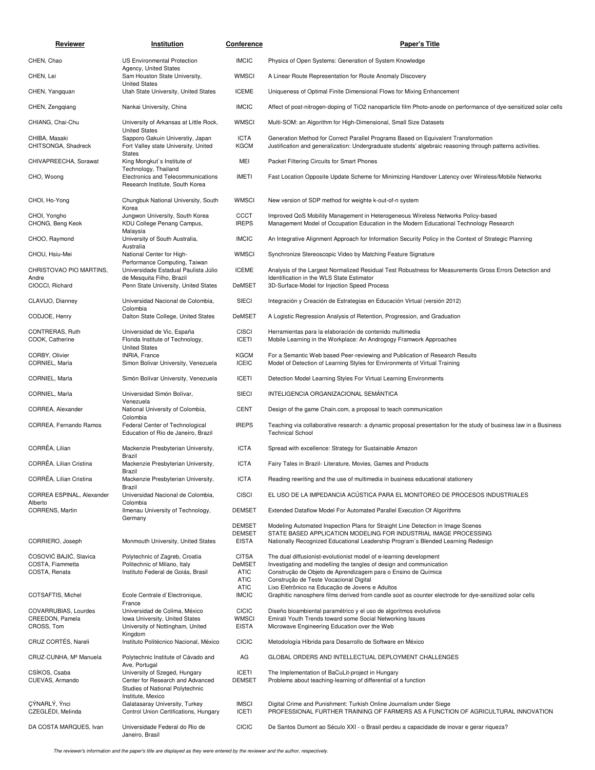| Reviewer | Institution | Conference | Paper's Title |
|---|---|---|---|
| CHEN, Chao | US Environmental Protection Agency, United States | IMCIC | Physics of Open Systems: Generation of System Knowledge |
| CHEN, Lei | Sam Houston State University, United States | WMSCI | A Linear Route Representation for Route Anomaly Discovery |
| CHEN, Yangquan | Utah State University, United States | ICEME | Uniqueness of Optimal Finite Dimensional Flows for Mixing Enhancement |
| CHEN, Zengqiang | Nankai University, China | IMCIC | Affect of post-nitrogen-doping of TiO2 nanoparticle film Photo-anode on performance of dye-sensitized solar cells |
| CHIANG, Chai-Chu | University of Arkansas at Little Rock, United States | WMSCI | Multi-SOM: an Algorithm for High-Dimensional, Small Size Datasets |
| CHIBA, Masaki | Sapporo Gakuin Universtiy, Japan | ICTA | Generation Method for Correct Parallel Programs Based on Equivalent Transformation |
| CHITSONGA, Shadreck | Fort Valley state University, United States | KGCM | Justification and generalization: Undergraduate students' algebraic reasoning through patterns activities. |
| CHIVAPREECHA, Sorawat | King Mongkut`s Institute of Technology, Thailand | MEI | Packet Filtering Circuits for Smart Phones |
| CHO, Woong | Electronics and Telecommunications Research Institute, South Korea | IMETI | Fast Location Opposite Update Scheme for Minimizing Handover Latency over Wireless/Mobile Networks |
| CHOI, Ho-Yong | Chungbuk National University, South Korea | WMSCI | New version of SDP method for weighte k-out-of-n system |
| CHOI, Yongho | Jungwon University, South Korea | CCCT | Improved QoS Mobility Management in Heterogeneous Wireless Networks Policy-based |
| CHONG, Beng Keok | KDU College Penang Campus, Malaysia | IREPS | Management Model of Occupation Education in the Modern Educational Technology Research |
| CHOO, Raymond | University of South Australia, Australia | IMCIC | An Integrative Alignment Approach for Information Security Policy in the Context of Strategic Planning |
| CHOU, Hsiu-Mei | National Center for High-Performance Computing, Taiwan | WMSCI | Synchronize Stereoscopic Video by Matching Feature Signature |
| CHRISTOVAO PIO MARTINS, Andre | Universidade Estadual Paulista Júlio de Mesquita Filho, Brazil | ICEME | Analysis of the Largest Normalized Residual Test Robustness for Measurements Gross Errors Detection and Identification in the WLS State Estimator |
| CIOCCI, Richard | Penn State University, United States | DeMSET | 3D-Surface-Model for Injection Speed Process |
| CLAVIJO, Dianney | Universidad Nacional de Colombia, Colombia | SIECI | Integración y Creación de Estrategias en Educación Virtual (versión 2012) |
| CODJOE, Henry | Dalton State College, United States | DeMSET | A Logistic Regression Analysis of Retention, Progression, and Graduation |
| CONTRERAS, Ruth | Universidad de Vic, España | CISCI | Herramientas para la elaboración de contenido multimedia |
| COOK, Catherine | Florida Institute of Technology, United States | ICETI | Mobile Learning in the Workplace: An Androgogy Framwork Approaches |
| CORBY, Olivier | INRIA, France | KGCM | For a Semantic Web based Peer-reviewing and Publication of Research Results |
| CORNIEL, Marla | Simon Bolivar University, Venezuela | ICEIC | Model of Detection of Learning Styles for Environments of Virtual Training |
| CORNIEL, Marla | Simón Bolívar University, Venezuela | ICETI | Detection Model Learning Styles For Virtual Learning Environments |
| CORNIEL, Marla | Universidad Simón Bolívar, Venezuela | SIECI | INTELIGENCIA ORGANIZACIONAL SEMÁNTICA |
| CORREA, Alexander | National University of Colombia, Colombia | CENT | Design of the game Chain.com, a proposal to teach communication |
| CORREA, Fernando Ramos | Federal Center of Technological Education of Rio de Janeiro, Brazil | IREPS | Teaching via collaborative research: a dynamic proposal presentation for the study of business law in a Business Technical School |
| CORRÊA, Lilian | Mackenzie Presbyterian University, Brazil | ICTA | Spread with excellence: Strategy for Sustainable Amazon |
| CORRÊA, Lilian Cristina | Mackenzie Presbyterian University, Brazil | ICTA | Fairy Tales in Brazil- Literature, Movies, Games and Products |
| CORRÊA, Lilian Cristina | Mackenzie Presbyterian University, Brazil | ICTA | Reading rewriting and the use of multimedia in business educational stationery |
| CORREA ESPINAL, Alexander Alberto | Universidad Nacional de Colombia, Colombia | CISCI | EL USO DE LA IMPEDANCIA ACÚSTICA PARA EL MONITOREO DE PROCESOS INDUSTRIALES |
| CORRENS, Martin | Ilmenau University of Technology, Germany | DEMSET | Extended Dataflow Model For Automated Parallel Execution Of Algorithms |
| | | DEMSET | Modeling Automated Inspection Plans for Straight Line Detection in Image Scenes |
| | | DEMSET | STATE BASED APPLICATION MODELING FOR INDUSTRIAL IMAGE PROCESSING |
| CORRIERO, Joseph | Monmouth University, United States | EISTA | Nationally Recognized Educational Leadership Program`s Blended Learning Redesign |
| ĆOSOVIĆ BAJIĆ, Slavica | Polytechnic of Zagreb, Croatia | CITSA | The dual diffusionist-evolutionist model of e-learning development |
| COSTA, Fiammetta | Politechnic of Milano, Italy | DeMSET | Investigating and modelling the tangles of design and communication |
| COSTA, Renata | Instituto Federal de Goiás, Brasil | ATIC | Construção de Objeto de Aprendizagem para o Ensino de Química |
| | | ATIC | Construção de Teste Vocacional Digital |
| | | ATIC | Lixo Eletrônico na Educação de Jovens e Adultos |
| COTSAFTIS, Michel | Ecole Centrale d`Electronique, France | IMCIC | Graphitic nanosphere films derived from candle soot as counter electrode for dye-sensitized solar cells |
| COVARRUBIAS, Lourdes | Universidad de Colima, México | CICIC | Diseño bioambiental paramétrico y el uso de algoritmos evolutivos |
| CREEDON, Pamela | Iowa University, United States | WMSCI | Emirati Youth Trends toward some Social Networking Issues |
| CROSS, Tom | University of Nottingham, United Kingdom | EISTA | Microwave Engineering Education over the Web |
| CRUZ CORTÉS, Nareli | Instituto Politécnico Nacional, México | CICIC | Metodología Híbrida para Desarrollo de Software en México |
| CRUZ-CUNHA, Mª Manuela | Polytechnic Institute of Cávado and Ave, Portugal | AG | GLOBAL ORDERS AND INTELLECTUAL DEPLOYMENT CHALLENGES |
| CSÍKOS, Csaba | University of Szeged, Hungary | ICETI | The Implementation of BaCuLit-project in Hungary |
| CUEVAS, Armando | Center for Research and Advanced Studies of National Polytechnic Institute, Mexico | DEMSET | Problems about teaching-learning of differential of a function |
| ÇÝNARLÝ, Ýnci | Galatasaray University, Turkey | IMSCI | Digital Crime and Punishment: Turkish Online Journalism under Siege |
| CZEGLÉDI, Melinda | Control Union Certifications, Hungary | ICETI | PROFESSIONAL FURTHER TRAINING OF FARMERS AS A FUNCTION OF AGRICULTURAL INNOVATION |
| DA COSTA MARQUES, Ivan | Universidade Federal do Rio de Janeiro, Brasil | CICIC | De Santos Dumont ao Século XXI - o Brasil perdeu a capacidade de inovar e gerar riqueza? |

*The reviewer's information and the paper's title are displayed as they were entered by the reviewer and the author, respectively.*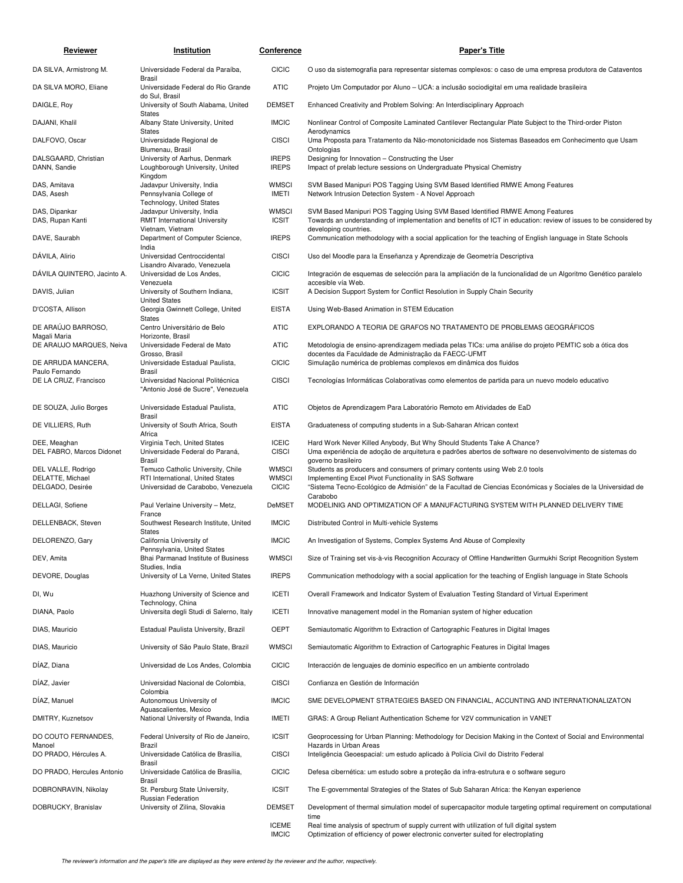| Reviewer | Institution | Conference | Paper's Title |
|---|---|---|---|
| DA SILVA, Armistrong M. | Universidade Federal da Paraíba, Brasil | CICIC | O uso da sistemografia para representar sistemas complexos: o caso de uma empresa produtora de Cataventos |
| DA SILVA MORO, Eliane | Universidade Federal do Rio Grande do Sul, Brasil | ATIC | Projeto Um Computador por Aluno – UCA: a inclusão sociodigital em uma realidade brasileira |
| DAIGLE, Roy | University of South Alabama, United States | DEMSET | Enhanced Creativity and Problem Solving: An Interdisciplinary Approach |
| DAJANI, Khalil | Albany State University, United States | IMCIC | Nonlinear Control of Composite Laminated Cantilever Rectangular Plate Subject to the Third-order Piston Aerodynamics |
| DALFOVO, Oscar | Universidade Regional de Blumenau, Brasil | CISCI | Uma Proposta para Tratamento da Não-monotonicidade nos Sistemas Baseados em Conhecimento que Usam Ontologias |
| DALSGAARD, Christian | University of Aarhus, Denmark | IREPS | Designing for Innovation – Constructing the User |
| DANN, Sandie | Loughborough University, United Kingdom | IREPS | Impact of prelab lecture sessions on Undergraduate Physical Chemistry |
| DAS, Amitava | Jadavpur University, India | WMSCI | SVM Based Manipuri POS Tagging Using SVM Based Identified RMWE Among Features |
| DAS, Asesh | Pennsylvania College of Technology, United States | IMETI | Network Intrusion Detection System - A Novel Approach |
| DAS, Dipankar | Jadavpur University, India | WMSCI | SVM Based Manipuri POS Tagging Using SVM Based Identified RMWE Among Features |
| DAS, Rupan Kanti | RMIT International University Vietnam, Vietnam | ICSIT | Towards an understanding of implementation and benefits of ICT in education: review of issues to be considered by developing countries. |
| DAVE, Saurabh | Department of Computer Science, India | IREPS | Communication methodology with a social application for the teaching of English language in State Schools |
| DÁVILA, Alirio | Universidad Centroccidental Lisandro Alvarado, Venezuela | CISCI | Uso del Moodle para la Enseñanza y Aprendizaje de Geometría Descriptiva |
| DÁVILA QUINTERO, Jacinto A. | Universidad de Los Andes, Venezuela | CICIC | Integración de esquemas de selección para la ampliación de la funcionalidad de un Algoritmo Genético paralelo accesible vía Web. |
| DAVIS, Julian | University of Southern Indiana, United States | ICSIT | A Decision Support System for Conflict Resolution in Supply Chain Security |
| D'COSTA, Allison | Georgia Gwinnett College, United States | EISTA | Using Web-Based Animation in STEM Education |
| DE ARAÚJO BARROSO, Magali Maria | Centro Universitário de Belo Horizonte, Brasil | ATIC | EXPLORANDO A TEORIA DE GRAFOS NO TRATAMENTO DE PROBLEMAS GEOGRÁFICOS |
| DE ARAUJO MARQUES, Neiva | Universidade Federal de Mato Grosso, Brasil | ATIC | Metodologia de ensino-aprendizagem mediada pelas TICs: uma análise do projeto PEMTIC sob a ótica dos docentes da Faculdade de Administração da FAECC-UFMT |
| DE ARRUDA MANCERA, Paulo Fernando | Universidade Estadual Paulista, Brasil | CICIC | Simulação numérica de problemas complexos em dinâmica dos fluidos |
| DE LA CRUZ, Francisco | Universidad Nacional Politécnica "Antonio José de Sucre", Venezuela | CISCI | Tecnologías Informáticas Colaborativas como elementos de partida para un nuevo modelo educativo |
| DE SOUZA, Julio Borges | Universidade Estadual Paulista, Brasil | ATIC | Objetos de Aprendizagem Para Laboratório Remoto em Atividades de EaD |
| DE VILLIERS, Ruth | University of South Africa, South Africa | EISTA | Graduateness of computing students in a Sub-Saharan African context |
| DEE, Meaghan | Virginia Tech, United States | ICEIC | Hard Work Never Killed Anybody, But Why Should Students Take A Chance? |
| DEL FABRO, Marcos Didonet | Universidade Federal do Paraná, Brasil | CISCI | Uma experiência de adoção de arquitetura e padrões abertos de software no desenvolvimento de sistemas do governo brasileiro |
| DEL VALLE, Rodrigo | Temuco Catholic University, Chile | WMSCI | Students as producers and consumers of primary contents using Web 2.0 tools |
| DELATTE, Michael | RTI International, United States | WMSCI | Implementing Excel Pivot Functionality in SAS Software |
| DELGADO, Desirée | Universidad de Carabobo, Venezuela | CICIC | "Sistema Tecno-Ecológico de Admisión" de la Facultad de Ciencias Económicas y Sociales de la Universidad de Carabobo |
| DELLAGI, Sofiene | Paul Verlaine University – Metz, France | DeMSET | MODELINIG AND OPTIMIZATION OF A MANUFACTURING SYSTEM WITH PLANNED DELIVERY TIME |
| DELLENBACK, Steven | Southwest Research Institute, United States | IMCIC | Distributed Control in Multi-vehicle Systems |
| DELORENZO, Gary | California University of Pennsylvania, United States | IMCIC | An Investigation of Systems, Complex Systems And Abuse of Complexity |
| DEV, Amita | Bhai Parmanad Institute of Business Studies, India | WMSCI | Size of Training set vis-à-vis Recognition Accuracy of Offline Handwritten Gurmukhi Script Recognition System |
| DEVORE, Douglas | University of La Verne, United States | IREPS | Communication methodology with a social application for the teaching of English language in State Schools |
| DI, Wu | Huazhong University of Science and Technology, China | ICETI | Overall Framework and Indicator System of Evaluation Testing Standard of Virtual Experiment |
| DIANA, Paolo | Universita degli Studi di Salerno, Italy | ICETI | Innovative management model in the Romanian system of higher education |
| DIAS, Mauricio | Estadual Paulista University, Brazil | OEPT | Semiautomatic Algorithm to Extraction of Cartographic Features in Digital Images |
| DIAS, Mauricio | University of São Paulo State, Brazil | WMSCI | Semiautomatic Algorithm to Extraction of Cartographic Features in Digital Images |
| DÍAZ, Diana | Universidad de Los Andes, Colombia | CICIC | Interacción de lenguajes de dominio especifico en un ambiente controlado |
| DÍAZ, Javier | Universidad Nacional de Colombia, Colombia | CISCI | Confianza en Gestión de Información |
| DÍAZ, Manuel | Autonomous University of Aguascalientes, Mexico | IMCIC | SME DEVELOPMENT STRATEGIES BASED ON FINANCIAL, ACCUNTING AND INTERNATIONALIZATON |
| DMITRY, Kuznetsov | National University of Rwanda, India | IMETI | GRAS: A Group Reliant Authentication Scheme for V2V communication in VANET |
| DO COUTO FERNANDES, Manoel | Federal University of Rio de Janeiro, Brazil | ICSIT | Geoprocessing for Urban Planning: Methodology for Decision Making in the Context of Social and Environmental Hazards in Urban Areas |
| DO PRADO, Hércules A. | Universidade Católica de Brasília, Brasil | CISCI | Inteligência Geoespacial: um estudo aplicado à Polícia Civil do Distrito Federal |
| DO PRADO, Hercules Antonio | Universidade Católica de Brasília, Brasil | CICIC | Defesa cibernética: um estudo sobre a proteção da infra-estrutura e o software seguro |
| DOBRONRAVIN, Nikolay | St. Persburg State University, Russian Federation | ICSIT | The E-governmental Strategies of the States of Sub Saharan Africa: the Kenyan experience |
| DOBRUCKY, Branislav | University of Zilina, Slovakia | DEMSET | Development of thermal simulation model of supercapacitor module targeting optimal requirement on computational time |
| | | ICEME | Real time analysis of spectrum of supply current with utilization of full digital system |
| | | IMCIC | Optimization of efficiency of power electronic converter suited for electroplating |

*The reviewer's information and the paper's title are displayed as they were entered by the reviewer and the author, respectively.*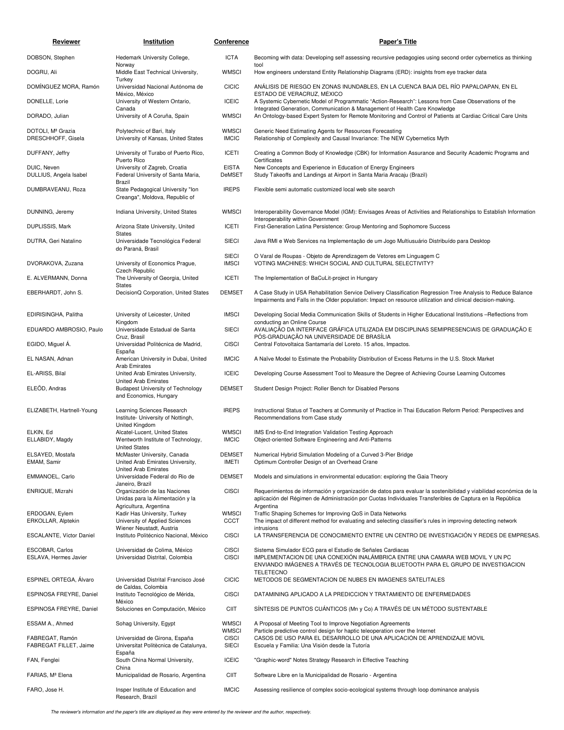| Reviewer | Institution | Conference | Paper's Title |
|---|---|---|---|
| DOBSON, Stephen | Hedemark University College, Norway | ICTA | Becoming with data: Developing self assessing recursive pedagogies using second order cybernetics as thinking tool |
| DOGRU, Ali | Middle East Technical University, Turkey | WMSCI | How engineers understand Entity Relationship Diagrams (ERD): insights from eye tracker data |
| DOMÍNGUEZ MORA, Ramón | Universidad Nacional Autónoma de México, México | CICIC | ANÁLISIS DE RIESGO EN ZONAS INUNDABLES, EN LA CUENCA BAJA DEL RÍO PAPALOAPAN, EN EL ESTADO DE VERACRUZ, MÉXICO |
| DONELLE, Lorie | University of Western Ontario, Canada | ICEIC | A Systemic Cybernetic Model of Programmatic "Action-Research": Lessons from Case Observations of the Integrated Generation, Communication & Management of Health Care Knowledge |
| DORADO, Julian | University of A Coruña, Spain | WMSCI | An Ontology-based Expert System for Remote Monitoring and Control of Patients at Cardiac Critical Care Units |
| DOTOLI, Mª Grazia | Polytechnic of Bari, Italy | WMSCI | Generic Need Estimating Agents for Resources Forecasting |
| DRESCHHOFF, Gisela | University of Kansas, United States | IMCIC | Relationship of Complexity and Causal Invariance: The NEW Cybernetics Myth |
| DUFFANY, Jeffry | University of Turabo of Puerto Rico, Puerto Rico | ICETI | Creating a Common Body of Knowledge (CBK) for Information Assurance and Security Academic Programs and Certificates |
| DUIC, Neven | University of Zagreb, Croatia | EISTA | New Concepts and Experience in Education of Energy Engineers |
| DULLIUS, Angela Isabel | Federal University of Santa Maria, Brazil | DeMSET | Study Takeoffs and Landings at Airport in Santa Maria Aracaju (Brazil) |
| DUMBRAVEANU, Roza | State Pedagogical University "Ion Creanga", Moldova, Republic of | IREPS | Flexible semi automatic customized local web site search |
| DUNNING, Jeremy | Indiana University, United States | WMSCI | Interoperability Governance Model (IGM): Envisages Areas of Activities and Relationships to Establish Information Interoperability within Government |
| DUPLISSIS, Mark | Arizona State University, United States | ICETI | First-Generation Latina Persistence: Group Mentoring and Sophomore Success |
| DUTRA, Geri Natalino | Universidade Tecnológica Federal do Paraná, Brasil | SIECI | Java RMI e Web Services na Implementação de um Jogo Multiusuário Distribuído para Desktop |
| | | SIECI | O Varal de Roupas - Objeto de Aprendizagem de Vetores em Linguagem C |
| DVORAKOVA, Zuzana | University of Economics Prague, Czech Republic | IMSCI | VOTING MACHINES: WHICH SOCIAL AND CULTURAL SELECTIVITY? |
| E. ALVERMANN, Donna | The University of Georgia, United States | ICETI | The Implementation of BaCuLit-project in Hungary |
| EBERHARDT, John S. | DecisionQ Corporation, United States | DEMSET | A Case Study in USA Rehabilitation Service Delivery Classification Regression Tree Analysis to Reduce Balance Impairments and Falls in the Older population: Impact on resource utilization and clinical decision-making. |
| EDIRISINGHA, Palitha | University of Leicester, United Kingdom | IMSCI | Developing Social Media Communication Skills of Students in Higher Educational Institutions –Reflections from conducting an Online Course |
| EDUARDO AMBROSIO, Paulo | Universidade Estadual de Santa Cruz, Brasil | SIECI | AVALIAÇÃO DA INTERFACE GRÁFICA UTILIZADA EM DISCIPLINAS SEMIPRESENCIAIS DE GRADUAÇÃO E PÓS-GRADUAÇÃO NA UNIVERSIDADE DE BRASÍLIA |
| EGIDO, Miguel Á. | Universidad Politécnica de Madrid, España | CISCI | Central Fotovoltaica Santamaría del Loreto. 15 años, Impactos. |
| EL NASAN, Adnan | American University in Dubai, United Arab Emirates | IMCIC | A Naïve Model to Estimate the Probability Distribution of Excess Returns in the U.S. Stock Market |
| EL-ARISS, Bilal | United Arab Emirates University, United Arab Emirates | ICEIC | Developing Course Assessment Tool to Measure the Degree of Achieving Course Learning Outcomes |
| ELEŐD, Andras | Budapest University of Technology and Economics, Hungary | DEMSET | Student Design Project: Roller Bench for Disabled Persons |
| ELIZABETH, Hartnell-Young | Learning Sciences Research Institute- University of Nottingh, United Kingdom | IREPS | Instructional Status of Teachers at Community of Practice in Thai Education Reform Period: Perspectives and Recommendations from Case study |
| ELKIN, Ed | Alcatel-Lucent, United States | WMSCI | IMS End-to-End Integration Validation Testing Approach |
| ELLABIDY, Magdy | Wentworth Institute of Technology, United States | IMCIC | Object-oriented Software Engineering and Anti-Patterns |
| ELSAYED, Mostafa | McMaster University, Canada | DEMSET | Numerical Hybrid Simulation Modeling of a Curved 3-Pier Bridge |
| EMAM, Samir | United Arab Emirates University, United Arab Emirates | IMETI | Optimum Controller Design of an Overhead Crane |
| EMMANOEL, Carlo | Universidade Federal do Rio de Janeiro, Brazil | DEMSET | Models and simulations in environmental education: exploring the Gaia Theory |
| ENRIQUE, Mizrahi | Organización de las Naciones Unidas para la Alimentación y la Agricultura, Argentina | CISCI | Requerimientos de información y organización de datos para evaluar la sostenibilidad y viabilidad económica de la aplicación del Régimen de Administración por Cuotas Individuales Transferibles de Captura en la República Argentina |
| ERDOGAN, Eylem | Kadir Has University, Turkey | WMSCI | Traffic Shaping Schemes for Improving QoS in Data Networks |
| ERKOLLAR, Alptekin | University of Applied Sciences Wiener Neustadt, Austria | CCCT | The impact of different method for evaluating and selecting classifier's rules in improving detecting network intrusions |
| ESCALANTE, Víctor Daniel | Instituto Politécnico Nacional, México | CISCI | LA TRANSFERENCIA DE CONOCIMIENTO ENTRE UN CENTRO DE INVESTIGACIÓN Y REDES DE EMPRESAS. |
| ESCOBAR, Carlos | Universidad de Colima, México | CISCI | Sistema Simulador ECG para el Estudio de Señales Cardiacas |
| ESLAVA, Hermes Javier | Universidad Distrital, Colombia | CISCI | IMPLEMENTACION DE UNA CONEXIÓN INALÁMBRICA ENTRE UNA CAMARA WEB MOVIL Y UN PC ENVIANDO IMÁGENES A TRAVÉS DE TECNOLOGIA BLUETOOTH PARA EL GRUPO DE INVESTIGACION TELETECNO |
| ESPINEL ORTEGA, Álvaro | Universidad Distrital Francisco José de Caldas, Colombia | CICIC | METODOS DE SEGMENTACION DE NUBES EN IMAGENES SATELITALES |
| ESPINOSA FREYRE, Daniel | Instituto Tecnológico de Mérida, México | CISCI | DATAMINING APLICADO A LA PREDICCION Y TRATAMIENTO DE ENFERMEDADES |
| ESPINOSA FREYRE, Daniel | Soluciones en Computación, México | CIIT | SÍNTESIS DE PUNTOS CUÁNTICOS (Mn y Co) A TRAVÉS DE UN MÉTODO SUSTENTABLE |
| ESSAM A., Ahmed | Sohag University, Egypt | WMSCI | A Proposal of Meeting Tool to Improve Negotiation Agreements |
| | | WMSCI | Particle predictive control design for haptic teleoperation over the Internet |
| FABREGAT, Ramón | Universidad de Girona, España | CISCI | CASOS DE USO PARA EL DESARROLLO DE UNA APLICACIÓN DE APRENDIZAJE MÓVIL |
| FABREGAT FILLET, Jaime | Universitat Politècnica de Catalunya, España | SIECI | Escuela y Familia: Una Visión desde la Tutoría |
| FAN, Fenglei | South China Normal University, China | ICEIC | "Graphic-word" Notes Strategy Research in Effective Teaching |
| FARIAS, Mª Elena | Municipalidad de Rosario, Argentina | CIIT | Software Libre en la Municipalidad de Rosario - Argentina |
| FARO, Jose H. | Insper Institute of Education and Research, Brazil | IMCIC | Assessing resilience of complex socio-ecological systems through loop dominance analysis |

*The reviewer's information and the paper's title are displayed as they were entered by the reviewer and the author, respectively.*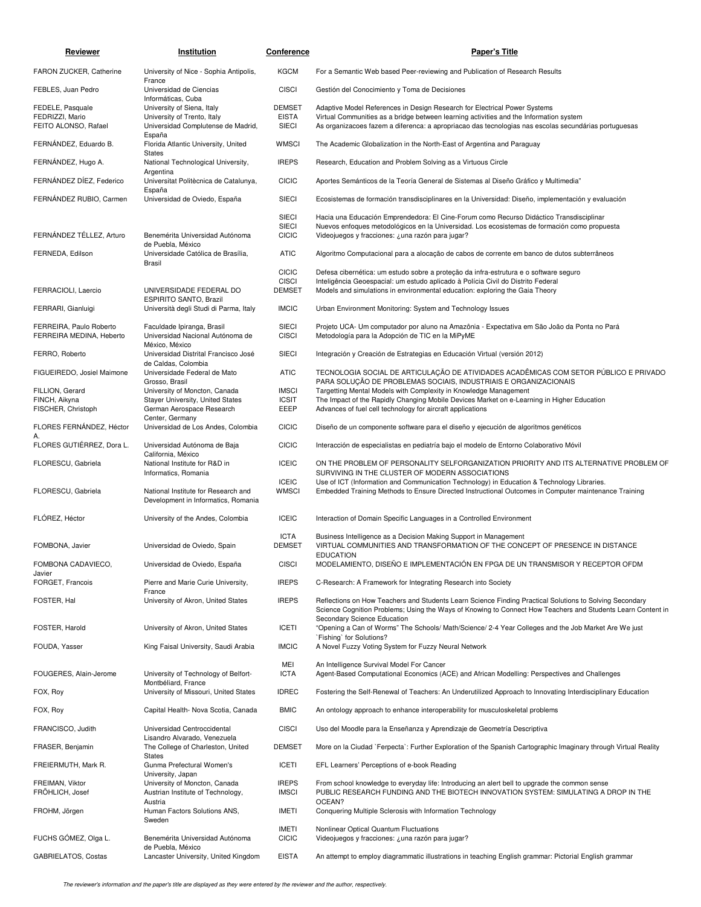| Reviewer | Institution | Conference | Paper's Title |
|---|---|---|---|
| FARON ZUCKER, Catherine | University of Nice - Sophia Antipolis, France | KGCM | For a Semantic Web based Peer-reviewing and Publication of Research Results |
| FEBLES, Juan Pedro | Universidad de Ciencias Informáticas, Cuba | CISCI | Gestión del Conocimiento y Toma de Decisiones |
| FEDELE, Pasquale | University of Siena, Italy | DEMSET | Adaptive Model References in Design Research for Electrical Power Systems |
| FEDRIZZI, Mario | University of Trento, Italy | EISTA | Virtual Communities as a bridge between learning activities and the Information system |
| FEITO ALONSO, Rafael | Universidad Complutense de Madrid, España | SIECI | As organizacoes fazem a diferenca: a apropriacao das tecnologias nas escolas secundárias portuguesas |
| FERNÁNDEZ, Eduardo B. | Florida Atlantic University, United States | WMSCI | The Academic Globalization in the North-East of Argentina and Paraguay |
| FERNÁNDEZ, Hugo A. | National Technological University, Argentina | IREPS | Research, Education and Problem Solving as a Virtuous Circle |
| FERNÁNDEZ DÍEZ, Federico | Universitat Politècnica de Catalunya, España | CICIC | Aportes Semánticos de la Teoría General de Sistemas al Diseño Gráfico y Multimedia" |
| FERNÁNDEZ RUBIO, Carmen | Universidad de Oviedo, España | SIECI | Ecosistemas de formación transdisciplinares en la Universidad: Diseño, implementación y evaluación |
| | | SIECI | Hacia una Educación Emprendedora: El Cine-Forum como Recurso Didáctico Transdisciplinar |
| | | SIECI | Nuevos enfoques metodológicos en la Universidad. Los ecosistemas de formación como propuesta |
| FERNÁNDEZ TÉLLEZ, Arturo | Benemérita Universidad Autónoma de Puebla, México | CICIC | Videojuegos y fracciones: ¿una razón para jugar? |
| FERNEDA, Edilson | Universidade Católica de Brasília, Brasil | ATIC | Algoritmo Computacional para a alocação de cabos de corrente em banco de dutos subterrâneos |
| | | CICIC | Defesa cibernética: um estudo sobre a proteção da infra-estrutura e o software seguro |
| | | CISCI | Inteligência Geoespacial: um estudo aplicado à Polícia Civil do Distrito Federal |
| FERRACIOLI, Laercio | UNIVERSIDADE FEDERAL DO ESPIRITO SANTO, Brazil | DEMSET | Models and simulations in environmental education: exploring the Gaia Theory |
| FERRARI, Gianluigi | Università degli Studi di Parma, Italy | IMCIC | Urban Environment Monitoring: System and Technology Issues |
| FERREIRA, Paulo Roberto | Faculdade Ipiranga, Brasil | SIECI | Projeto UCA- Um computador por aluno na Amazônia - Expectativa em São João da Ponta no Pará |
| FERREIRA MEDINA, Heberto | Universidad Nacional Autónoma de México, México | CISCI | Metodología para la Adopción de TIC en la MiPyME |
| FERRO, Roberto | Universidad Distrital Francisco José de Caldas, Colombia | SIECI | Integración y Creación de Estrategias en Educación Virtual (versión 2012) |
| FIGUEIREDO, Josiel Maimone | Universidade Federal de Mato Grosso, Brasil | ATIC | TECNOLOGIA SOCIAL DE ARTICULAÇÃO DE ATIVIDADES ACADÊMICAS COM SETOR PÚBLICO E PRIVADO PARA SOLUÇÃO DE PROBLEMAS SOCIAIS, INDUSTRIAIS E ORGANIZACIONAIS |
| FILLION, Gerard | University of Moncton, Canada | IMSCI | Targetting Mental Models with Complexity in Knowledge Management |
| FINCH, Aikyna | Stayer University, United States | ICSIT | The Impact of the Rapidly Changing Mobile Devices Market on e-Learning in Higher Education |
| FISCHER, Christoph | German Aerospace Research Center, Germany | EEEP | Advances of fuel cell technology for aircraft applications |
| FLORES FERNÁNDEZ, Héctor A. | Universidad de Los Andes, Colombia | CICIC | Diseño de un componente software para el diseño y ejecución de algoritmos genéticos |
| FLORES GUTIÉRREZ, Dora L. | Universidad Autónoma de Baja California, México | CICIC | Interacción de especialistas en pediatría bajo el modelo de Entorno Colaborativo Móvil |
| FLORESCU, Gabriela | National Institute for R&D in Informatics, Romania | ICEIC | ON THE PROBLEM OF PERSONALITY SELFORGANIZATION PRIORITY AND ITS ALTERNATIVE PROBLEM OF SURVIVING IN THE CLUSTER OF MODERN ASSOCIATIONS |
| | | ICEIC | Use of ICT (Information and Communication Technology) in Education & Technology Libraries. |
| FLORESCU, Gabriela | National Institute for Research and Development in Informatics, Romania | WMSCI | Embedded Training Methods to Ensure Directed Instructional Outcomes in Computer maintenance Training |
| FLÓREZ, Héctor | University of the Andes, Colombia | ICEIC | Interaction of Domain Specific Languages in a Controlled Environment |
| | | ICTA | Business Intelligence as a Decision Making Support in Management |
| FOMBONA, Javier | Universidad de Oviedo, Spain | DEMSET | VIRTUAL COMMUNITIES AND TRANSFORMATION OF THE CONCEPT OF PRESENCE IN DISTANCE EDUCATION |
| FOMBONA CADAVIECO, Javier | Universidad de Oviedo, España | CISCI | MODELAMIENTO, DISEÑO E IMPLEMENTACIÓN EN FPGA DE UN TRANSMISOR Y RECEPTOR OFDM |
| FORGET, Francois | Pierre and Marie Curie University, France | IREPS | C-Research: A Framework for Integrating Research into Society |
| FOSTER, Hal | University of Akron, United States | IREPS | Reflections on How Teachers and Students Learn Science Finding Practical Solutions to Solving Secondary Science Cognition Problems; Using the Ways of Knowing to Connect How Teachers and Students Learn Content in Secondary Science Education |
| FOSTER, Harold | University of Akron, United States | ICETI | "Opening a Can of Worms" The Schools/ Math/Science/ 2-4 Year Colleges and the Job Market Are We just `Fishing` for Solutions? |
| FOUDA, Yasser | King Faisal University, Saudi Arabia | IMCIC | A Novel Fuzzy Voting System for Fuzzy Neural Network |
| | | MEI | An Intelligence Survival Model For Cancer |
| FOUGERES, Alain-Jerome | University of Technology of Belfort-Montbéliard, France | ICTA | Agent-Based Computational Economics (ACE) and African Modelling: Perspectives and Challenges |
| FOX, Roy | University of Missouri, United States | IDREC | Fostering the Self-Renewal of Teachers: An Underutilized Approach to Innovating Interdisciplinary Education |
| FOX, Roy | Capital Health- Nova Scotia, Canada | BMIC | An ontology approach to enhance interoperability for musculoskeletal problems |
| FRANCISCO, Judith | Universidad Centroccidental Lisandro Alvarado, Venezuela | CISCI | Uso del Moodle para la Enseñanza y Aprendizaje de Geometría Descriptiva |
| FRASER, Benjamin | The College of Charleston, United States | DEMSET | More on la Ciudad `Ferpecta`: Further Exploration of the Spanish Cartographic Imaginary through Virtual Reality |
| FREIERMUTH, Mark R. | Gunma Prefectural Women's University, Japan | ICETI | EFL Learners' Perceptions of e-book Reading |
| FREIMAN, Viktor | University of Moncton, Canada | IREPS | From school knowledge to everyday life: Introducing an alert bell to upgrade the common sense |
| FRÖHLICH, Josef | Austrian Institute of Technology, Austria | IMSCI | PUBLIC RESEARCH FUNDING AND THE BIOTECH INNOVATION SYSTEM: SIMULATING A DROP IN THE OCEAN? |
| FROHM, Jörgen | Human Factors Solutions ANS, Sweden | IMETI | Conquering Multiple Sclerosis with Information Technology |
| | | IMETI | Nonlinear Optical Quantum Fluctuations |
| FUCHS GÓMEZ, Olga L. | Benemérita Universidad Autónoma de Puebla, México | CICIC | Videojuegos y fracciones: ¿una razón para jugar? |
| GABRIELATOS, Costas | Lancaster University, United Kingdom | EISTA | An attempt to employ diagrammatic illustrations in teaching English grammar: Pictorial English grammar |

*The reviewer's information and the paper's title are displayed as they were entered by the reviewer and the author, respectively.*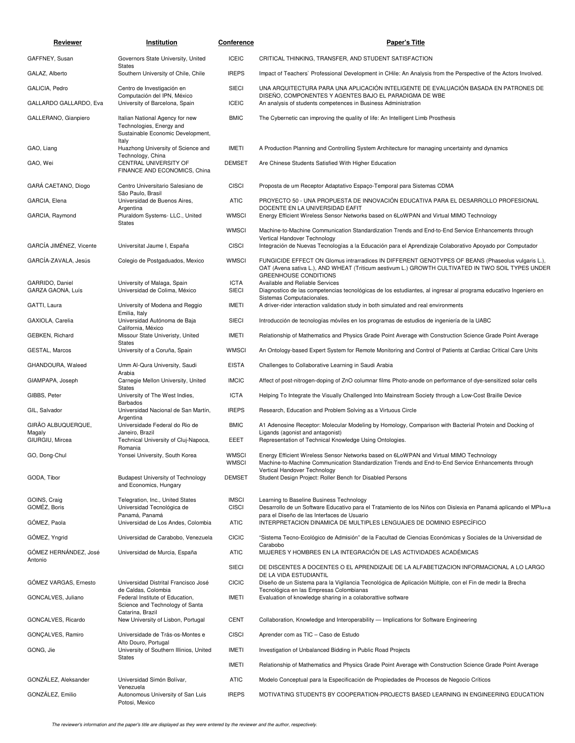| Reviewer | Institution | Conference | Paper's Title |
|---|---|---|---|
| GAFFNEY, Susan | Governors State University, United States | ICEIC | CRITICAL THINKING, TRANSFER, AND STUDENT SATISFACTION |
| GALAZ, Alberto | Southern University of Chile, Chile | IREPS | Impact of Teachers` Professional Development in CHile: An Analysis from the Perspective of the Actors Involved. |
| GALICIA, Pedro | Centro de Investigación en Computación del IPN, México | SIECI | UNA ARQUITECTURA PARA UNA APLICACIÓN INTELIGENTE DE EVALUACIÓN BASADA EN PATRONES DE DISEÑO, COMPONENTES Y AGENTES BAJO EL PARADIGMA DE WBE |
| GALLARDO GALLARDO, Eva | University of Barcelona, Spain | ICEIC | An analysis of students competences in Business Administration |
| GALLERANO, Gianpiero | Italian National Agency for new Technologies, Energy and Sustainable Economic Development, Italy | BMIC | The Cybernetic can improving the quality of life: An Intelligent Limb Prosthesis |
| GAO, Liang | Huazhong University of Science and Technology, China | IMETI | A Production Planning and Controlling System Architecture for managing uncertainty and dynamics |
| GAO, Wei | CENTRAL UNIVERSITY OF FINANCE AND ECONOMICS, China | DEMSET | Are Chinese Students Satisfied With Higher Education |
| GARÁ CAETANO, Diogo | Centro Universitario Salesiano de São Paulo, Brasil | CISCI | Proposta de um Receptor Adaptativo Espaço-Temporal para Sistemas CDMA |
| GARCIA, Elena | Universidad de Buenos Aires, Argentina | ATIC | PROYECTO 50 - UNA PROPUESTA DE INNOVACIÓN EDUCATIVA PARA EL DESARROLLO PROFESIONAL DOCENTE EN LA UNIVERSIDAD EAFIT |
| GARCIA, Raymond | Pluraldom Systems- LLC., United States | WMSCI | Energy Efficient Wireless Sensor Networks based on 6LoWPAN and Virtual MIMO Technology |
| | | WMSCI | Machine-to-Machine Communication Standardization Trends and End-to-End Service Enhancements through Vertical Handover Technology |
| GARCÍA JIMÉNEZ, Vicente | Universitat Jaume I, España | CISCI | Integración de Nuevas Tecnologías a la Educación para el Aprendizaje Colaborativo Apoyado por Computador |
| GARCÍA-ZAVALA, Jesús | Colegio de Postgaduados, Mexico | WMSCI | FUNGICIDE EFFECT ON Glomus intrarradices IN DIFFERENT GENOTYPES OF BEANS (Phaseolus vulgaris L.), OAT (Avena sativa L.), AND WHEAT (Triticum aestivum L.) GROWTH CULTIVATED IN TWO SOIL TYPES UNDER GREENHOUSE CONDITIONS |
| GARRIDO, Daniel | University of Malaga, Spain | ICTA | Available and Reliable Services |
| GARZA GAONA, Luís | Universidad de Colima, México | SIECI | Diagnostico de las competencias tecnológicas de los estudiantes, al ingresar al programa educativo Ingeniero en Sistemas Computacionales. |
| GATTI, Laura | University of Modena and Reggio Emilia, Italy | IMETI | A driver-rider interaction validation study in both simulated and real environments |
| GAXIOLA, Carelia | Universidad Autónoma de Baja California, México | SIECI | Introducción de tecnologías móviles en los programas de estudios de ingeniería de la UABC |
| GEBKEN, Richard | Missour State Univeristy, United States | IMETI | Relationship of Mathematics and Physics Grade Point Average with Construction Science Grade Point Average |
| GESTAL, Marcos | University of a Coruña, Spain | WMSCI | An Ontology-based Expert System for Remote Monitoring and Control of Patients at Cardiac Critical Care Units |
| GHANDOURA, Waleed | Umm Al-Qura University, Saudi Arabia | EISTA | Challenges to Collaborative Learning in Saudi Arabia |
| GIAMPAPA, Joseph | Carnegie Mellon University, United States | IMCIC | Affect of post-nitrogen-doping of ZnO columnar films Photo-anode on performance of dye-sensitized solar cells |
| GIBBS, Peter | University of The West Indies, Barbados | ICTA | Helping To Integrate the Visually Challenged Into Mainstream Society through a Low-Cost Braille Device |
| GIL, Salvador | Universidad Nacional de San Martín, Argentina | IREPS | Research, Education and Problem Solving as a Virtuous Circle |
| GIRÃO ALBUQUERQUE, Magaly | Universidade Federal do Rio de Janeiro, Brazil | BMIC | A1 Adenosine Receptor: Molecular Modeling by Homology, Comparison with Bacterial Protein and Docking of Ligands (agonist and antagonist) |
| GIURGIU, Mircea | Technical University of Cluj-Napoca, Romania | EEET | Representation of Technical Knowledge Using Ontologies. |
| GO, Dong-Chul | Yonsei University, South Korea | WMSCI | Energy Efficient Wireless Sensor Networks based on 6LoWPAN and Virtual MIMO Technology |
| | | WMSCI | Machine-to-Machine Communication Standardization Trends and End-to-End Service Enhancements through Vertical Handover Technology |
| GODA, Tibor | Budapest University of Technology and Economics, Hungary | DEMSET | Student Design Project: Roller Bench for Disabled Persons |
| GOINS, Craig | Telegration, Inc., United States | IMSCI | Learning to Baseline Business Technology |
| GOMÉZ, Boris | Universidad Tecnológica de Panamá, Panamá | CISCI | Desarrollo de un Software Educativo para el Tratamiento de los Niños con Dislexia en Panamá aplicando el MPIu+a para el Diseño de las Interfaces de Usuario |
| GÓMEZ, Paola | Universidad de Los Andes, Colombia | ATIC | INTERPRETACION DINAMICA DE MULTIPLES LENGUAJES DE DOMINIO ESPECÍFICO |
| GÓMEZ, Yngrid | Universidad de Carabobo, Venezuela | CICIC | "Sistema Tecno-Ecológico de Admisión" de la Facultad de Ciencias Económicas y Sociales de la Universidad de Carabobo |
| GÓMEZ HERNÁNDEZ, José Antonio | Universidad de Murcia, España | ATIC | MUJERES Y HOMBRES EN LA INTEGRACIÓN DE LAS ACTIVIDADES ACADÉMICAS |
| | | SIECI | DE DISCENTES A DOCENTES O EL APRENDIZAJE DE LA ALFABETIZACION INFORMACIONAL A LO LARGO DE LA VIDA ESTUDIANTIL |
| GÓMEZ VARGAS, Ernesto | Universidad Distrital Francisco José de Caldas, Colombia | CICIC | Diseño de un Sistema para la Vigilancia Tecnológica de Aplicación Múltiple, con el Fin de medir la Brecha Tecnológica en las Empresas Colombianas |
| GONCALVES, Juliano | Federal Institute of Education, Science and Technology of Santa Catarina, Brazil | IMETI | Evaluation of knowledge sharing in a colaborattive software |
| GONCALVES, Ricardo | New University of Lisbon, Portugal | CENT | Collaboration, Knowledge and Interoperability — Implications for Software Engineering |
| GONÇALVES, Ramiro | Universidade de Trás-os-Montes e Alto Douro, Portugal | CISCI | Aprender com as TIC – Caso de Estudo |
| GONG, Jie | University of Southern Illinios, United States | IMETI | Investigation of Unbalanced Bidding in Public Road Projects |
| | | IMETI | Relationship of Mathematics and Physics Grade Point Average with Construction Science Grade Point Average |
| GONZÁLEZ, Aleksander | Universidad Simón Bolívar, Venezuela | ATIC | Modelo Conceptual para la Especificación de Propiedades de Procesos de Negocio Críticos |
| GONZÁLEZ, Emilio | Autonomous University of San Luis Potosi, Mexico | IREPS | MOTIVATING STUDENTS BY COOPERATION-PROJECTS BASED LEARNING IN ENGINEERING EDUCATION |

*The reviewer's information and the paper's title are displayed as they were entered by the reviewer and the author, respectively.*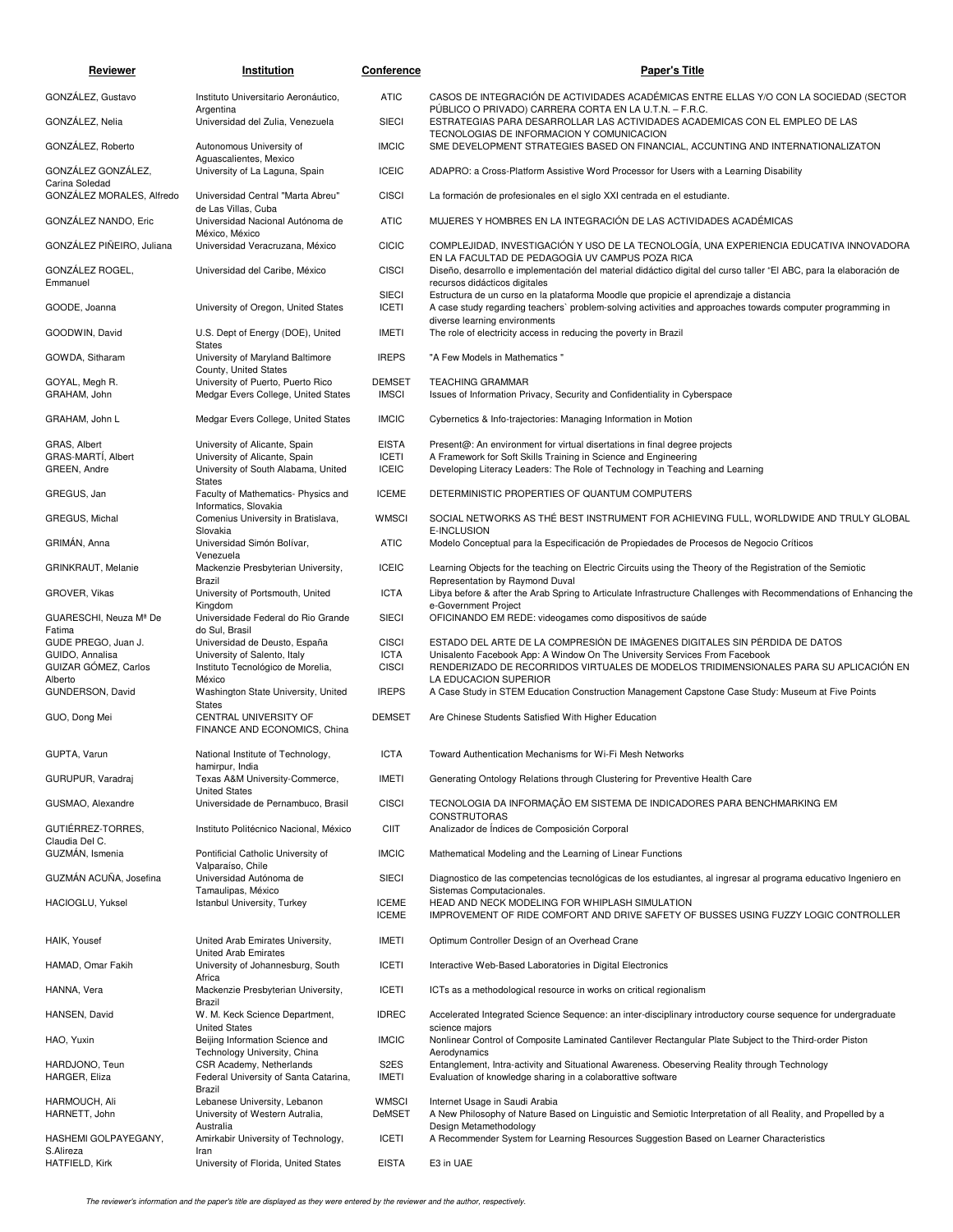| Reviewer | Institution | Conference | Paper's Title |
|---|---|---|---|
| GONZÁLEZ, Gustavo | Instituto Universitario Aeronáutico, Argentina | ATIC | CASOS DE INTEGRACIÓN DE ACTIVIDADES ACADÉMICAS ENTRE ELLAS Y/O CON LA SOCIEDAD (SECTOR PÚBLICO O PRIVADO) CARRERA CORTA EN LA U.T.N. – F.R.C. |
| GONZÁLEZ, Nelia | Universidad del Zulia, Venezuela | SIECI | ESTRATEGIAS PARA DESARROLLAR LAS ACTIVIDADES ACADEMICAS CON EL EMPLEO DE LAS TECNOLOGIAS DE INFORMACION Y COMUNICACION |
| GONZÁLEZ, Roberto | Autonomous University of Aguascalientes, Mexico | IMCIC | SME DEVELOPMENT STRATEGIES BASED ON FINANCIAL, ACCUNTING AND INTERNATIONALIZATON |
| GONZÁLEZ GONZÁLEZ, Carina Soledad | University of La Laguna, Spain | ICEIC | ADAPRO: a Cross-Platform Assistive Word Processor for Users with a Learning Disability |
| GONZÁLEZ MORALES, Alfredo | Universidad Central "Marta Abreu" de Las Villas, Cuba | CISCI | La formación de profesionales en el siglo XXI centrada en el estudiante. |
| GONZÁLEZ NANDO, Eric | Universidad Nacional Autónoma de México, México | ATIC | MUJERES Y HOMBRES EN LA INTEGRACIÓN DE LAS ACTIVIDADES ACADÉMICAS |
| GONZÁLEZ PIÑEIRO, Juliana | Universidad Veracruzana, México | CICIC | COMPLEJIDAD, INVESTIGACIÓN Y USO DE LA TECNOLOGÍA, UNA EXPERIENCIA EDUCATIVA INNOVADORA EN LA FACULTAD DE PEDAGOGÍA UV CAMPUS POZA RICA |
| GONZÁLEZ ROGEL, Emmanuel | Universidad del Caribe, México | CISCI | Diseño, desarrollo e implementación del material didáctico digital del curso taller "El ABC, para la elaboración de recursos didácticos digitales |
| | | SIECI | Estructura de un curso en la plataforma Moodle que propicie el aprendizaje a distancia |
| GOODE, Joanna | University of Oregon, United States | ICETI | A case study regarding teachers` problem-solving activities and approaches towards computer programming in diverse learning environments |
| GOODWIN, David | U.S. Dept of Energy (DOE), United States | IMETI | The role of electricity access in reducing the poverty in Brazil |
| GOWDA, Sitharam | University of Maryland Baltimore County, United States | IREPS | "A Few Models in Mathematics " |
| GOYAL, Megh R. | University of Puerto, Puerto Rico | DEMSET | TEACHING GRAMMAR |
| GRAHAM, John | Medgar Evers College, United States | IMSCI | Issues of Information Privacy, Security and Confidentiality in Cyberspace |
| GRAHAM, John L | Medgar Evers College, United States | IMCIC | Cybernetics & Info-trajectories: Managing Information in Motion |
| GRAS, Albert | University of Alicante, Spain | EISTA | Present@: An environment for virtual disertations in final degree projects |
| GRAS-MARTÍ, Albert | University of Alicante, Spain | ICETI | A Framework for Soft Skills Training in Science and Engineering |
| GREEN, Andre | University of South Alabama, United States | ICEIC | Developing Literacy Leaders: The Role of Technology in Teaching and Learning |
| GREGUS, Jan | Faculty of Mathematics- Physics and Informatics, Slovakia | ICEME | DETERMINISTIC PROPERTIES OF QUANTUM COMPUTERS |
| GREGUS, Michal | Comenius University in Bratislava, Slovakia | WMSCI | SOCIAL NETWORKS AS THÉ BEST INSTRUMENT FOR ACHIEVING FULL, WORLDWIDE AND TRULY GLOBAL E-INCLUSION |
| GRIMÁN, Anna | Universidad Simón Bolívar, Venezuela | ATIC | Modelo Conceptual para la Especificación de Propiedades de Procesos de Negocio Críticos |
| GRINKRAUT, Melanie | Mackenzie Presbyterian University, Brazil | ICEIC | Learning Objects for the teaching on Electric Circuits using the Theory of the Registration of the Semiotic Representation by Raymond Duval |
| GROVER, Vikas | University of Portsmouth, United Kingdom | ICTA | Libya before & after the Arab Spring to Articulate Infrastructure Challenges with Recommendations of Enhancing the e-Government Project |
| GUARESCHI, Neuza Mª De Fatima | Universidade Federal do Rio Grande do Sul, Brasil | SIECI | OFICINANDO EM REDE: videogames como dispositivos de saúde |
| GUDE PREGO, Juan J. | Universidad de Deusto, España | CISCI | ESTADO DEL ARTE DE LA COMPRESIÓN DE IMÁGENES DIGITALES SIN PÉRDIDA DE DATOS |
| GUIDO, Annalisa | University of Salento, Italy | ICTA | Unisalento Facebook App: A Window On The University Services From Facebook |
| GUIZAR GÓMEZ, Carlos Alberto | Instituto Tecnológico de Morelia, México | CISCI | RENDERIZADO DE RECORRIDOS VIRTUALES DE MODELOS TRIDIMENSIONALES PARA SU APLICACIÓN EN LA EDUCACION SUPERIOR |
| GUNDERSON, David | Washington State University, United States | IREPS | A Case Study in STEM Education Construction Management Capstone Case Study: Museum at Five Points |
| GUO, Dong Mei | CENTRAL UNIVERSITY OF FINANCE AND ECONOMICS, China | DEMSET | Are Chinese Students Satisfied With Higher Education |
| GUPTA, Varun | National Institute of Technology, hamirpur, India | ICTA | Toward Authentication Mechanisms for Wi-Fi Mesh Networks |
| GURUPUR, Varadraj | Texas A&M University-Commerce, United States | IMETI | Generating Ontology Relations through Clustering for Preventive Health Care |
| GUSMAO, Alexandre | Universidade de Pernambuco, Brasil | CISCI | TECNOLOGIA DA INFORMAÇÃO EM SISTEMA DE INDICADORES PARA BENCHMARKING EM CONSTRUTORAS |
| GUTIÉRREZ-TORRES, Claudia Del C. | Instituto Politécnico Nacional, México | CIIT | Analizador de Índices de Composición Corporal |
| GUZMÁN, Ismenia | Pontificial Catholic University of Valparaíso, Chile | IMCIC | Mathematical Modeling and the Learning of Linear Functions |
| GUZMÁN ACUÑA, Josefina | Universidad Autónoma de Tamaulipas, México | SIECI | Diagnostico de las competencias tecnológicas de los estudiantes, al ingresar al programa educativo Ingeniero en Sistemas Computacionales. |
| HACIOGLU, Yuksel | Istanbul University, Turkey | ICEME | HEAD AND NECK MODELING FOR WHIPLASH SIMULATION |
| | | ICEME | IMPROVEMENT OF RIDE COMFORT AND DRIVE SAFETY OF BUSSES USING FUZZY LOGIC CONTROLLER |
| HAIK, Yousef | United Arab Emirates University, United Arab Emirates | IMETI | Optimum Controller Design of an Overhead Crane |
| HAMAD, Omar Fakih | University of Johannesburg, South Africa | ICETI | Interactive Web-Based Laboratories in Digital Electronics |
| HANNA, Vera | Mackenzie Presbyterian University, Brazil | ICETI | ICTs as a methodological resource in works on critical regionalism |
| HANSEN, David | W. M. Keck Science Department, United States | IDREC | Accelerated Integrated Science Sequence: an inter-disciplinary introductory course sequence for undergraduate science majors |
| HAO, Yuxin | Beijing Information Science and Technology University, China | IMCIC | Nonlinear Control of Composite Laminated Cantilever Rectangular Plate Subject to the Third-order Piston Aerodynamics |
| HARDJONO, Teun | CSR Academy, Netherlands | S2ES | Entanglement, Intra-activity and Situational Awareness. Obeserving Reality through Technology |
| HARGER, Eliza | Federal University of Santa Catarina, Brazil | IMETI | Evaluation of knowledge sharing in a colaborattive software |
| HARMOUCH, Ali | Lebanese University, Lebanon | WMSCI | Internet Usage in Saudi Arabia |
| HARNETT, John | University of Western Autralia, Australia | DeMSET | A New Philosophy of Nature Based on Linguistic and Semiotic Interpretation of all Reality, and Propelled by a Design Metamethodology |
| HASHEMI GOLPAYEGANY, S.Alireza | Amirkabir University of Technology, Iran | ICETI | A Recommender System for Learning Resources Suggestion Based on Learner Characteristics |
| HATFIELD, Kirk | University of Florida, United States | EISTA | E3 in UAE |

*The reviewer's information and the paper's title are displayed as they were entered by the reviewer and the author, respectively.*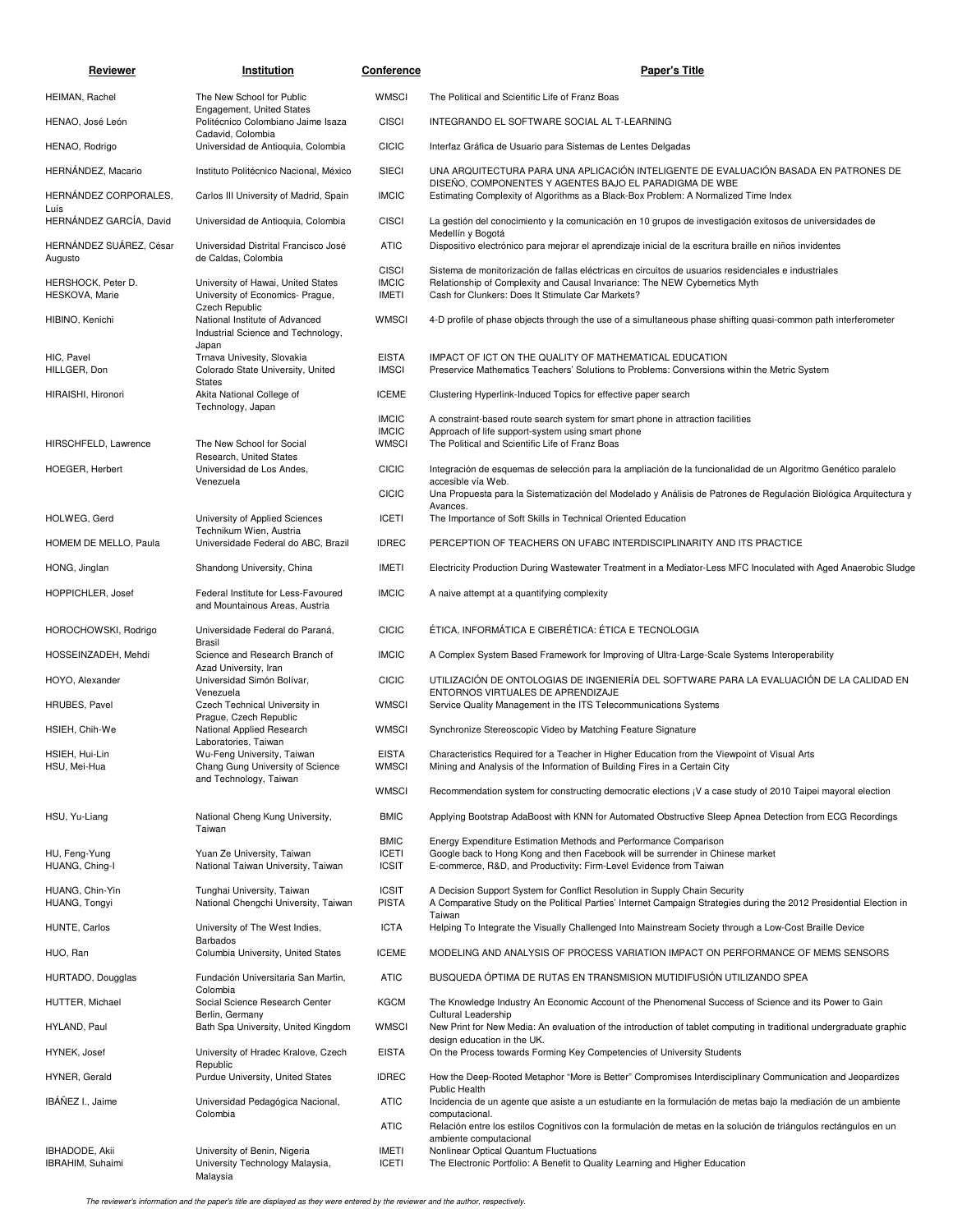| Reviewer | Institution | Conference | Paper's Title |
|---|---|---|---|
| HEIMAN, Rachel | The New School for Public Engagement, United States | WMSCI | The Political and Scientific Life of Franz Boas |
| HENAO, José León | Politécnico Colombiano Jaime Isaza Cadavid, Colombia | CISCI | INTEGRANDO EL SOFTWARE SOCIAL AL T-LEARNING |
| HENAO, Rodrigo | Universidad de Antioquia, Colombia | CICIC | Interfaz Gráfica de Usuario para Sistemas de Lentes Delgadas |
| HERNÁNDEZ, Macario | Instituto Politécnico Nacional, México | SIECI | UNA ARQUITECTURA PARA UNA APLICACIÓN INTELIGENTE DE EVALUACIÓN BASADA EN PATRONES DE DISEÑO, COMPONENTES Y AGENTES BAJO EL PARADIGMA DE WBE |
| HERNÁNDEZ CORPORALES, Luis | Carlos III University of Madrid, Spain | IMCIC | Estimating Complexity of Algorithms as a Black-Box Problem: A Normalized Time Index |
| HERNÁNDEZ GARCÍA, David | Universidad de Antioquia, Colombia | CISCI | La gestión del conocimiento y la comunicación en 10 grupos de investigación exitosos de universidades de Medellín y Bogotá |
| HERNÁNDEZ SUÁREZ, César Augusto | Universidad Distrital Francisco José de Caldas, Colombia | ATIC | Dispositivo electrónico para mejorar el aprendizaje inicial de la escritura braille en niños invidentes |
| | | CISCI | Sistema de monitorización de fallas eléctricas en circuitos de usuarios residenciales e industriales |
| HERSHOCK, Peter D. | University of Hawai, United States | IMCIC | Relationship of Complexity and Causal Invariance: The NEW Cybernetics Myth |
| HESKOVA, Marie | University of Economics- Prague, Czech Republic | IMETI | Cash for Clunkers: Does It Stimulate Car Markets? |
| HIBINO, Kenichi | National Institute of Advanced Industrial Science and Technology, Japan | WMSCI | 4-D profile of phase objects through the use of a simultaneous phase shifting quasi-common path interferometer |
| HIC, Pavel | Trnava Univesity, Slovakia | EISTA | IMPACT OF ICT ON THE QUALITY OF MATHEMATICAL EDUCATION |
| HILLGER, Don | Colorado State University, United States | IMSCI | Preservice Mathematics Teachers' Solutions to Problems: Conversions within the Metric System |
| HIRAISHI, Hironori | Akita National College of Technology, Japan | ICEME | Clustering Hyperlink-Induced Topics for effective paper search |
| | | IMCIC | A constraint-based route search system for smart phone in attraction facilities |
| | | IMCIC | Approach of life support-system using smart phone |
| HIRSCHFELD, Lawrence | The New School for Social Research, United States | WMSCI | The Political and Scientific Life of Franz Boas |
| HOEGER, Herbert | Universidad de Los Andes, Venezuela | CICIC | Integración de esquemas de selección para la ampliación de la funcionalidad de un Algoritmo Genético paralelo accesible vía Web. |
| | | CICIC | Una Propuesta para la Sistematización del Modelado y Análisis de Patrones de Regulación Biológica Arquitectura y Avances. |
| HOLWEG, Gerd | University of Applied Sciences Technikum Wien, Austria | ICETI | The Importance of Soft Skills in Technical Oriented Education |
| HOMEM DE MELLO, Paula | Universidade Federal do ABC, Brazil | IDREC | PERCEPTION OF TEACHERS ON UFABC INTERDISCIPLINARITY AND ITS PRACTICE |
| HONG, Jinglan | Shandong University, China | IMETI | Electricity Production During Wastewater Treatment in a Mediator-Less MFC Inoculated with Aged Anaerobic Sludge |
| HOPPICHLER, Josef | Federal Institute for Less-Favoured and Mountainous Areas, Austria | IMCIC | A naive attempt at a quantifying complexity |
| HOROCHOWSKI, Rodrigo | Universidade Federal do Paraná, Brasil | CICIC | ÉTICA, INFORMÁTICA E CIBERÉTICA: ÉTICA E TECNOLOGIA |
| HOSSEINZADEH, Mehdi | Science and Research Branch of Azad University, Iran | IMCIC | A Complex System Based Framework for Improving of Ultra-Large-Scale Systems Interoperability |
| HOYO, Alexander | Universidad Simón Bolívar, Venezuela | CICIC | UTILIZACIÓN DE ONTOLOGIAS DE INGENIERÍA DEL SOFTWARE PARA LA EVALUACIÓN DE LA CALIDAD EN ENTORNOS VIRTUALES DE APRENDIZAJE |
| HRUBES, Pavel | Czech Technical University in Prague, Czech Republic | WMSCI | Service Quality Management in the ITS Telecommunications Systems |
| HSIEH, Chih-We | National Applied Research Laboratories, Taiwan | WMSCI | Synchronize Stereoscopic Video by Matching Feature Signature |
| HSIEH, Hui-Lin | Wu-Feng University, Taiwan | EISTA | Characteristics Required for a Teacher in Higher Education from the Viewpoint of Visual Arts |
| HSU, Mei-Hua | Chang Gung University of Science and Technology, Taiwan | WMSCI | Mining and Analysis of the Information of Building Fires in a Certain City |
| | | WMSCI | Recommendation system for constructing democratic elections ¡V a case study of 2010 Taipei mayoral election |
| HSU, Yu-Liang | National Cheng Kung University, Taiwan | BMIC | Applying Bootstrap AdaBoost with KNN for Automated Obstructive Sleep Apnea Detection from ECG Recordings |
| | | BMIC | Energy Expenditure Estimation Methods and Performance Comparison |
| HU, Feng-Yung | Yuan Ze University, Taiwan | ICETI | Google back to Hong Kong and then Facebook will be surrender in Chinese market |
| HUANG, Ching-I | National Taiwan University, Taiwan | ICSIT | E-commerce, R&D, and Productivity: Firm-Level Evidence from Taiwan |
| HUANG, Chin-Yin | Tunghai University, Taiwan | ICSIT | A Decision Support System for Conflict Resolution in Supply Chain Security |
| HUANG, Tongyi | National Chengchi University, Taiwan | PISTA | A Comparative Study on the Political Parties' Internet Campaign Strategies during the 2012 Presidential Election in Taiwan |
| HUNTE, Carlos | University of The West Indies, Barbados | ICTA | Helping To Integrate the Visually Challenged Into Mainstream Society through a Low-Cost Braille Device |
| HUO, Ran | Columbia University, United States | ICEME | MODELING AND ANALYSIS OF PROCESS VARIATION IMPACT ON PERFORMANCE OF MEMS SENSORS |
| HURTADO, Dougglas | Fundación Universitaria San Martin, Colombia | ATIC | BUSQUEDA ÓPTIMA DE RUTAS EN TRANSMISION MUTIDIFUSIÓN UTILIZANDO SPEA |
| HUTTER, Michael | Social Science Research Center Berlin, Germany | KGCM | The Knowledge Industry An Economic Account of the Phenomenal Success of Science and its Power to Gain Cultural Leadership |
| HYLAND, Paul | Bath Spa University, United Kingdom | WMSCI | New Print for New Media: An evaluation of the introduction of tablet computing in traditional undergraduate graphic design education in the UK. |
| HYNEK, Josef | University of Hradec Kralove, Czech Republic | EISTA | On the Process towards Forming Key Competencies of University Students |
| HYNER, Gerald | Purdue University, United States | IDREC | How the Deep-Rooted Metaphor "More is Better" Compromises Interdisciplinary Communication and Jeopardizes Public Health |
| IBÁÑEZ I., Jaime | Universidad Pedagógica Nacional, Colombia | ATIC | Incidencia de un agente que asiste a un estudiante en la formulación de metas bajo la mediación de un ambiente computacional. |
| | | ATIC | Relación entre los estilos Cognitivos con la formulación de metas en la solución de triángulos rectángulos en un ambiente computacional |
| IBHADODE, Akii | University of Benin, Nigeria | IMETI | Nonlinear Optical Quantum Fluctuations |
| IBRAHIM, Suhaimi | University Technology Malaysia, Malaysia | ICETI | The Electronic Portfolio: A Benefit to Quality Learning and Higher Education |

*The reviewer's information and the paper's title are displayed as they were entered by the reviewer and the author, respectively.*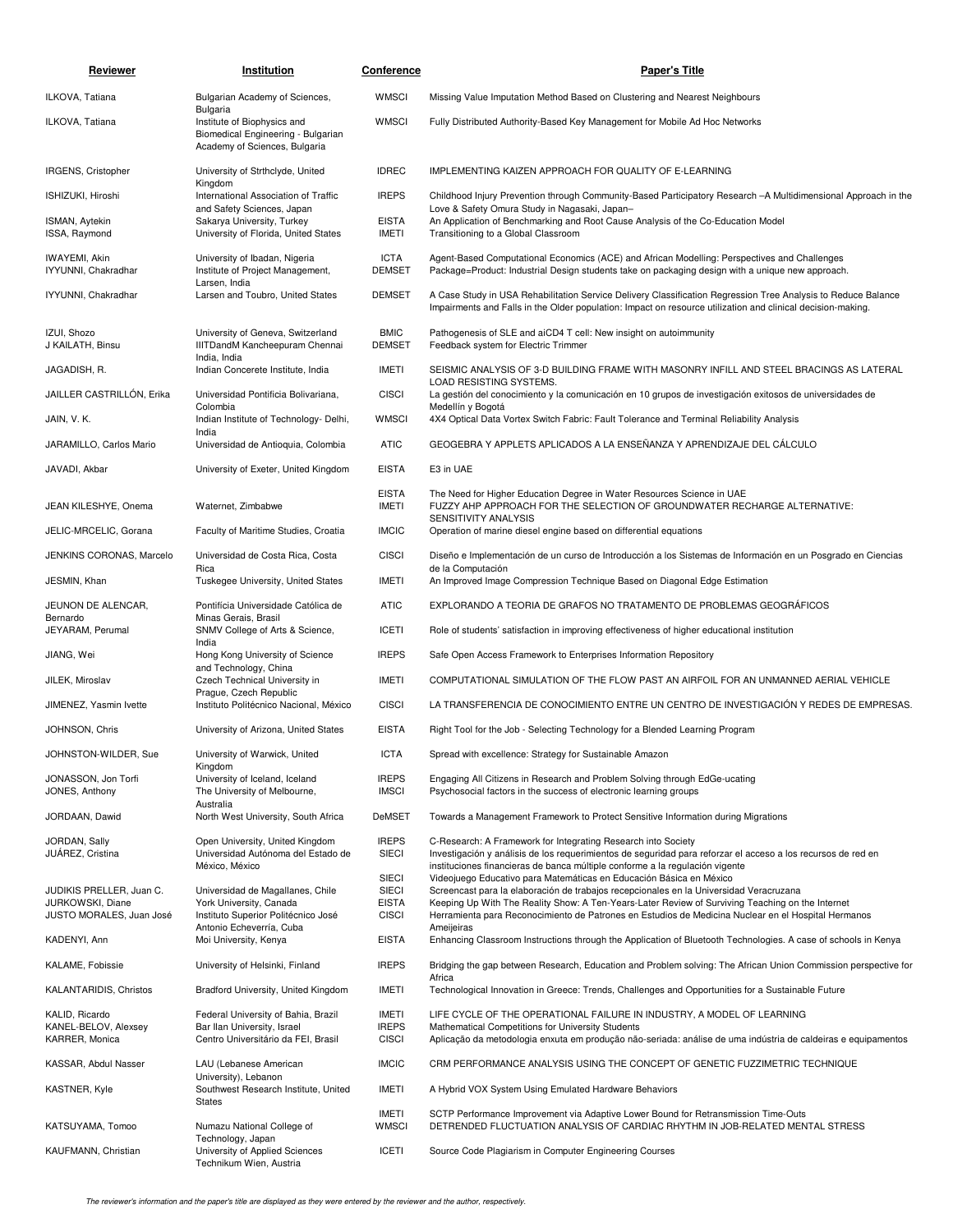| Reviewer | Institution | Conference | Paper's Title |
|---|---|---|---|
| ILKOVA, Tatiana | Bulgarian Academy of Sciences, Bulgaria | WMSCI | Missing Value Imputation Method Based on Clustering and Nearest Neighbours |
| ILKOVA, Tatiana | Institute of Biophysics and Biomedical Engineering - Bulgarian Academy of Sciences, Bulgaria | WMSCI | Fully Distributed Authority-Based Key Management for Mobile Ad Hoc Networks |
| IRGENS, Cristopher | University of Strthclyde, United Kingdom | IDREC | IMPLEMENTING KAIZEN APPROACH FOR QUALITY OF E-LEARNING |
| ISHIZUKI, Hiroshi | International Association of Traffic and Safety Sciences, Japan | IREPS | Childhood Injury Prevention through Community-Based Participatory Research –A Multidimensional Approach in the Love & Safety Omura Study in Nagasaki, Japan– |
| ISMAN, Aytekin | Sakarya University, Turkey | EISTA | An Application of Benchmarking and Root Cause Analysis of the Co-Education Model |
| ISSA, Raymond | University of Florida, United States | IMETI | Transitioning to a Global Classroom |
| IWAYEMI, Akin | University of Ibadan, Nigeria | ICTA | Agent-Based Computational Economics (ACE) and African Modelling: Perspectives and Challenges |
| IYYUNNI, Chakradhar | Institute of Project Management, Larsen, India | DEMSET | Package=Product: Industrial Design students take on packaging design with a unique new approach. |
| IYYUNNI, Chakradhar | Larsen and Toubro, United States | DEMSET | A Case Study in USA Rehabilitation Service Delivery Classification Regression Tree Analysis to Reduce Balance Impairments and Falls in the Older population: Impact on resource utilization and clinical decision-making. |
| IZUI, Shozo | University of Geneva, Switzerland | BMIC | Pathogenesis of SLE and aiCD4 T cell: New insight on autoimmunity |
| J KAILATH, Binsu | IIITDandM Kancheepuram Chennai India, India | DEMSET | Feedback system for Electric Trimmer |
| JAGADISH, R. | Indian Concerete Institute, India | IMETI | SEISMIC ANALYSIS OF 3-D BUILDING FRAME WITH MASONRY INFILL AND STEEL BRACINGS AS LATERAL LOAD RESISTING SYSTEMS. |
| JAILLER CASTRILLÓN, Erika | Universidad Pontificia Bolivariana, Colombia | CISCI | La gestión del conocimiento y la comunicación en 10 grupos de investigación exitosos de universidades de Medellín y Bogotá |
| JAIN, V. K. | Indian Institute of Technology- Delhi, India | WMSCI | 4X4 Optical Data Vortex Switch Fabric: Fault Tolerance and Terminal Reliability Analysis |
| JARAMILLO, Carlos Mario | Universidad de Antioquia, Colombia | ATIC | GEOGEBRA Y APPLETS APLICADOS A LA ENSEÑANZA Y APRENDIZAJE DEL CÁLCULO |
| JAVADI, Akbar | University of Exeter, United Kingdom | EISTA | E3 in UAE |
| | | EISTA | The Need for Higher Education Degree in Water Resources Science in UAE |
| JEAN KILESHYE, Onema | Waternet, Zimbabwe | IMETI | FUZZY AHP APPROACH FOR THE SELECTION OF GROUNDWATER RECHARGE ALTERNATIVE: SENSITIVITY ANALYSIS |
| JELIC-MRCELIC, Gorana | Faculty of Maritime Studies, Croatia | IMCIC | Operation of marine diesel engine based on differential equations |
| JENKINS CORONAS, Marcelo | Universidad de Costa Rica, Costa Rica | CISCI | Diseño e Implementación de un curso de Introducción a los Sistemas de Información en un Posgrado en Ciencias de la Computación |
| JESMIN, Khan | Tuskegee University, United States | IMETI | An Improved Image Compression Technique Based on Diagonal Edge Estimation |
| JEUNON DE ALENCAR, Bernardo | Pontifícia Universidade Católica de Minas Gerais, Brasil | ATIC | EXPLORANDO A TEORIA DE GRAFOS NO TRATAMENTO DE PROBLEMAS GEOGRÁFICOS |
| JEYARAM, Perumal | SNMV College of Arts & Science, India | ICETI | Role of students' satisfaction in improving effectiveness of higher educational institution |
| JIANG, Wei | Hong Kong University of Science and Technology, China | IREPS | Safe Open Access Framework to Enterprises Information Repository |
| JILEK, Miroslav | Czech Technical University in Prague, Czech Republic | IMETI | COMPUTATIONAL SIMULATION OF THE FLOW PAST AN AIRFOIL FOR AN UNMANNED AERIAL VEHICLE |
| JIMENEZ, Yasmin Ivette | Instituto Politécnico Nacional, México | CISCI | LA TRANSFERENCIA DE CONOCIMIENTO ENTRE UN CENTRO DE INVESTIGACIÓN Y REDES DE EMPRESAS. |
| JOHNSON, Chris | University of Arizona, United States | EISTA | Right Tool for the Job - Selecting Technology for a Blended Learning Program |
| JOHNSTON-WILDER, Sue | University of Warwick, United Kingdom | ICTA | Spread with excellence: Strategy for Sustainable Amazon |
| JONASSON, Jon Torfi | University of Iceland, Iceland | IREPS | Engaging All Citizens in Research and Problem Solving through EdGe-ucating |
| JONES, Anthony | The University of Melbourne, Australia | IMSCI | Psychosocial factors in the success of electronic learning groups |
| JORDAAN, Dawid | North West University, South Africa | DeMSET | Towards a Management Framework to Protect Sensitive Information during Migrations |
| JORDAN, Sally | Open University, United Kingdom | IREPS | C-Research: A Framework for Integrating Research into Society |
| JUÁREZ, Cristina | Universidad Autónoma del Estado de México, México | SIECI | Investigación y análisis de los requerimientos de seguridad para reforzar el acceso a los recursos de red en instituciones financieras de banca múltiple conforme a la regulación vigente |
| | | SIECI | Videojuego Educativo para Matemáticas en Educación Básica en México |
| JUDIKIS PRELLER, Juan C. | Universidad de Magallanes, Chile | SIECI | Screencast para la elaboración de trabajos recepcionales en la Universidad Veracruzana |
| JURKOWSKI, Diane | York University, Canada | EISTA | Keeping Up With The Reality Show: A Ten-Years-Later Review of Surviving Teaching on the Internet |
| JUSTO MORALES, Juan José | Instituto Superior Politécnico José Antonio Echeverría, Cuba | CISCI | Herramienta para Reconocimiento de Patrones en Estudios de Medicina Nuclear en el Hospital Hermanos Ameijeiras |
| KADENYI, Ann | Moi University, Kenya | EISTA | Enhancing Classroom Instructions through the Application of Bluetooth Technologies. A case of schools in Kenya |
| KALAME, Fobissie | University of Helsinki, Finland | IREPS | Bridging the gap between Research, Education and Problem solving: The African Union Commission perspective for Africa |
| KALANTARIDIS, Christos | Bradford University, United Kingdom | IMETI | Technological Innovation in Greece: Trends, Challenges and Opportunities for a Sustainable Future |
| KALID, Ricardo | Federal University of Bahia, Brazil | IMETI | LIFE CYCLE OF THE OPERATIONAL FAILURE IN INDUSTRY, A MODEL OF LEARNING |
| KANEL-BELOV, Alexsey | Bar Ilan University, Israel | IREPS | Mathematical Competitions for University Students |
| KARRER, Monica | Centro Universitário da FEI, Brasil | CISCI | Aplicação da metodologia enxuta em produção não-seriada: análise de uma indústria de caldeiras e equipamentos |
| KASSAR, Abdul Nasser | LAU (Lebanese American University), Lebanon | IMCIC | CRM PERFORMANCE ANALYSIS USING THE CONCEPT OF GENETIC FUZZIMETRIC TECHNIQUE |
| KASTNER, Kyle | Southwest Research Institute, United States | IMETI | A Hybrid VOX System Using Emulated Hardware Behaviors |
| | | IMETI | SCTP Performance Improvement via Adaptive Lower Bound for Retransmission Time-Outs |
| KATSUYAMA, Tomoo | Numazu National College of Technology, Japan | WMSCI | DETRENDED FLUCTUATION ANALYSIS OF CARDIAC RHYTHM IN JOB-RELATED MENTAL STRESS |
| KAUFMANN, Christian | University of Applied Sciences Technikum Wien, Austria | ICETI | Source Code Plagiarism in Computer Engineering Courses |

*The reviewer's information and the paper's title are displayed as they were entered by the reviewer and the author, respectively.*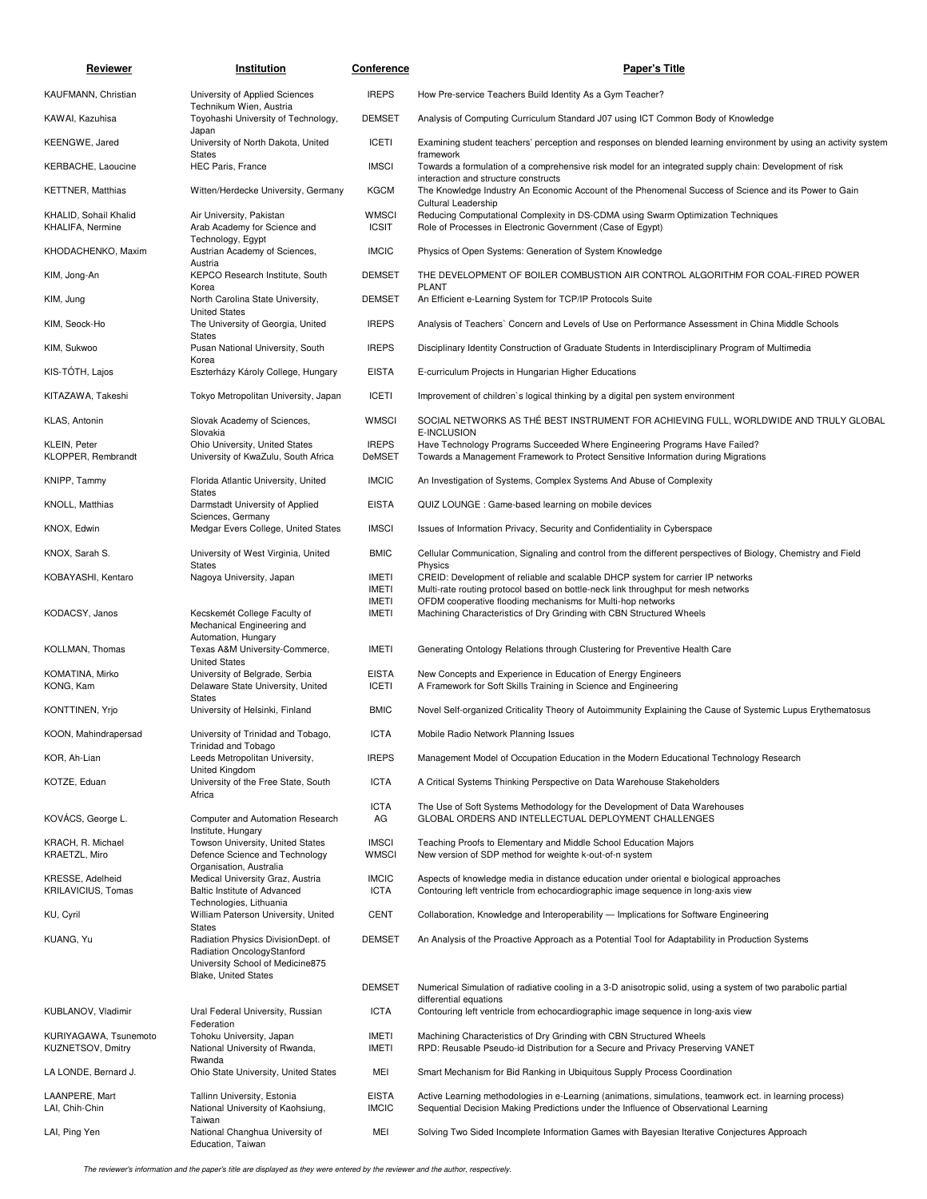| Reviewer | Institution | Conference | Paper's Title |
|---|---|---|---|
| KAUFMANN, Christian | University of Applied Sciences Technikum Wien, Austria | IREPS | How Pre-service Teachers Build Identity As a Gym Teacher? |
| KAWAI, Kazuhisa | Toyohashi University of Technology, Japan | DEMSET | Analysis of Computing Curriculum Standard J07 using ICT Common Body of Knowledge |
| KEENGWE, Jared | University of North Dakota, United States | ICETI | Examining student teachers' perception and responses on blended learning environment by using an activity system framework |
| KERBACHE, Laoucine | HEC Paris, France | IMSCI | Towards a formulation of a comprehensive risk model for an integrated supply chain: Development of risk interaction and structure constructs |
| KETTNER, Matthias | Witten/Herdecke University, Germany | KGCM | The Knowledge Industry An Economic Account of the Phenomenal Success of Science and its Power to Gain Cultural Leadership |
| KHALID, Sohail Khalid | Air University, Pakistan | WMSCI | Reducing Computational Complexity in DS-CDMA using Swarm Optimization Techniques |
| KHALIFA, Nermine | Arab Academy for Science and Technology, Egypt | ICSIT | Role of Processes in Electronic Government (Case of Egypt) |
| KHODACHENKO, Maxim | Austrian Academy of Sciences, Austria | IMCIC | Physics of Open Systems: Generation of System Knowledge |
| KIM, Jong-An | KEPCO Research Institute, South Korea | DEMSET | THE DEVELOPMENT OF BOILER COMBUSTION AIR CONTROL ALGORITHM FOR COAL-FIRED POWER PLANT |
| KIM, Jung | North Carolina State University, United States | DEMSET | An Efficient e-Learning System for TCP/IP Protocols Suite |
| KIM, Seock-Ho | The University of Georgia, United States | IREPS | Analysis of Teachers` Concern and Levels of Use on Performance Assessment in China Middle Schools |
| KIM, Sukwoo | Pusan National University, South Korea | IREPS | Disciplinary Identity Construction of Graduate Students in Interdisciplinary Program of Multimedia |
| KIS-TÓTH, Lajos | Eszterházy Károly College, Hungary | EISTA | E-curriculum Projects in Hungarian Higher Educations |
| KITAZAWA, Takeshi | Tokyo Metropolitan University, Japan | ICETI | Improvement of children`s logical thinking by a digital pen system environment |
| KLAS, Antonin | Slovak Academy of Sciences, Slovakia | WMSCI | SOCIAL NETWORKS AS THÉ BEST INSTRUMENT FOR ACHIEVING FULL, WORLDWIDE AND TRULY GLOBAL E-INCLUSION |
| KLEIN, Peter | Ohio University, United States | IREPS | Have Technology Programs Succeeded Where Engineering Programs Have Failed? |
| KLOPPER, Rembrandt | University of KwaZulu, South Africa | DeMSET | Towards a Management Framework to Protect Sensitive Information during Migrations |
| KNIPP, Tammy | Florida Atlantic University, United States | IMCIC | An Investigation of Systems, Complex Systems And Abuse of Complexity |
| KNOLL, Matthias | Darmstadt University of Applied Sciences, Germany | EISTA | QUIZ LOUNGE : Game-based learning on mobile devices |
| KNOX, Edwin | Medgar Evers College, United States | IMSCI | Issues of Information Privacy, Security and Confidentiality in Cyberspace |
| KNOX, Sarah S. | University of West Virginia, United States | BMIC | Cellular Communication, Signaling and control from the different perspectives of Biology, Chemistry and Field Physics |
| KOBAYASHI, Kentaro | Nagoya University, Japan | IMETI | CREID: Development of reliable and scalable DHCP system for carrier IP networks |
| | | IMETI | Multi-rate routing protocol based on bottle-neck link throughput for mesh networks |
| | | IMETI | OFDM cooperative flooding mechanisms for Multi-hop networks |
| KODACSY, Janos | Kecskemét College Faculty of Mechanical Engineering and Automation, Hungary | IMETI | Machining Characteristics of Dry Grinding with CBN Structured Wheels |
| KOLLMAN, Thomas | Texas A&M University-Commerce, United States | IMETI | Generating Ontology Relations through Clustering for Preventive Health Care |
| KOMATINA, Mirko | University of Belgrade, Serbia | EISTA | New Concepts and Experience in Education of Energy Engineers |
| KONG, Kam | Delaware State University, United States | ICETI | A Framework for Soft Skills Training in Science and Engineering |
| KONTTINEN, Yrjo | University of Helsinki, Finland | BMIC | Novel Self-organized Criticality Theory of Autoimmunity Explaining the Cause of Systemic Lupus Erythematosus |
| KOON, Mahindrapersad | University of Trinidad and Tobago, Trinidad and Tobago | ICTA | Mobile Radio Network Planning Issues |
| KOR, Ah-Lian | Leeds Metropolitan University, United Kingdom | IREPS | Management Model of Occupation Education in the Modern Educational Technology Research |
| KOTZE, Eduan | University of the Free State, South Africa | ICTA | A Critical Systems Thinking Perspective on Data Warehouse Stakeholders |
| | | ICTA | The Use of Soft Systems Methodology for the Development of Data Warehouses |
| KOVÁCS, George L. | Computer and Automation Research Institute, Hungary | AG | GLOBAL ORDERS AND INTELLECTUAL DEPLOYMENT CHALLENGES |
| KRACH, R. Michael | Towson University, United States | IMSCI | Teaching Proofs to Elementary and Middle School Education Majors |
| KRAETZL, Miro | Defence Science and Technology Organisation, Australia | WMSCI | New version of SDP method for weighte k-out-of-n system |
| KRESSE, Adelheid | Medical University Graz, Austria | IMCIC | Aspects of knowledge media in distance education under oriental e biological approaches |
| KRILAVICIUS, Tomas | Baltic Institute of Advanced Technologies, Lithuania | ICTA | Contouring left ventricle from echocardiographic image sequence in long-axis view |
| KU, Cyril | William Paterson University, United States | CENT | Collaboration, Knowledge and Interoperability — Implications for Software Engineering |
| KUANG, Yu | Radiation Physics DivisionDept. of Radiation OncologyStanford University School of Medicine875 Blake, United States | DEMSET | An Analysis of the Proactive Approach as a Potential Tool for Adaptability in Production Systems |
| | | DEMSET | Numerical Simulation of radiative cooling in a 3-D anisotropic solid, using a system of two parabolic partial differential equations |
| KUBLANOV, Vladimir | Ural Federal University, Russian Federation | ICTA | Contouring left ventricle from echocardiographic image sequence in long-axis view |
| KURIYAGAWA, Tsunemoto | Tohoku University, Japan | IMETI | Machining Characteristics of Dry Grinding with CBN Structured Wheels |
| KUZNETSOV, Dmitry | National University of Rwanda, Rwanda | IMETI | RPD: Reusable Pseudo-id Distribution for a Secure and Privacy Preserving VANET |
| LA LONDE, Bernard J. | Ohio State University, United States | MEI | Smart Mechanism for Bid Ranking in Ubiquitous Supply Process Coordination |
| LAANPERE, Mart | Tallinn University, Estonia | EISTA | Active Learning methodologies in e-Learning (animations, simulations, teamwork ect. in learning process) |
| LAI, Chih-Chin | National University of Kaohsiung, Taiwan | IMCIC | Sequential Decision Making Predictions under the Influence of Observational Learning |
| LAI, Ping Yen | National Changhua University of Education, Taiwan | MEI | Solving Two Sided Incomplete Information Games with Bayesian Iterative Conjectures Approach |

*The reviewer's information and the paper's title are displayed as they were entered by the reviewer and the author, respectively.*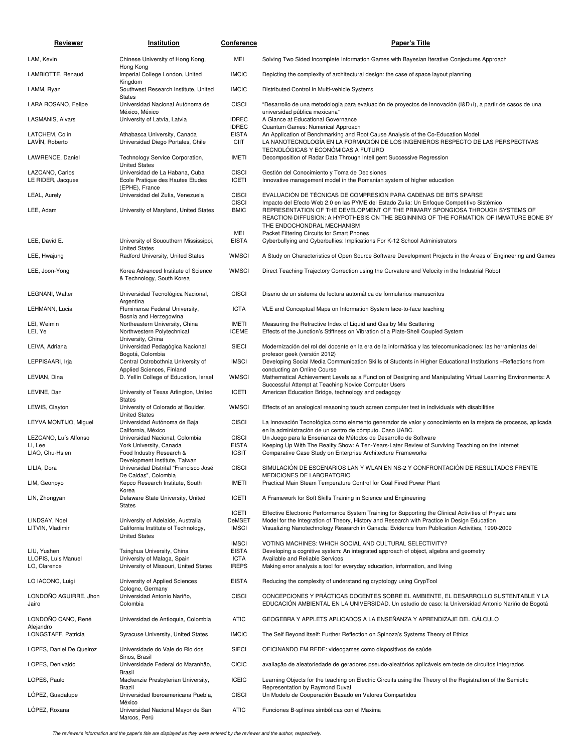| Reviewer | Institution | Conference | Paper's Title |
|---|---|---|---|
| LAM, Kevin | Chinese University of Hong Kong, Hong Kong | MEI | Solving Two Sided Incomplete Information Games with Bayesian Iterative Conjectures Approach |
| LAMBIOTTE, Renaud | Imperial College London, United Kingdom | IMCIC | Depicting the complexity of architectural design: the case of space layout planning |
| LAMM, Ryan | Southwest Research Institute, United States | IMCIC | Distributed Control in Multi-vehicle Systems |
| LARA ROSANO, Felipe | Universidad Nacional Autónoma de México, México | CISCI | "Desarrollo de una metodología para evaluación de proyectos de innovación (I&D+i), a partir de casos de una universidad pública mexicana" |
| LASMANIS, Aivars | University of Latvia, Latvia | IDREC | A Glance at Educational Governance |
| | | IDREC | Quantum Games: Numerical Approach |
| LATCHEM, Colin | Athabasca University, Canada | EISTA | An Application of Benchmarking and Root Cause Analysis of the Co-Education Model |
| LAVÍN, Roberto | Universidad Diego Portales, Chile | CIIT | LA NANOTECNOLOGÍA EN LA FORMACIÓN DE LOS INGENIEROS RESPECTO DE LAS PERSPECTIVAS TECNOLÓGICAS Y ECONÓMICAS A FUTURO |
| LAWRENCE, Daniel | Technology Service Corporation, United States | IMETI | Decomposition of Radar Data Through Intelligent Successive Regression |
| LAZCANO, Carlos | Universidad de La Habana, Cuba | CISCI | Gestión del Conocimiento y Toma de Decisiones |
| LE RIDER, Jacques | Ecole Pratique des Hautes Etudes (EPHE), France | ICETI | Innovative management model in the Romanian system of higher education |
| LEAL, Aurely | Universidad del Zulia, Venezuela | CISCI | EVALUACIÓN DE TÉCNICAS DE COMPRESIÓN PARA CADENAS DE BITS SPARSE |
| | | CISCI | Impacto del Efecto Web 2.0 en las PYME del Estado Zulia: Un Enfoque Competitivo Sistémico |
| LEE, Adam | University of Maryland, United States | BMIC | REPRESENTATION OF THE DEVELOPMENT OF THE PRIMARY SPONGIOSA THROUGH SYSTEMS OF REACTION-DIFFUSION: A HYPOTHESIS ON THE BEGINNING OF THE FORMATION OF IMMATURE BONE BY THE ENDOCHONDRAL MECHANISM |
| | | MEI | Packet Filtering Circuits for Smart Phones |
| LEE, David E. | University of Sououthern Mississippi, United States | EISTA | Cyberbullying and Cyberbullies: Implications For K-12 School Administrators |
| LEE, Hwajung | Radford University, United States | WMSCI | A Study on Characteristics of Open Source Software Development Projects in the Areas of Engineering and Games |
| LEE, Joon-Yong | Korea Advanced Institute of Science & Technology, South Korea | WMSCI | Direct Teaching Trajectory Correction using the Curvature and Velocity in the Industrial Robot |
| LEGNANI, Walter | Universidad Tecnológica Nacional, Argentina | CISCI | Diseño de un sistema de lectura automática de formularios manuscritos |
| LEHMANN, Lucia | Fluminense Federal University, Bosnia and Herzegowina | ICTA | VLE and Conceptual Maps on Information System face-to-face teaching |
| LEI, Weimin | Northeastern University, China | IMETI | Measuring the Refractive Index of Liquid and Gas by Mie Scattering |
| LEI, Ye | Northwestern Polytechnical University, China | ICEME | Effects of the Junction's Stiffness on Vibration of a Plate-Shell Coupled System |
| LEIVA, Adriana | Universidad Pedagógica Nacional Bogotá, Colombia | SIECI | Modernización del rol del docente en la era de la informática y las telecomunicaciones: las herramientas del profesor geek (versión 2012) |
| LEPPISAARI, Irja | Central Ostrobothnia University of Applied Sciences, Finland | IMSCI | Developing Social Media Communication Skills of Students in Higher Educational Institutions –Reflections from conducting an Online Course |
| LEVIAN, Dina | D. Yellin College of Education, Israel | WMSCI | Mathematical Achievement Levels as a Function of Designing and Manipulating Virtual Learning Environments: A Successful Attempt at Teaching Novice Computer Users |
| LEVINE, Dan | University of Texas Arlington, United States | ICETI | American Education Bridge, technology and pedagogy |
| LEWIS, Clayton | University of Colorado at Boulder, United States | WMSCI | Effects of an analogical reasoning touch screen computer test in individuals with disabilities |
| LEYVA MONTIJO, Miguel | Universidad Autónoma de Baja California, México | CISCI | La Innovación Tecnológica como elemento generador de valor y conocimiento en la mejora de procesos, aplicada en la administración de un centro de cómputo. Caso UABC. |
| LEZCANO, Luís Alfonso | Universidad Nacional, Colombia | CISCI | Un Juego para la Enseñanza de Métodos de Desarrollo de Software |
| LI, Lee | York University, Canada | EISTA | Keeping Up With The Reality Show: A Ten-Years-Later Review of Surviving Teaching on the Internet |
| LIAO, Chu-Hsien | Food Industry Research & Development Institute, Taiwan | ICSIT | Comparative Case Study on Enterprise Architecture Frameworks |
| LILIA, Dora | Universidad Distrital "Francisco José De Caldas", Colombia | CISCI | SIMULACIÓN DE ESCENARIOS LAN Y WLAN EN NS-2 Y CONFRONTACIÓN DE RESULTADOS FRENTE MEDICIONES DE LABORATORIO |
| LIM, Geonpyo | Kepco Research Institute, South Korea | IMETI | Practical Main Steam Temperature Control for Coal Fired Power Plant |
| LIN, Zhongyan | Delaware State University, United States | ICETI | A Framework for Soft Skills Training in Science and Engineering |
| | | ICETI | Effective Electronic Performance System Training for Supporting the Clinical Activities of Physicians |
| LINDSAY, Noel | University of Adelaide, Australia | DeMSET | Model for the Integration of Theory, History and Research with Practice in Design Education |
| LITVIN, Vladimir | California Institute of Technology, United States | IMSCI | Visualizing Nanotechnology Research in Canada: Evidence from Publication Activities, 1990-2009 |
| | | IMSCI | VOTING MACHINES: WHICH SOCIAL AND CULTURAL SELECTIVITY? |
| LIU, Yushen | Tsinghua University, China | EISTA | Developing a cognitive system: An integrated approach of object, algebra and geometry |
| LLOPIS, Luis Manuel | University of Malaga, Spain | ICTA | Available and Reliable Services |
| LO, Clarence | University of Missouri, United States | IREPS | Making error analysis a tool for everyday education, information, and living |
| LO IACONO, Luigi | University of Applied Sciences Cologne, Germany | EISTA | Reducing the complexity of understanding cryptology using CrypTool |
| LONDOÑO AGUIRRE, Jhon Jairo | Universidad Antonio Nariño, Colombia | CISCI | CONCEPCIONES Y PRÁCTICAS DOCENTES SOBRE EL AMBIENTE, EL DESARROLLO SUSTENTABLE Y LA EDUCACIÓN AMBIENTAL EN LA UNIVERSIDAD. Un estudio de caso: la Universidad Antonio Nariño de Bogotá |
| LONDOÑO CANO, René Alejandro | Universidad de Antioquia, Colombia | ATIC | GEOGEBRA Y APPLETS APLICADOS A LA ENSEÑANZA Y APRENDIZAJE DEL CÁLCULO |
| LONGSTAFF, Patricia | Syracuse University, United States | IMCIC | The Self Beyond Itself: Further Reflection on Spinoza's Systems Theory of Ethics |
| LOPES, Daniel De Queiroz | Universidade do Vale do Rio dos Sinos, Brasil | SIECI | OFICINANDO EM REDE: videogames como dispositivos de saúde |
| LOPES, Denivaldo | Universidade Federal do Maranhão, Brasil | CICIC | avaliação de aleatoriedade de geradores pseudo-aleatórios aplicáveis em teste de circuitos integrados |
| LOPES, Paulo | Mackenzie Presbyterian University, Brazil | ICEIC | Learning Objects for the teaching on Electric Circuits using the Theory of the Registration of the Semiotic Representation by Raymond Duval |
| LÓPEZ, Guadalupe | Universidad Iberoamericana Puebla, México | CISCI | Un Modelo de Cooperación Basado en Valores Compartidos |
| LÓPEZ, Roxana | Universidad Nacional Mayor de San Marcos, Perú | ATIC | Funciones B-splines simbólicas con el Maxima |

*The reviewer's information and the paper's title are displayed as they were entered by the reviewer and the author, respectively.*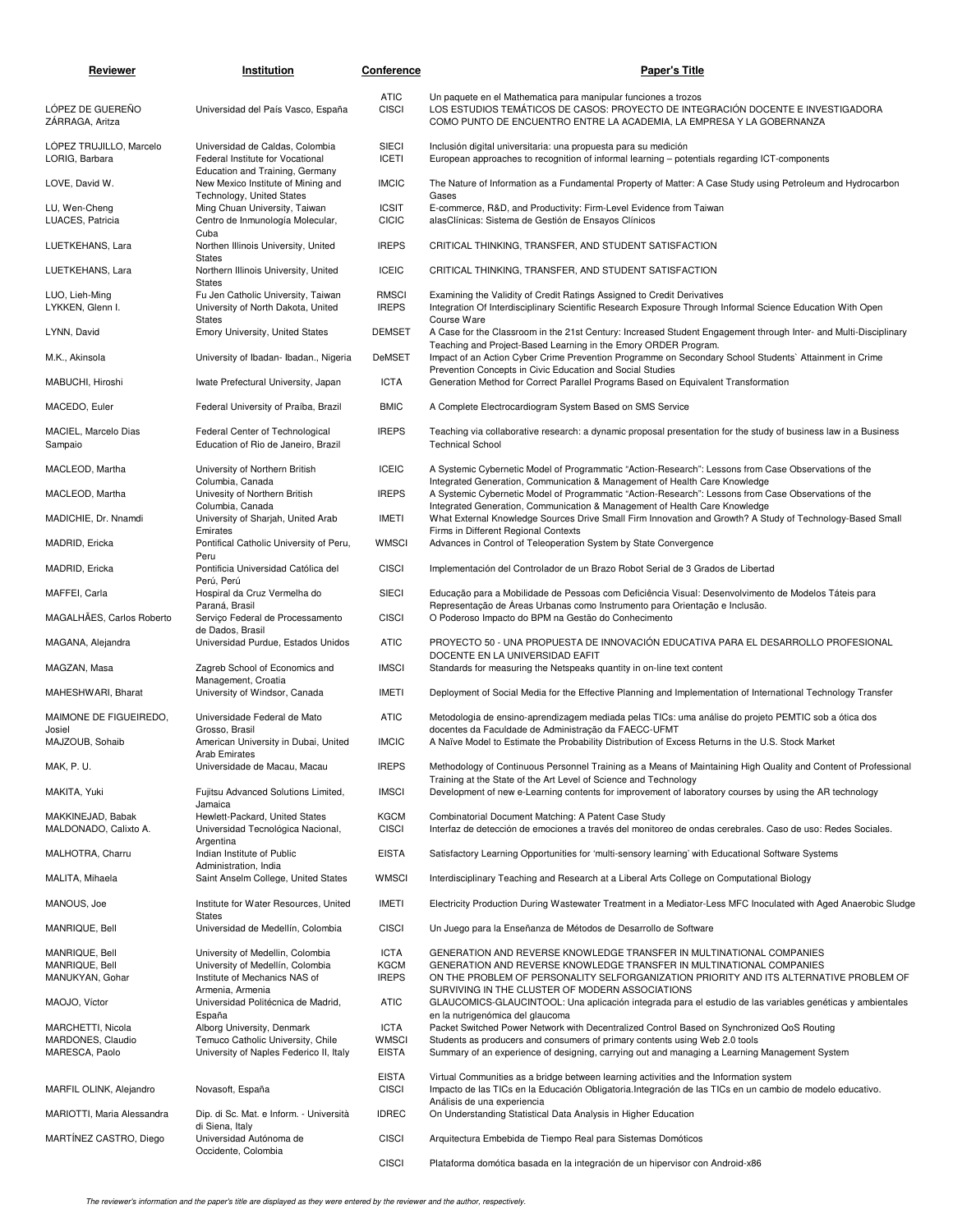| Reviewer | Institution | Conference | Paper's Title |
| --- | --- | --- | --- |
| LÓPEZ DE GUEREÑO ZÁRRAGA, Aritza | Universidad del País Vasco, España | ATIC | Un paquete en el Mathematica para manipular funciones a trozos |
| | | CISCI | LOS ESTUDIOS TEMÁTICOS DE CASOS: PROYECTO DE INTEGRACIÓN DOCENTE E INVESTIGADORA COMO PUNTO DE ENCUENTRO ENTRE LA ACADEMIA, LA EMPRESA Y LA GOBERNANZA |
| LÓPEZ TRUJILLO, Marcelo | Universidad de Caldas, Colombia | SIECI | Inclusión digital universitaria: una propuesta para su medición |
| LORIG, Barbara | Federal Institute for Vocational Education and Training, Germany | ICETI | European approaches to recognition of informal learning – potentials regarding ICT-components |
| LOVE, David W. | New Mexico Institute of Mining and Technology, United States | IMCIC | The Nature of Information as a Fundamental Property of Matter: A Case Study using Petroleum and Hydrocarbon Gases |
| LU, Wen-Cheng | Ming Chuan University, Taiwan | ICSIT | E-commerce, R&D, and Productivity: Firm-Level Evidence from Taiwan |
| LUACES, Patricia | Centro de Inmunología Molecular, Cuba | CICIC | alasClínicas: Sistema de Gestión de Ensayos Clínicos |
| LUETKEHANS, Lara | Northen Illinois University, United States | IREPS | CRITICAL THINKING, TRANSFER, AND STUDENT SATISFACTION |
| LUETKEHANS, Lara | Northern Illinois University, United States | ICEIC | CRITICAL THINKING, TRANSFER, AND STUDENT SATISFACTION |
| LUO, Lieh-Ming | Fu Jen Catholic University, Taiwan | RMSCI | Examining the Validity of Credit Ratings Assigned to Credit Derivatives |
| LYKKEN, Glenn I. | University of North Dakota, United States | IREPS | Integration Of Interdisciplinary Scientific Research Exposure Through Informal Science Education With Open Course Ware |
| LYNN, David | Emory University, United States | DEMSET | A Case for the Classroom in the 21st Century: Increased Student Engagement through Inter- and Multi-Disciplinary Teaching and Project-Based Learning in the Emory ORDER Program. |
| M.K., Akinsola | University of Ibadan- Ibadan., Nigeria | DeMSET | Impact of an Action Cyber Crime Prevention Programme on Secondary School Students` Attainment in Crime Prevention Concepts in Civic Education and Social Studies |
| MABUCHI, Hiroshi | Iwate Prefectural University, Japan | ICTA | Generation Method for Correct Parallel Programs Based on Equivalent Transformation |
| MACEDO, Euler | Federal University of Praíba, Brazil | BMIC | A Complete Electrocardiogram System Based on SMS Service |
| MACIEL, Marcelo Dias Sampaio | Federal Center of Technological Education of Rio de Janeiro, Brazil | IREPS | Teaching via collaborative research: a dynamic proposal presentation for the study of business law in a Business Technical School |
| MACLEOD, Martha | University of Northern British Columbia, Canada | ICEIC | A Systemic Cybernetic Model of Programmatic “Action-Research”: Lessons from Case Observations of the Integrated Generation, Communication & Management of Health Care Knowledge |
| MACLEOD, Martha | Univesity of Northern British Columbia, Canada | IREPS | A Systemic Cybernetic Model of Programmatic “Action-Research”: Lessons from Case Observations of the Integrated Generation, Communication & Management of Health Care Knowledge |
| MADICHIE, Dr. Nnamdi | University of Sharjah, United Arab Emirates | IMETI | What External Knowledge Sources Drive Small Firm Innovation and Growth? A Study of Technology-Based Small Firms in Different Regional Contexts |
| MADRID, Ericka | Pontifical Catholic University of Peru, Peru | WMSCI | Advances in Control of Teleoperation System by State Convergence |
| MADRID, Ericka | Pontificia Universidad Católica del Perú, Perú | CISCI | Implementación del Controlador de un Brazo Robot Serial de 3 Grados de Libertad |
| MAFFEI, Carla | Hospiral da Cruz Vermelha do Paraná, Brasil | SIECI | Educação para a Mobilidade de Pessoas com Deficiência Visual: Desenvolvimento de Modelos Táteis para Representação de Áreas Urbanas como Instrumento para Orientação e Inclusão. |
| MAGALHÃES, Carlos Roberto | Serviço Federal de Processamento de Dados, Brasil | CISCI | O Poderoso Impacto do BPM na Gestão do Conhecimento |
| MAGANA, Alejandra | Universidad Purdue, Estados Unidos | ATIC | PROYECTO 50 - UNA PROPUESTA DE INNOVACIÓN EDUCATIVA PARA EL DESARROLLO PROFESIONAL DOCENTE EN LA UNIVERSIDAD EAFIT |
| MAGZAN, Masa | Zagreb School of Economics and Management, Croatia | IMSCI | Standards for measuring the Netspeaks quantity in on-line text content |
| MAHESHWARI, Bharat | University of Windsor, Canada | IMETI | Deployment of Social Media for the Effective Planning and Implementation of International Technology Transfer |
| MAIMONE DE FIGUEIREDO, Josiel | Universidade Federal de Mato Grosso, Brasil | ATIC | Metodologia de ensino-aprendizagem mediada pelas TICs: uma análise do projeto PEMTIC sob a ótica dos docentes da Faculdade de Administração da FAECC-UFMT |
| MAJZOUB, Sohaib | American University in Dubai, United Arab Emirates | IMCIC | A Naïve Model to Estimate the Probability Distribution of Excess Returns in the U.S. Stock Market |
| MAK, P. U. | Universidade de Macau, Macau | IREPS | Methodology of Continuous Personnel Training as a Means of Maintaining High Quality and Content of Professional Training at the State of the Art Level of Science and Technology |
| MAKITA, Yuki | Fujitsu Advanced Solutions Limited, Jamaica | IMSCI | Development of new e-Learning contents for improvement of laboratory courses by using the AR technology |
| MAKKINEJAD, Babak | Hewlett-Packard, United States | KGCM | Combinatorial Document Matching: A Patent Case Study |
| MALDONADO, Calixto A. | Universidad Tecnológica Nacional, Argentina | CISCI | Interfaz de detección de emociones a través del monitoreo de ondas cerebrales. Caso de uso: Redes Sociales. |
| MALHOTRA, Charru | Indian Institute of Public Administration, India | EISTA | Satisfactory Learning Opportunities for 'multi-sensory learning' with Educational Software Systems |
| MALITA, Mihaela | Saint Anselm College, United States | WMSCI | Interdisciplinary Teaching and Research at a Liberal Arts College on Computational Biology |
| MANOUS, Joe | Institute for Water Resources, United States | IMETI | Electricity Production During Wastewater Treatment in a Mediator-Less MFC Inoculated with Aged Anaerobic Sludge |
| MANRIQUE, Bell | Universidad de Medellín, Colombia | CISCI | Un Juego para la Enseñanza de Métodos de Desarrollo de Software |
| MANRIQUE, Bell | University of Medellín, Colombia | ICTA | GENERATION AND REVERSE KNOWLEDGE TRANSFER IN MULTINATIONAL COMPANIES |
| MANRIQUE, Bell | University of Medellín, Colombia | KGCM | GENERATION AND REVERSE KNOWLEDGE TRANSFER IN MULTINATIONAL COMPANIES |
| MANUKYAN, Gohar | Institute of Mechanics NAS of Armenia, Armenia | IREPS | ON THE PROBLEM OF PERSONALITY SELFORGANIZATION PRIORITY AND ITS ALTERNATIVE PROBLEM OF SURVIVING IN THE CLUSTER OF MODERN ASSOCIATIONS |
| MAOJO, Víctor | Universidad Politécnica de Madrid, España | ATIC | GLAUCOMICS-GLAUCINTOOL: Una aplicación integrada para el estudio de las variables genéticas y ambientales en la nutrigenómica del glaucoma |
| MARCHETTI, Nicola | Alborg University, Denmark | ICTA | Packet Switched Power Network with Decentralized Control Based on Synchronized QoS Routing |
| MARDONES, Claudio | Temuco Catholic University, Chile | WMSCI | Students as producers and consumers of primary contents using Web 2.0 tools |
| MARESCA, Paolo | University of Naples Federico II, Italy | EISTA | Summary of an experience of designing, carrying out and managing a Learning Management System |
| | | EISTA | Virtual Communities as a bridge between learning activities and the Information system |
| MARFIL OLINK, Alejandro | Novasoft, España | CISCI | Impacto de las TICs en la Educación Obligatoria.Integración de las TICs en un cambio de modelo educativo. Análisis de una experiencia |
| MARIOTTI, Maria Alessandra | Dip. di Sc. Mat. e Inform. - Università di Siena, Italy | IDREC | On Understanding Statistical Data Analysis in Higher Education |
| MARTÍNEZ CASTRO, Diego | Universidad Autónoma de Occidente, Colombia | CISCI | Arquitectura Embebida de Tiempo Real para Sistemas Domóticos |
| | | CISCI | Plataforma domótica basada en la integración de un hipervisor con Android-x86 |

*The reviewer's information and the paper's title are displayed as they were entered by the reviewer and the author, respectively.*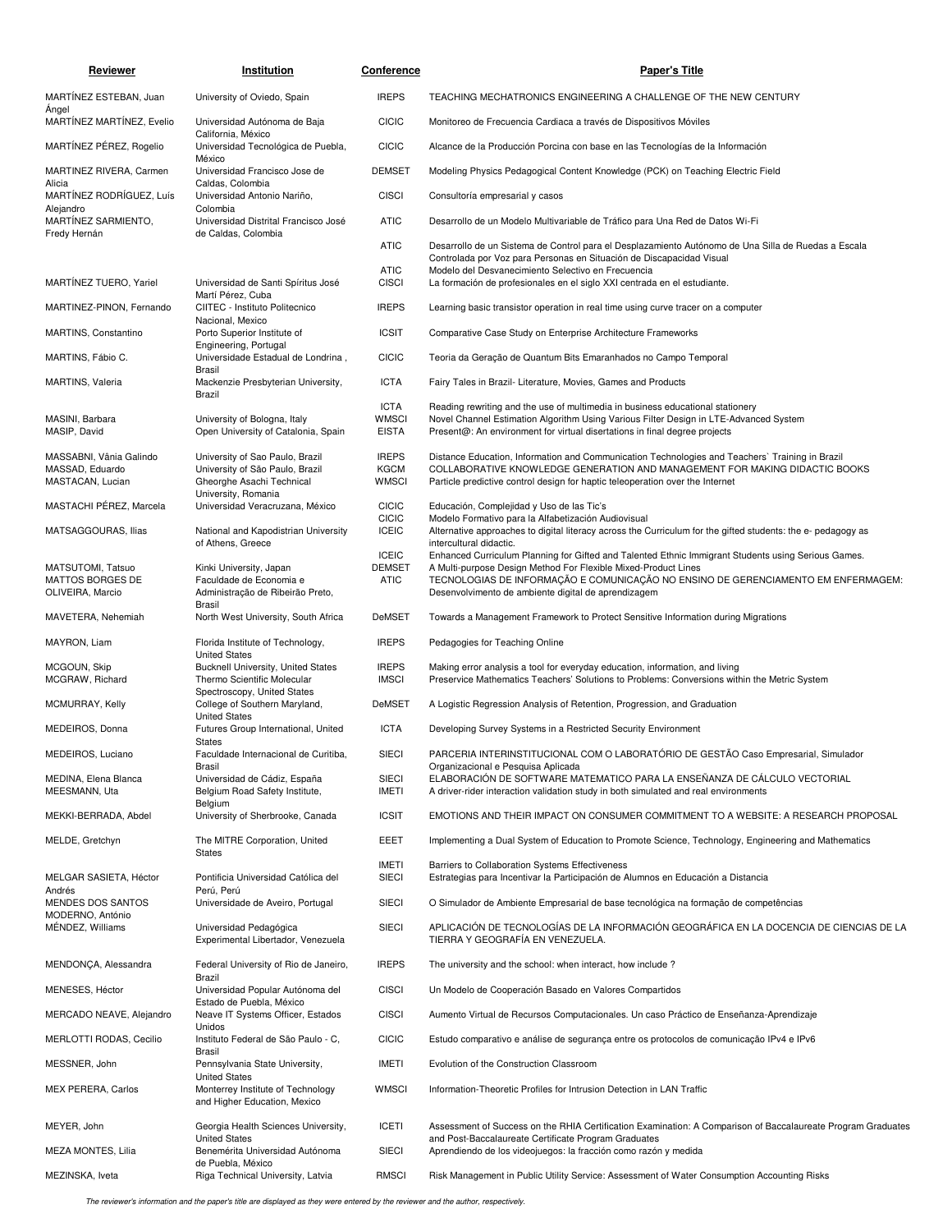| Reviewer | Institution | Conference | Paper's Title |
|---|---|---|---|
| MARTÍNEZ ESTEBAN, Juan Ángel | University of Oviedo, Spain | IREPS | TEACHING MECHATRONICS ENGINEERING A CHALLENGE OF THE NEW CENTURY |
| MARTÍNEZ MARTÍNEZ, Evelio | Universidad Autónoma de Baja California, México | CICIC | Monitoreo de Frecuencia Cardiaca a través de Dispositivos Móviles |
| MARTÍNEZ PÉREZ, Rogelio | Universidad Tecnológica de Puebla, México | CICIC | Alcance de la Producción Porcina con base en las Tecnologías de la Información |
| MARTINEZ RIVERA, Carmen Alicia | Universidad Francisco Jose de Caldas, Colombia | DEMSET | Modeling Physics Pedagogical Content Knowledge (PCK) on Teaching Electric Field |
| MARTÍNEZ RODRÍGUEZ, Luís Alejandro | Universidad Antonio Nariño, Colombia | CISCI | Consultoría empresarial y casos |
| MARTÍNEZ SARMIENTO, Fredy Hernán | Universidad Distrital Francisco José de Caldas, Colombia | ATIC | Desarrollo de un Modelo Multivariable de Tráfico para Una Red de Datos Wi-Fi |
| | | ATIC | Desarrollo de un Sistema de Control para el Desplazamiento Autónomo de Una Silla de Ruedas a Escala Controlada por Voz para Personas en Situación de Discapacidad Visual |
| | | ATIC | Modelo del Desvanecimiento Selectivo en Frecuencia |
| MARTÍNEZ TUERO, Yariel | Universidad de Santi Spíritus José Martí Pérez, Cuba | CISCI | La formación de profesionales en el siglo XXI centrada en el estudiante. |
| MARTINEZ-PINON, Fernando | CIITEC - Instituto Politecnico Nacional, Mexico | IREPS | Learning basic transistor operation in real time using curve tracer on a computer |
| MARTINS, Constantino | Porto Superior Institute of Engineering, Portugal | ICSIT | Comparative Case Study on Enterprise Architecture Frameworks |
| MARTINS, Fábio C. | Universidade Estadual de Londrina , Brasil | CICIC | Teoria da Geração de Quantum Bits Emaranhados no Campo Temporal |
| MARTINS, Valeria | Mackenzie Presbyterian University, Brazil | ICTA | Fairy Tales in Brazil- Literature, Movies, Games and Products |
| | | ICTA | Reading rewriting and the use of multimedia in business educational stationery |
| MASINI, Barbara | University of Bologna, Italy | WMSCI | Novel Channel Estimation Algorithm Using Various Filter Design in LTE-Advanced System |
| MASIP, David | Open University of Catalonia, Spain | EISTA | Present@: An environment for virtual disertations in final degree projects |
| MASSABNI, Vânia Galindo | University of Sao Paulo, Brazil | IREPS | Distance Education, Information and Communication Technologies and Teachers` Training in Brazil |
| MASSAD, Eduardo | University of São Paulo, Brazil | KGCM | COLLABORATIVE KNOWLEDGE GENERATION AND MANAGEMENT FOR MAKING DIDACTIC BOOKS |
| MASTACAN, Lucian | Gheorghe Asachi Technical University, Romania | WMSCI | Particle predictive control design for haptic teleoperation over the Internet |
| MASTACHI PÉREZ, Marcela | Universidad Veracruzana, México | CICIC | Educación, Complejidad y Uso de las Tic's |
| | | CICIC | Modelo Formativo para la Alfabetización Audiovisual |
| MATSAGGOURAS, Ilias | National and Kapodistrian University of Athens, Greece | ICEIC | Alternative approaches to digital literacy across the Curriculum for the gifted students: the e- pedagogy as intercultural didactic. |
| | | ICEIC | Enhanced Curriculum Planning for Gifted and Talented Ethnic Immigrant Students using Serious Games. |
| MATSUTOMI, Tatsuo | Kinki University, Japan | DEMSET | A Multi-purpose Design Method For Flexible Mixed-Product Lines |
| MATTOS BORGES DE OLIVEIRA, Marcio | Faculdade de Economia e Administração de Ribeirão Preto, Brasil | ATIC | TECNOLOGIAS DE INFORMAÇÃO E COMUNICAÇÃO NO ENSINO DE GERENCIAMENTO EM ENFERMAGEM: Desenvolvimento de ambiente digital de aprendizagem |
| MAVETERA, Nehemiah | North West University, South Africa | DeMSET | Towards a Management Framework to Protect Sensitive Information during Migrations |
| MAYRON, Liam | Florida Institute of Technology, United States | IREPS | Pedagogies for Teaching Online |
| MCGOUN, Skip | Bucknell University, United States | IREPS | Making error analysis a tool for everyday education, information, and living |
| MCGRAW, Richard | Thermo Scientific Molecular Spectroscopy, United States | IMSCI | Preservice Mathematics Teachers' Solutions to Problems: Conversions within the Metric System |
| MCMURRAY, Kelly | College of Southern Maryland, United States | DeMSET | A Logistic Regression Analysis of Retention, Progression, and Graduation |
| MEDEIROS, Donna | Futures Group International, United States | ICTA | Developing Survey Systems in a Restricted Security Environment |
| MEDEIROS, Luciano | Faculdade Internacional de Curitiba, Brasil | SIECI | PARCERIA INTERINSTITUCIONAL COM O LABORATÓRIO DE GESTÃO Caso Empresarial, Simulador Organizacional e Pesquisa Aplicada |
| MEDINA, Elena Blanca | Universidad de Cádiz, España | SIECI | ELABORACIÓN DE SOFTWARE MATEMATICO PARA LA ENSEÑANZA DE CÁLCULO VECTORIAL |
| MEESMANN, Uta | Belgium Road Safety Institute, Belgium | IMETI | A driver-rider interaction validation study in both simulated and real environments |
| MEKKI-BERRADA, Abdel | University of Sherbrooke, Canada | ICSIT | EMOTIONS AND THEIR IMPACT ON CONSUMER COMMITMENT TO A WEBSITE: A RESEARCH PROPOSAL |
| MELDE, Gretchyn | The MITRE Corporation, United States | EEET | Implementing a Dual System of Education to Promote Science, Technology, Engineering and Mathematics |
| | | IMETI | Barriers to Collaboration Systems Effectiveness |
| MELGAR SASIETA, Héctor Andrés | Pontificia Universidad Católica del Perú, Perú | SIECI | Estrategias para Incentivar la Participación de Alumnos en Educación a Distancia |
| MENDES DOS SANTOS MODERNO, António | Universidade de Aveiro, Portugal | SIECI | O Simulador de Ambiente Empresarial de base tecnológica na formação de competências |
| MÉNDEZ, Williams | Universidad Pedagógica Experimental Libertador, Venezuela | SIECI | APLICACIÓN DE TECNOLOGÍAS DE LA INFORMACIÓN GEOGRÁFICA EN LA DOCENCIA DE CIENCIAS DE LA TIERRA Y GEOGRAFÍA EN VENEZUELA. |
| MENDONÇA, Alessandra | Federal University of Rio de Janeiro, Brazil | IREPS | The university and the school: when interact, how include ? |
| MENESES, Héctor | Universidad Popular Autónoma del Estado de Puebla, México | CISCI | Un Modelo de Cooperación Basado en Valores Compartidos |
| MERCADO NEAVE, Alejandro | Neave IT Systems Officer, Estados Unidos | CISCI | Aumento Virtual de Recursos Computacionales. Un caso Práctico de Enseñanza-Aprendizaje |
| MERLOTTI RODAS, Cecilio | Instituto Federal de São Paulo - C, Brasil | CICIC | Estudo comparativo e análise de segurança entre os protocolos de comunicação IPv4 e IPv6 |
| MESSNER, John | Pennsylvania State University, United States | IMETI | Evolution of the Construction Classroom |
| MEX PERERA, Carlos | Monterrey Institute of Technology and Higher Education, Mexico | WMSCI | Information-Theoretic Profiles for Intrusion Detection in LAN Traffic |
| MEYER, John | Georgia Health Sciences University, United States | ICETI | Assessment of Success on the RHIA Certification Examination: A Comparison of Baccalaureate Program Graduates and Post-Baccalaureate Certificate Program Graduates |
| MEZA MONTES, Lilia | Benemérita Universidad Autónoma de Puebla, México | SIECI | Aprendiendo de los videojuegos: la fracción como razón y medida |
| MEZINSKA, Iveta | Riga Technical University, Latvia | RMSCI | Risk Management in Public Utility Service: Assessment of Water Consumption Accounting Risks |

*The reviewer's information and the paper's title are displayed as they were entered by the reviewer and the author, respectively.*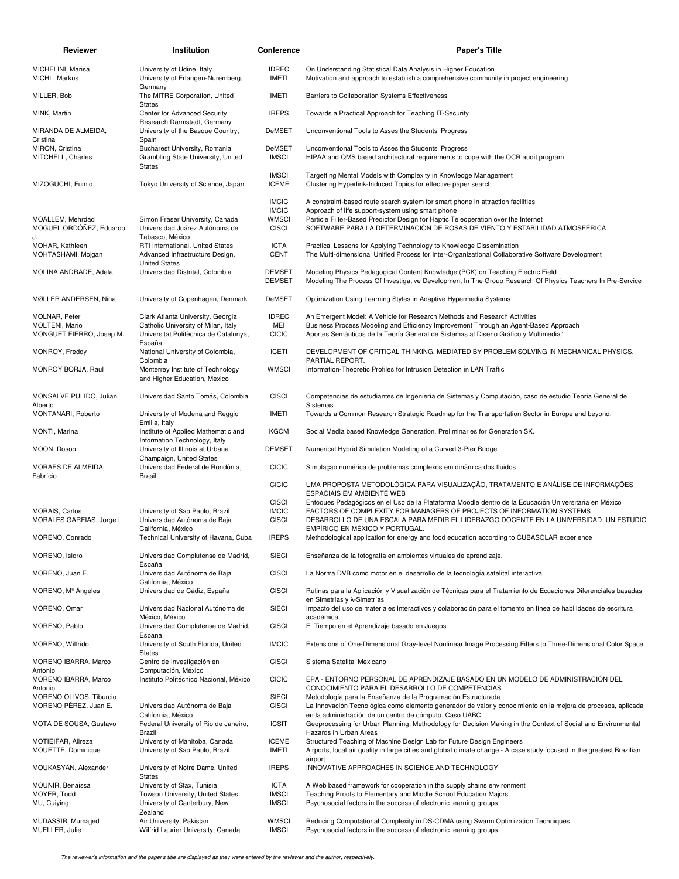| Reviewer | Institution | Conference | Paper's Title |
|---|---|---|---|
| MICHELINI, Marisa | University of Udine, Italy | IDREC | On Understanding Statistical Data Analysis in Higher Education |
| MICHL, Markus | University of Erlangen-Nuremberg, Germany | IMETI | Motivation and approach to establish a comprehensive community in project engineering |
| MILLER, Bob | The MITRE Corporation, United States | IMETI | Barriers to Collaboration Systems Effectiveness |
| MINK, Martin | Center for Advanced Security Research Darmstadt, Germany | IREPS | Towards a Practical Approach for Teaching IT-Security |
| MIRANDA DE ALMEIDA, Cristina | University of the Basque Country, Spain | DeMSET | Unconventional Tools to Asses the Students' Progress |
| MIRON, Cristina | Bucharest University, Romania | DeMSET | Unconventional Tools to Asses the Students' Progress |
| MITCHELL, Charles | Grambling State University, United States | IMSCI | HIPAA and QMS based architectural requirements to cope with the OCR audit program |
| | | IMSCI | Targetting Mental Models with Complexity in Knowledge Management |
| MIZOGUCHI, Fumio | Tokyo University of Science, Japan | ICEME | Clustering Hyperlink-Induced Topics for effective paper search |
| | | IMCIC | A constraint-based route search system for smart phone in attraction facilities |
| | | IMCIC | Approach of life support-system using smart phone |
| MOALLEM, Mehrdad | Simon Fraser University, Canada | WMSCI | Particle Filter-Based Predictor Design for Haptic Teleoperation over the Internet |
| MOGUEL ORDÓÑEZ, Eduardo J. | Universidad Juárez Autónoma de Tabasco, México | CISCI | SOFTWARE PARA LA DETERMINACIÓN DE ROSAS DE VIENTO Y ESTABILIDAD ATMOSFÉRICA |
| MOHAR, Kathleen | RTI International, United States | ICTA | Practical Lessons for Applying Technology to Knowledge Dissemination |
| MOHTASHAMI, Mojgan | Advanced Infrastructure Design, United States | CENT | The Multi-dimensional Unified Process for Inter-Organizational Collaborative Software Development |
| MOLINA ANDRADE, Adela | Universidad Distrital, Colombia | DEMSET | Modeling Physics Pedagogical Content Knowledge (PCK) on Teaching Electric Field |
| | | DEMSET | Modeling The Process Of Investigative Development In The Group Research Of Physics Teachers In Pre-Service |
| MØLLER ANDERSEN, Nina | University of Copenhagen, Denmark | DeMSET | Optimization Using Learning Styles in Adaptive Hypermedia Systems |
| MOLNAR, Peter | Clark Atlanta University, Georgia | IDREC | An Emergent Model: A Vehicle for Research Methods and Research Activities |
| MOLTENI, Mario | Catholic University of Milan, Italy | MEI | Business Process Modeling and Efficiency Improvement Through an Agent-Based Approach |
| MONGUET FIERRO, Josep M. | Universitat Politècnica de Catalunya, España | CICIC | Aportes Semánticos de la Teoría General de Sistemas al Diseño Gráfico y Multimedia" |
| MONROY, Freddy | National University of Colombia, Colombia | ICETI | DEVELOPMENT OF CRITICAL THINKING, MEDIATED BY PROBLEM SOLVING IN MECHANICAL PHYSICS, PARTIAL REPORT. |
| MONROY BORJA, Raul | Monterrey Institute of Technology and Higher Education, Mexico | WMSCI | Information-Theoretic Profiles for Intrusion Detection in LAN Traffic |
| MONSALVE PULIDO, Julian Alberto | Universidad Santo Tomás, Colombia | CISCI | Competencias de estudiantes de Ingeniería de Sistemas y Computación, caso de estudio Teoría General de Sistemas |
| MONTANARI, Roberto | University of Modena and Reggio Emilia, Italy | IMETI | Towards a Common Research Strategic Roadmap for the Transportation Sector in Europe and beyond. |
| MONTI, Marina | Institute of Applied Mathematic and Information Technology, Italy | KGCM | Social Media based Knowledge Generation. Preliminaries for Generation SK. |
| MOON, Dosoo | University of Illinois at Urbana Champaign, United States | DEMSET | Numerical Hybrid Simulation Modeling of a Curved 3-Pier Bridge |
| MORAES DE ALMEIDA, Fabrício | Universidade Federal de Rondônia, Brasil | CICIC | Simulação numérica de problemas complexos em dinâmica dos fluidos |
| | | CICIC | UMA PROPOSTA METODOLÓGICA PARA VISUALIZAÇÃO, TRATAMENTO E ANÁLISE DE INFORMAÇÕES ESPACIAIS EM AMBIENTE WEB |
| | | CISCI | Enfoques Pedagógicos en el Uso de la Plataforma Moodle dentro de la Educación Universitaria en México |
| MORAIS, Carlos | University of Sao Paulo, Brazil | IMCIC | FACTORS OF COMPLEXITY FOR MANAGERS OF PROJECTS OF INFORMATION SYSTEMS |
| MORALES GARFIAS, Jorge I. | Universidad Autónoma de Baja California, México | CISCI | DESARROLLO DE UNA ESCALA PARA MEDIR EL LIDERAZGO DOCENTE EN LA UNIVERSIDAD: UN ESTUDIO EMPÍRICO EN MÉXICO Y PORTUGAL. |
| MORENO, Conrado | Technical University of Havana, Cuba | IREPS | Methodological application for energy and food education according to CUBASOLAR experience |
| MORENO, Isidro | Universidad Complutense de Madrid, España | SIECI | Enseñanza de la fotografía en ambientes virtuales de aprendizaje. |
| MORENO, Juan E. | Universidad Autónoma de Baja California, México | CISCI | La Norma DVB como motor en el desarrollo de la tecnología satelital interactiva |
| MORENO, Mª Ángeles | Universidad de Cádiz, España | CISCI | Rutinas para la Aplicación y Visualización de Técnicas para el Tratamiento de Ecuaciones Diferenciales basadas en Simetrías y λ-Simetrías |
| MORENO, Omar | Universidad Nacional Autónoma de México, México | SIECI | Impacto del uso de materiales interactivos y colaboración para el fomento en línea de habilidades de escritura académica |
| MORENO, Pablo | Universidad Complutense de Madrid, España | CISCI | El Tiempo en el Aprendizaje basado en Juegos |
| MORENO, Wilfrido | University of South Florida, United States | IMCIC | Extensions of One-Dimensional Gray-level Nonlinear Image Processing Filters to Three-Dimensional Color Space |
| MORENO IBARRA, Marco Antonio | Centro de Investigación en Computación, México | CISCI | Sistema Satelital Mexicano |
| MORENO IBARRA, Marco Antonio | Instituto Politécnico Nacional, México | CICIC | EPA - ENTORNO PERSONAL DE APRENDIZAJE BASADO EN UN MODELO DE ADMINISTRACIÓN DEL CONOCIMIENTO PARA EL DESARROLLO DE COMPETENCIAS |
| MORENO OLIVOS, Tiburcio | | SIECI | Metodología para la Enseñanza de la Programación Estructurada |
| MORENO PÉREZ, Juan E. | Universidad Autónoma de Baja California, México | CISCI | La Innovación Tecnológica como elemento generador de valor y conocimiento en la mejora de procesos, aplicada en la administración de un centro de cómputo. Caso UABC. |
| MOTA DE SOUSA, Gustavo | Federal University of Rio de Janeiro, Brazil | ICSIT | Geoprocessing for Urban Planning: Methodology for Decision Making in the Context of Social and Environmental Hazards in Urban Areas |
| MOTIEIFAR, Alireza | University of Manitoba, Canada | ICEME | Structured Teaching of Machine Design Lab for Future Design Engineers |
| MOUETTE, Dominique | University of Sao Paulo, Brazil | IMETI | Airports, local air quality in large cities and global climate change - A case study focused in the greatest Brazilian airport |
| MOUKASYAN, Alexander | University of Notre Dame, United States | IREPS | INNOVATIVE APPROACHES IN SCIENCE AND TECHNOLOGY |
| MOUNIR, Benaissa | University of Sfax, Tunisia | ICTA | A Web based framework for cooperation in the supply chains environment |
| MOYER, Todd | Towson University, United States | IMSCI | Teaching Proofs to Elementary and Middle School Education Majors |
| MU, Cuiying | University of Canterbury, New Zealand | IMSCI | Psychosocial factors in the success of electronic learning groups |
| MUDASSIR, Mumajjed | Air University, Pakistan | WMSCI | Reducing Computational Complexity in DS-CDMA using Swarm Optimization Techniques |
| MUELLER, Julie | Wilfrid Laurier University, Canada | IMSCI | Psychosocial factors in the success of electronic learning groups |

*The reviewer's information and the paper's title are displayed as they were entered by the reviewer and the author, respectively.*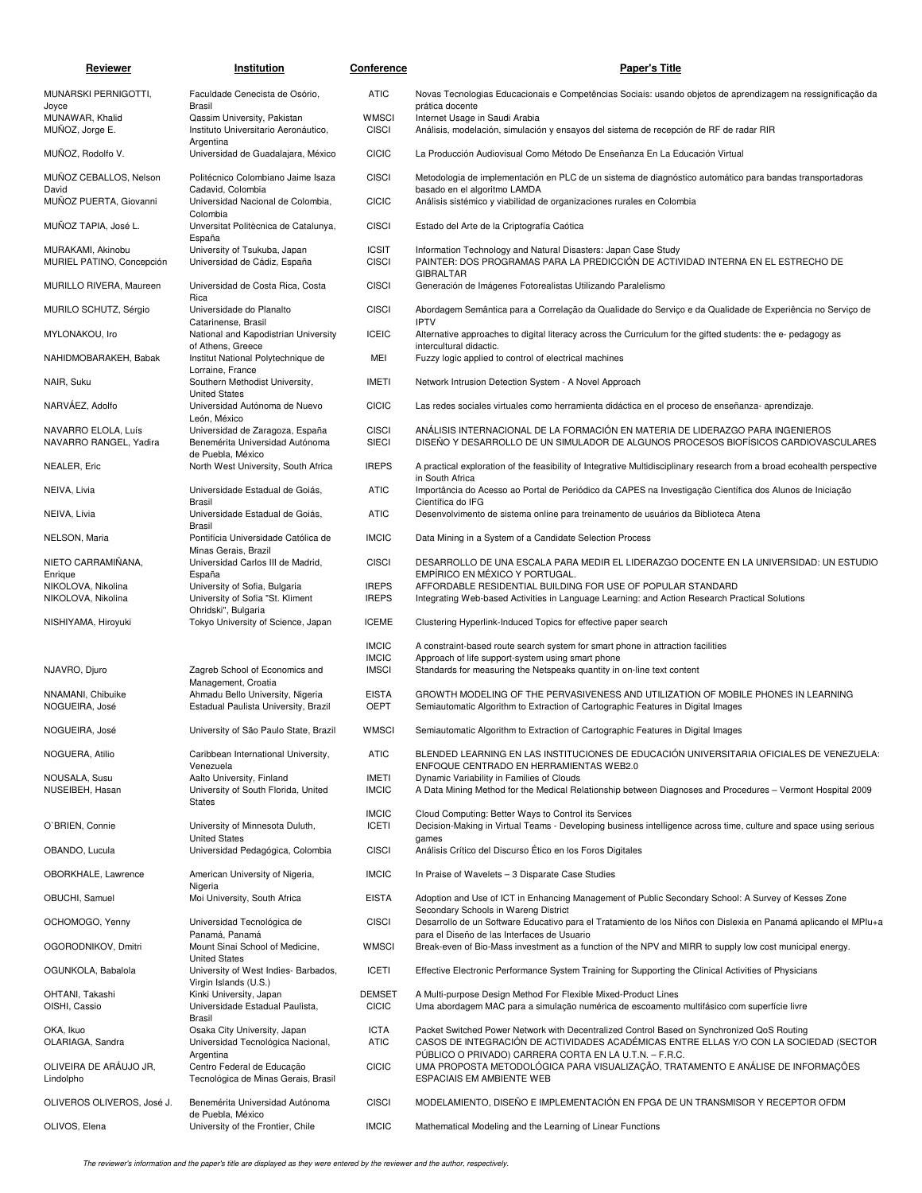| Reviewer | Institution | Conference | Paper's Title |
|---|---|---|---|
| MUNARSKI PERNIGOTTI, Joyce | Faculdade Cenecista de Osório, Brasil | ATIC | Novas Tecnologias Educacionais e Competências Sociais: usando objetos de aprendizagem na ressignificação da prática docente |
| MUNAWAR, Khalid | Qassim University, Pakistan | WMSCI | Internet Usage in Saudi Arabia |
| MUÑOZ, Jorge E. | Instituto Universitario Aeronáutico, Argentina | CISCI | Análisis, modelación, simulación y ensayos del sistema de recepción de RF de radar RIR |
| MUÑOZ, Rodolfo V. | Universidad de Guadalajara, México | CICIC | La Producción Audiovisual Como Método De Enseñanza En La Educación Virtual |
| MUÑOZ CEBALLOS, Nelson David | Politécnico Colombiano Jaime Isaza Cadavid, Colombia | CISCI | Metodologia de implementación en PLC de un sistema de diagnóstico automático para bandas transportadoras basado en el algoritmo LAMDA |
| MUÑOZ PUERTA, Giovanni | Universidad Nacional de Colombia, Colombia | CICIC | Análisis sistémico y viabilidad de organizaciones rurales en Colombia |
| MUÑOZ TAPIA, José L. | Unversitat Politècnica de Catalunya, España | CISCI | Estado del Arte de la Criptografía Caótica |
| MURAKAMI, Akinobu | University of Tsukuba, Japan | ICSIT | Information Technology and Natural Disasters: Japan Case Study |
| MURIEL PATINO, Concepción | Universidad de Cádiz, España | CISCI | PAINTER: DOS PROGRAMAS PARA LA PREDICCIÓN DE ACTIVIDAD INTERNA EN EL ESTRECHO DE GIBRALTAR |
| MURILLO RIVERA, Maureen | Universidad de Costa Rica, Costa Rica | CISCI | Generación de Imágenes Fotorealistas Utilizando Paralelismo |
| MURILO SCHUTZ, Sérgio | Universidade do Planalto Catarinense, Brasil | CISCI | Abordagem Semântica para a Correlação da Qualidade do Serviço e da Qualidade de Experiência no Serviço de IPTV |
| MYLONAKOU, Iro | National and Kapodistrian University of Athens, Greece | ICEIC | Alternative approaches to digital literacy across the Curriculum for the gifted students: the e- pedagogy as intercultural didactic. |
| NAHIDMOBARAKEH, Babak | Institut National Polytechnique de Lorraine, France | MEI | Fuzzy logic applied to control of electrical machines |
| NAIR, Suku | Southern Methodist University, United States | IMETI | Network Intrusion Detection System - A Novel Approach |
| NARVÁEZ, Adolfo | Universidad Autónoma de Nuevo León, México | CICIC | Las redes sociales virtuales como herramienta didáctica en el proceso de enseñanza- aprendizaje. |
| NAVARRO ELOLA, Luís | Universidad de Zaragoza, España | CISCI | ANÁLISIS INTERNACIONAL DE LA FORMACIÓN EN MATERIA DE LIDERAZGO PARA INGENIEROS |
| NAVARRO RANGEL, Yadira | Benemérita Universidad Autónoma de Puebla, México | SIECI | DISEÑO Y DESARROLLO DE UN SIMULADOR DE ALGUNOS PROCESOS BIOFÍSICOS CARDIOVASCULARES |
| NEALER, Eric | North West University, South Africa | IREPS | A practical exploration of the feasibility of Integrative Multidisciplinary research from a broad ecohealth perspective in South Africa |
| NEIVA, Livia | Universidade Estadual de Goiás, Brasil | ATIC | Importância do Acesso ao Portal de Periódico da CAPES na Investigação Científica dos Alunos de Iniciação Científica do IFG |
| NEIVA, Lívia | Universidade Estadual de Goiás, Brasil | ATIC | Desenvolvimento de sistema online para treinamento de usuários da Biblioteca Atena |
| NELSON, Maria | Pontifícia Universidade Católica de Minas Gerais, Brazil | IMCIC | Data Mining in a System of a Candidate Selection Process |
| NIETO CARRAMIÑANA, Enrique | Universidad Carlos III de Madrid, España | CISCI | DESARROLLO DE UNA ESCALA PARA MEDIR EL LIDERAZGO DOCENTE EN LA UNIVERSIDAD: UN ESTUDIO EMPÍRICO EN MÉXICO Y PORTUGAL. |
| NIKOLOVA, Nikolina | University of Sofia, Bulgaria | IREPS | AFFORDABLE RESIDENTIAL BUILDING FOR USE OF POPULAR STANDARD |
| NIKOLOVA, Nikolina | University of Sofia "St. Kliment Ohridski", Bulgaria | IREPS | Integrating Web-based Activities in Language Learning: and Action Research Practical Solutions |
| NISHIYAMA, Hiroyuki | Tokyo University of Science, Japan | ICEME | Clustering Hyperlink-Induced Topics for effective paper search |
| | | IMCIC | A constraint-based route search system for smart phone in attraction facilities |
| | | IMCIC | Approach of life support-system using smart phone |
| NJAVRO, Djuro | Zagreb School of Economics and Management, Croatia | IMSCI | Standards for measuring the Netspeaks quantity in on-line text content |
| NNAMANI, Chibuike | Ahmadu Bello University, Nigeria | EISTA | GROWTH MODELING OF THE PERVASIVENESS AND UTILIZATION OF MOBILE PHONES IN LEARNING |
| NOGUEIRA, José | Estadual Paulista University, Brazil | OEPT | Semiautomatic Algorithm to Extraction of Cartographic Features in Digital Images |
| NOGUEIRA, José | University of São Paulo State, Brazil | WMSCI | Semiautomatic Algorithm to Extraction of Cartographic Features in Digital Images |
| NOGUERA, Atilio | Caribbean International University, Venezuela | ATIC | BLENDED LEARNING EN LAS INSTITUCIONES DE EDUCACIÓN UNIVERSITARIA OFICIALES DE VENEZUELA: ENFOQUE CENTRADO EN HERRAMIENTAS WEB2.0 |
| NOUSALA, Susu | Aalto University, Finland | IMETI | Dynamic Variability in Families of Clouds |
| NUSEIBEH, Hasan | University of South Florida, United States | IMCIC | A Data Mining Method for the Medical Relationship between Diagnoses and Procedures – Vermont Hospital 2009 |
| | | IMCIC | Cloud Computing: Better Ways to Control its Services |
| O`BRIEN, Connie | University of Minnesota Duluth, United States | ICETI | Decision-Making in Virtual Teams - Developing business intelligence across time, culture and space using serious games |
| OBANDO, Lucula | Universidad Pedagógica, Colombia | CISCI | Análisis Crítico del Discurso Ético en los Foros Digitales |
| OBORKHALE, Lawrence | American University of Nigeria, Nigeria | IMCIC | In Praise of Wavelets – 3 Disparate Case Studies |
| OBUCHI, Samuel | Moi University, South Africa | EISTA | Adoption and Use of ICT in Enhancing Management of Public Secondary School: A Survey of Kesses Zone Secondary Schools in Wareng District |
| OCHOMOGO, Yenny | Universidad Tecnológica de Panamá, Panamá | CISCI | Desarrollo de un Software Educativo para el Tratamiento de los Niños con Dislexia en Panamá aplicando el MPlu+a para el Diseño de las Interfaces de Usuario |
| OGORODNIKOV, Dmitri | Mount Sinai School of Medicine, United States | WMSCI | Break-even of Bio-Mass investment as a function of the NPV and MIRR to supply low cost municipal energy. |
| OGUNKOLA, Babalola | University of West Indies- Barbados, Virgin Islands (U.S.) | ICETI | Effective Electronic Performance System Training for Supporting the Clinical Activities of Physicians |
| OHTANI, Takashi | Kinki University, Japan | DEMSET | A Multi-purpose Design Method For Flexible Mixed-Product Lines |
| OISHI, Cassio | Universidade Estadual Paulista, Brasil | CICIC | Uma abordagem MAC para a simulação numérica de escoamento multifásico com superfície livre |
| OKA, Ikuo | Osaka City University, Japan | ICTA | Packet Switched Power Network with Decentralized Control Based on Synchronized QoS Routing |
| OLARIAGA, Sandra | Universidad Tecnológica Nacional, Argentina | ATIC | CASOS DE INTEGRACIÓN DE ACTIVIDADES ACADÉMICAS ENTRE ELLAS Y/O CON LA SOCIEDAD (SECTOR PÚBLICO O PRIVADO) CARRERA CORTA EN LA U.T.N. – F.R.C. |
| OLIVEIRA DE ARÁUJO JR, Lindolpho | Centro Federal de Educação Tecnológica de Minas Gerais, Brasil | CICIC | UMA PROPOSTA METODOLÓGICA PARA VISUALIZAÇÃO, TRATAMENTO E ANÁLISE DE INFORMAÇÕES ESPACIAIS EM AMBIENTE WEB |
| OLIVEROS OLIVEROS, José J. | Benemérita Universidad Autónoma de Puebla, México | CISCI | MODELAMIENTO, DISEÑO E IMPLEMENTACIÓN EN FPGA DE UN TRANSMISOR Y RECEPTOR OFDM |
| OLIVOS, Elena | University of the Frontier, Chile | IMCIC | Mathematical Modeling and the Learning of Linear Functions |

*The reviewer's information and the paper's title are displayed as they were entered by the reviewer and the author, respectively.*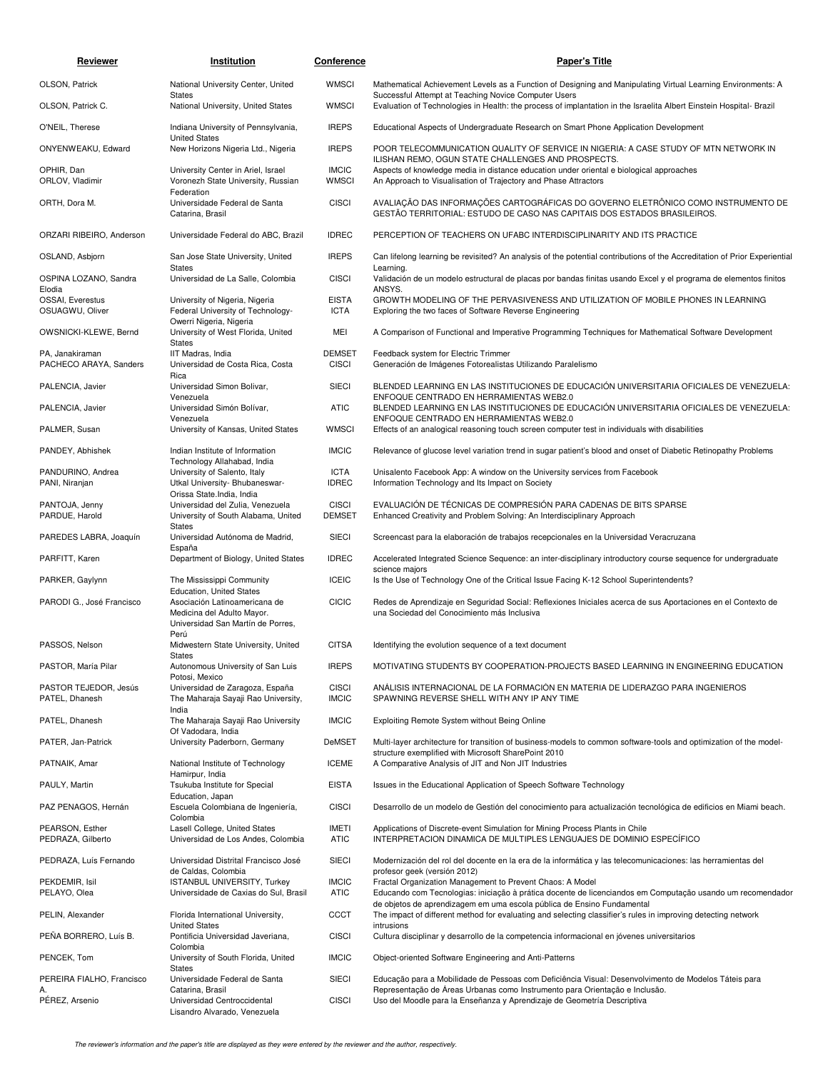| Reviewer | Institution | Conference | Paper's Title |
|---|---|---|---|
| OLSON, Patrick | National University Center, United States | WMSCI | Mathematical Achievement Levels as a Function of Designing and Manipulating Virtual Learning Environments: A Successful Attempt at Teaching Novice Computer Users |
| OLSON, Patrick C. | National University, United States | WMSCI | Evaluation of Technologies in Health: the process of implantation in the Israelita Albert Einstein Hospital- Brazil |
| O'NEIL, Therese | Indiana University of Pennsylvania, United States | IREPS | Educational Aspects of Undergraduate Research on Smart Phone Application Development |
| ONYENWEAKU, Edward | New Horizons Nigeria Ltd., Nigeria | IREPS | POOR TELECOMMUNICATION QUALITY OF SERVICE IN NIGERIA: A CASE STUDY OF MTN NETWORK IN ILISHAN REMO, OGUN STATE CHALLENGES AND PROSPECTS. |
| OPHIR, Dan | University Center in Ariel, Israel | IMCIC | Aspects of knowledge media in distance education under oriental e biological approaches |
| ORLOV, Vladimir | Voronezh State University, Russian Federation | WMSCI | An Approach to Visualisation of Trajectory and Phase Attractors |
| ORTH, Dora M. | Universidade Federal de Santa Catarina, Brasil | CISCI | AVALIAÇÃO DAS INFORMAÇÕES CARTOGRÁFICAS DO GOVERNO ELETRÔNICO COMO INSTRUMENTO DE GESTÃO TERRITORIAL: ESTUDO DE CASO NAS CAPITAIS DOS ESTADOS BRASILEIROS. |
| ORZARI RIBEIRO, Anderson | Universidade Federal do ABC, Brazil | IDREC | PERCEPTION OF TEACHERS ON UFABC INTERDISCIPLINARITY AND ITS PRACTICE |
| OSLAND, Asbjorn | San Jose State University, United States | IREPS | Can lifelong learning be revisited? An analysis of the potential contributions of the Accreditation of Prior Experiential Learning. |
| OSPINA LOZANO, Sandra Elodia | Universidad de La Salle, Colombia | CISCI | Validación de un modelo estructural de placas por bandas finitas usando Excel y el programa de elementos finitos ANSYS. |
| OSSAI, Everestus | University of Nigeria, Nigeria | EISTA | GROWTH MODELING OF THE PERVASIVENESS AND UTILIZATION OF MOBILE PHONES IN LEARNING |
| OSUAGWU, Oliver | Federal University of Technology-Owerri Nigeria, Nigeria | ICTA | Exploring the two faces of Software Reverse Engineering |
| OWSNICKI-KLEWE, Bernd | University of West Florida, United States | MEI | A Comparison of Functional and Imperative Programming Techniques for Mathematical Software Development |
| PA, Janakiraman | IIT Madras, India | DEMSET | Feedback system for Electric Trimmer |
| PACHECO ARAYA, Sanders | Universidad de Costa Rica, Costa Rica | CISCI | Generación de Imágenes Fotorealistas Utilizando Paralelismo |
| PALENCIA, Javier | Universidad Simon Bolivar, Venezuela | SIECI | BLENDED LEARNING EN LAS INSTITUCIONES DE EDUCACIÓN UNIVERSITARIA OFICIALES DE VENEZUELA: ENFOQUE CENTRADO EN HERRAMIENTAS WEB2.0 |
| PALENCIA, Javier | Universidad Simón Bolívar, Venezuela | ATIC | BLENDED LEARNING EN LAS INSTITUCIONES DE EDUCACIÓN UNIVERSITARIA OFICIALES DE VENEZUELA: ENFOQUE CENTRADO EN HERRAMIENTAS WEB2.0 |
| PALMER, Susan | University of Kansas, United States | WMSCI | Effects of an analogical reasoning touch screen computer test in individuals with disabilities |
| PANDEY, Abhishek | Indian Institute of Information Technology Allahabad, India | IMCIC | Relevance of glucose level variation trend in sugar patient's blood and onset of Diabetic Retinopathy Problems |
| PANDURINO, Andrea | University of Salento, Italy | ICTA | Unisalento Facebook App: A window on the University services from Facebook |
| PANI, Niranjan | Utkal University- Bhubaneswar-Orissa State.India, India | IDREC | Information Technology and Its Impact on Society |
| PANTOJA, Jenny | Universidad del Zulia, Venezuela | CISCI | EVALUACIÓN DE TÉCNICAS DE COMPRESIÓN PARA CADENAS DE BITS SPARSE |
| PARDUE, Harold | University of South Alabama, United States | DEMSET | Enhanced Creativity and Problem Solving: An Interdisciplinary Approach |
| PAREDES LABRA, Joaquín | Universidad Autónoma de Madrid, España | SIECI | Screencast para la elaboración de trabajos recepcionales en la Universidad Veracruzana |
| PARFITT, Karen | Department of Biology, United States | IDREC | Accelerated Integrated Science Sequence: an inter-disciplinary introductory course sequence for undergraduate science majors |
| PARKER, Gaylynn | The Mississippi Community Education, United States | ICEIC | Is the Use of Technology One of the Critical Issue Facing K-12 School Superintendents? |
| PARODI G., José Francisco | Asociación Latinoamericana de Medicina del Adulto Mayor. Universidad San Martín de Porres, Perú | CICIC | Redes de Aprendizaje en Seguridad Social: Reflexiones Iniciales acerca de sus Aportaciones en el Contexto de una Sociedad del Conocimiento más Inclusiva |
| PASSOS, Nelson | Midwestern State University, United States | CITSA | Identifying the evolution sequence of a text document |
| PASTOR, María Pilar | Autonomous University of San Luis Potosi, Mexico | IREPS | MOTIVATING STUDENTS BY COOPERATION-PROJECTS BASED LEARNING IN ENGINEERING EDUCATION |
| PASTOR TEJEDOR, Jesús | Universidad de Zaragoza, España | CISCI | ANÁLISIS INTERNACIONAL DE LA FORMACIÓN EN MATERIA DE LIDERAZGO PARA INGENIEROS |
| PATEL, Dhanesh | The Maharaja Sayaji Rao University, India | IMCIC | SPAWNING REVERSE SHELL WITH ANY IP ANY TIME |
| PATEL, Dhanesh | The Maharaja Sayaji Rao University Of Vadodara, India | IMCIC | Exploiting Remote System without Being Online |
| PATER, Jan-Patrick | University Paderborn, Germany | DeMSET | Multi-layer architecture for transition of business-models to common software-tools and optimization of the model-structure exemplified with Microsoft SharePoint 2010 |
| PATNAIK, Amar | National Institute of Technology Hamirpur, India | ICEME | A Comparative Analysis of JIT and Non JIT Industries |
| PAULY, Martin | Tsukuba Institute for Special Education, Japan | EISTA | Issues in the Educational Application of Speech Software Technology |
| PAZ PENAGOS, Hernán | Escuela Colombiana de Ingeniería, Colombia | CISCI | Desarrollo de un modelo de Gestión del conocimiento para actualización tecnológica de edificios en Miami beach. |
| PEARSON, Esther | Lasell College, United States | IMETI | Applications of Discrete-event Simulation for Mining Process Plants in Chile |
| PEDRAZA, Gilberto | Universidad de Los Andes, Colombia | ATIC | INTERPRETACION DINAMICA DE MULTIPLES LENGUAJES DE DOMINIO ESPECÍFICO |
| PEDRAZA, Luís Fernando | Universidad Distrital Francisco José de Caldas, Colombia | SIECI | Modernización del rol del docente en la era de la informática y las telecomunicaciones: las herramientas del profesor geek (versión 2012) |
| PEKDEMIR, Isil | ISTANBUL UNIVERSITY, Turkey | IMCIC | Fractal Organization Management to Prevent Chaos: A Model |
| PELAYO, Olea | Universidade de Caxias do Sul, Brasil | ATIC | Educando com Tecnologias: iniciação à prática docente de licenciandos em Computação usando um recomendador de objetos de aprendizagem em uma escola pública de Ensino Fundamental |
| PELIN, Alexander | Florida International University, United States | CCCT | The impact of different method for evaluating and selecting classifier's rules in improving detecting network intrusions |
| PEÑA BORRERO, Luís B. | Pontificia Universidad Javeriana, Colombia | CISCI | Cultura disciplinar y desarrollo de la competencia informacional en jóvenes universitarios |
| PENCEK, Tom | University of South Florida, United States | IMCIC | Object-oriented Software Engineering and Anti-Patterns |
| PEREIRA FIALHO, Francisco A. | Universidade Federal de Santa Catarina, Brasil | SIECI | Educação para a Mobilidade de Pessoas com Deficiência Visual: Desenvolvimento de Modelos Táteis para Representação de Áreas Urbanas como Instrumento para Orientação e Inclusão. |
| PÉREZ, Arsenio | Universidad Centroccidental Lisandro Alvarado, Venezuela | CISCI | Uso del Moodle para la Enseñanza y Aprendizaje de Geometría Descriptiva |

*The reviewer's information and the paper's title are displayed as they were entered by the reviewer and the author, respectively.*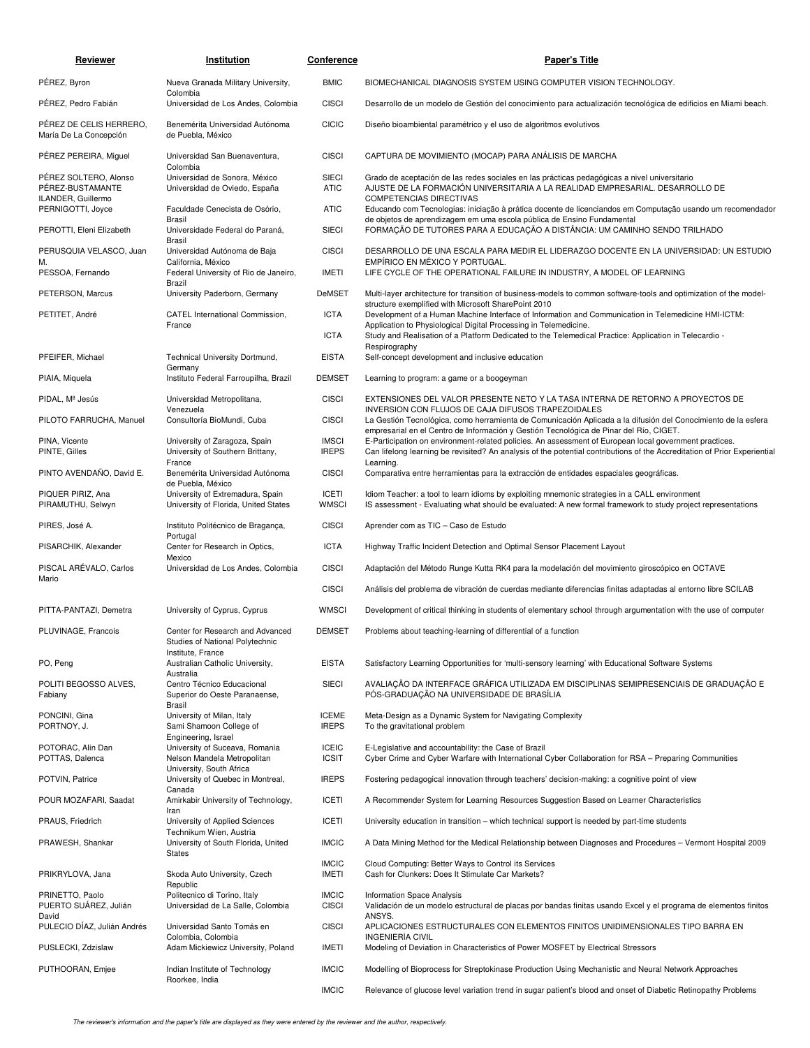| Reviewer | Institution | Conference | Paper's Title |
|---|---|---|---|
| PÉREZ, Byron | Nueva Granada Military University, Colombia | BMIC | BIOMECHANICAL DIAGNOSIS SYSTEM USING COMPUTER VISION TECHNOLOGY. |
| PÉREZ, Pedro Fabián | Universidad de Los Andes, Colombia | CISCI | Desarrollo de un modelo de Gestión del conocimiento para actualización tecnológica de edificios en Miami beach. |
| PÉREZ DE CELIS HERRERO, María De La Concepción | Benemérita Universidad Autónoma de Puebla, México | CICIC | Diseño bioambiental paramétrico y el uso de algoritmos evolutivos |
| PÉREZ PEREIRA, Miguel | Universidad San Buenaventura, Colombia | CISCI | CAPTURA DE MOVIMIENTO (MOCAP) PARA ANÁLISIS DE MARCHA |
| PÉREZ SOLTERO, Alonso | Universidad de Sonora, México | SIECI | Grado de aceptación de las redes sociales en las prácticas pedagógicas a nivel universitario |
| PÉREZ-BUSTAMANTE ILANDER, Guillermo | Universidad de Oviedo, España | ATIC | AJUSTE DE LA FORMACIÓN UNIVERSITARIA A LA REALIDAD EMPRESARIAL. DESARROLLO DE COMPETENCIAS DIRECTIVAS |
| PERNIGOTTI, Joyce | Faculdade Cenecista de Osório, Brasil | ATIC | Educando com Tecnologias: iniciação à prática docente de licenciandos em Computação usando um recomendador de objetos de aprendizagem em uma escola pública de Ensino Fundamental |
| PEROTTI, Eleni Elizabeth | Universidade Federal do Paraná, Brasil | SIECI | FORMAÇÃO DE TUTORES PARA A EDUCAÇÃO A DISTÂNCIA: UM CAMINHO SENDO TRILHADO |
| PERUSQUIA VELASCO, Juan M. | Universidad Autónoma de Baja California, México | CISCI | DESARROLLO DE UNA ESCALA PARA MEDIR EL LIDERAZGO DOCENTE EN LA UNIVERSIDAD: UN ESTUDIO EMPÍRICO EN MÉXICO Y PORTUGAL. |
| PESSOA, Fernando | Federal University of Rio de Janeiro, Brazil | IMETI | LIFE CYCLE OF THE OPERATIONAL FAILURE IN INDUSTRY, A MODEL OF LEARNING |
| PETERSON, Marcus | University Paderborn, Germany | DeMSET | Multi-layer architecture for transition of business-models to common software-tools and optimization of the model-structure exemplified with Microsoft SharePoint 2010 |
| PETITET, André | CATEL International Commission, France | ICTA | Development of a Human Machine Interface of Information and Communication in Telemedicine HMI-ICTM: Application to Physiological Digital Processing in Telemedicine. |
| | | ICTA | Study and Realisation of a Platform Dedicated to the Telemedical Practice: Application in Telecardio - Respirography |
| PFEIFER, Michael | Technical University Dortmund, Germany | EISTA | Self-concept development and inclusive education |
| PIAIA, Miquela | Instituto Federal Farroupilha, Brazil | DEMSET | Learning to program: a game or a boogeyman |
| PIDAL, Mª Jesús | Universidad Metropolitana, Venezuela | CISCI | EXTENSIONES DEL VALOR PRESENTE NETO Y LA TASA INTERNA DE RETORNO A PROYECTOS DE INVERSION CON FLUJOS DE CAJA DIFUSOS TRAPEZOIDALES |
| PILOTO FARRUCHA, Manuel | Consultoría BioMundi, Cuba | CISCI | La Gestión Tecnológica, como herramienta de Comunicación Aplicada a la difusión del Conocimiento de la esfera empresarial en el Centro de Información y Gestión Tecnológica de Pinar del Río, CIGET. |
| PINA, Vicente | University of Zaragoza, Spain | IMSCI | E-Participation on environment-related policies. An assessment of European local government practices. |
| PINTE, Gilles | University of Southern Brittany, France | IREPS | Can lifelong learning be revisited? An analysis of the potential contributions of the Accreditation of Prior Experiential Learning. |
| PINTO AVENDAÑO, David E. | Benemérita Universidad Autónoma de Puebla, México | CISCI | Comparativa entre herramientas para la extracción de entidades espaciales geográficas. |
| PIQUER PIRIZ, Ana | University of Extremadura, Spain | ICETI | Idiom Teacher: a tool to learn idioms by exploiting mnemonic strategies in a CALL environment |
| PIRAMUTHU, Selwyn | University of Florida, United States | WMSCI | IS assessment - Evaluating what should be evaluated: A new formal framework to study project representations |
| PIRES, José A. | Instituto Politécnico de Bragança, Portugal | CISCI | Aprender com as TIC – Caso de Estudo |
| PISARCHIK, Alexander | Center for Research in Optics, Mexico | ICTA | Highway Traffic Incident Detection and Optimal Sensor Placement Layout |
| PISCAL ARÉVALO, Carlos Mario | Universidad de Los Andes, Colombia | CISCI | Adaptación del Método Runge Kutta RK4 para la modelación del movimiento giroscópico en OCTAVE |
| | | CISCI | Análisis del problema de vibración de cuerdas mediante diferencias finitas adaptadas al entorno libre SCILAB |
| PITTA-PANTAZI, Demetra | University of Cyprus, Cyprus | WMSCI | Development of critical thinking in students of elementary school through argumentation with the use of computer |
| PLUVINAGE, Francois | Center for Research and Advanced Studies of National Polytechnic Institute, France | DEMSET | Problems about teaching-learning of differential of a function |
| PO, Peng | Australian Catholic University, Australia | EISTA | Satisfactory Learning Opportunities for 'multi-sensory learning' with Educational Software Systems |
| POLITI BEGOSSO ALVES, Fabiany | Centro Técnico Educacional Superior do Oeste Paranaense, Brasil | SIECI | AVALIAÇÃO DA INTERFACE GRÁFICA UTILIZADA EM DISCIPLINAS SEMIPRESENCIAIS DE GRADUAÇÃO E PÓS-GRADUAÇÃO NA UNIVERSIDADE DE BRASÍLIA |
| PONCINI, Gina | University of Milan, Italy | ICEME | Meta-Design as a Dynamic System for Navigating Complexity |
| PORTNOY, J. | Sami Shamoon College of Engineering, Israel | IREPS | To the gravitational problem |
| POTORAC, Alin Dan | University of Suceava, Romania | ICEIC | E-Legislative and accountability: the Case of Brazil |
| POTTAS, Dalenca | Nelson Mandela Metropolitan University, South Africa | ICSIT | Cyber Crime and Cyber Warfare with International Cyber Collaboration for RSA – Preparing Communities |
| POTVIN, Patrice | University of Quebec in Montreal, Canada | IREPS | Fostering pedagogical innovation through teachers' decision-making: a cognitive point of view |
| POUR MOZAFARI, Saadat | Amirkabir University of Technology, Iran | ICETI | A Recommender System for Learning Resources Suggestion Based on Learner Characteristics |
| PRAUS, Friedrich | University of Applied Sciences Technikum Wien, Austria | ICETI | University education in transition – which technical support is needed by part-time students |
| PRAWESH, Shankar | University of South Florida, United States | IMCIC | A Data Mining Method for the Medical Relationship between Diagnoses and Procedures – Vermont Hospital 2009 |
| | | IMCIC | Cloud Computing: Better Ways to Control its Services |
| PRIKRYLOVA, Jana | Skoda Auto University, Czech Republic | IMETI | Cash for Clunkers: Does It Stimulate Car Markets? |
| PRINETTO, Paolo | Politecnico di Torino, Italy | IMCIC | Information Space Analysis |
| PUERTO SUÁREZ, Julián David | Universidad de La Salle, Colombia | CISCI | Validación de un modelo estructural de placas por bandas finitas usando Excel y el programa de elementos finitos ANSYS. |
| PULECIO DÍAZ, Julián Andrés | Universidad Santo Tomás en Colombia, Colombia | CISCI | APLICACIONES ESTRUCTURALES CON ELEMENTOS FINITOS UNIDIMENSIONALES TIPO BARRA EN INGENIERÌA CIVIL |
| PUSLECKI, Zdzislaw | Adam Mickiewicz University, Poland | IMETI | Modeling of Deviation in Characteristics of Power MOSFET by Electrical Stressors |
| PUTHOORAN, Emjee | Indian Institute of Technology Roorkee, India | IMCIC | Modelling of Bioprocess for Streptokinase Production Using Mechanistic and Neural Network Approaches |
| | | IMCIC | Relevance of glucose level variation trend in sugar patient's blood and onset of Diabetic Retinopathy Problems |

*The reviewer's information and the paper's title are displayed as they were entered by the reviewer and the author, respectively.*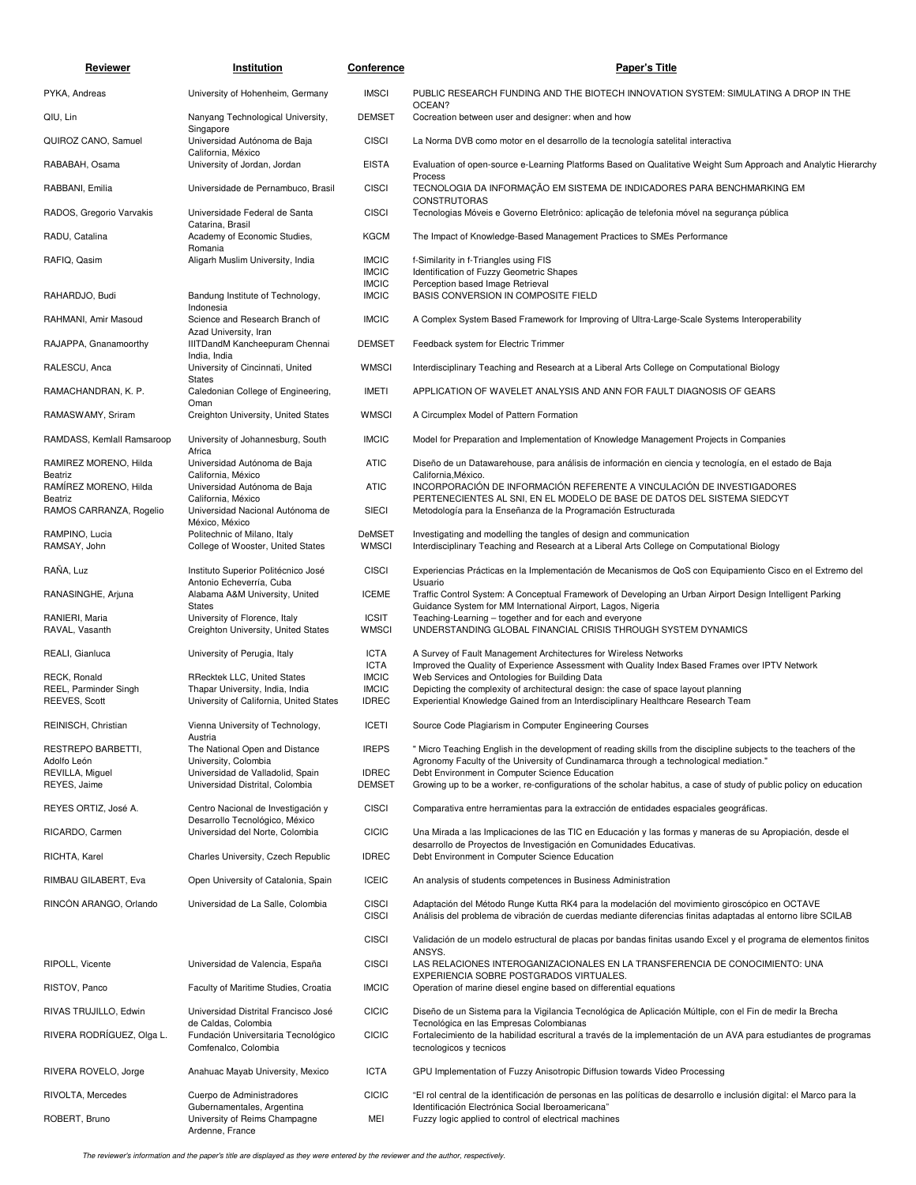| Reviewer | Institution | Conference | Paper's Title |
|---|---|---|---|
| PYKA, Andreas | University of Hohenheim, Germany | IMSCI | PUBLIC RESEARCH FUNDING AND THE BIOTECH INNOVATION SYSTEM: SIMULATING A DROP IN THE OCEAN? |
| QIU, Lin | Nanyang Technological University, Singapore | DEMSET | Cocreation between user and designer: when and how |
| QUIROZ CANO, Samuel | Universidad Autónoma de Baja California, México | CISCI | La Norma DVB como motor en el desarrollo de la tecnología satelital interactiva |
| RABABAH, Osama | University of Jordan, Jordan | EISTA | Evaluation of open-source e-Learning Platforms Based on Qualitative Weight Sum Approach and Analytic Hierarchy Process |
| RABBANI, Emilia | Universidade de Pernambuco, Brasil | CISCI | TECNOLOGIA DA INFORMAÇÃO EM SISTEMA DE INDICADORES PARA BENCHMARKING EM CONSTRUTORAS |
| RADOS, Gregorio Varvakis | Universidade Federal de Santa Catarina, Brasil | CISCI | Tecnologias Móveis e Governo Eletrônico: aplicação de telefonia móvel na segurança pública |
| RADU, Catalina | Academy of Economic Studies, Romania | KGCM | The Impact of Knowledge-Based Management Practices to SMEs Performance |
| RAFIQ, Qasim | Aligarh Muslim University, India | IMCIC | f-Similarity in f-Triangles using FIS |
| | | IMCIC | Identification of Fuzzy Geometric Shapes |
| | | IMCIC | Perception based Image Retrieval |
| RAHARDJO, Budi | Bandung Institute of Technology, Indonesia | IMCIC | BASIS CONVERSION IN COMPOSITE FIELD |
| RAHMANI, Amir Masoud | Science and Research Branch of Azad University, Iran | IMCIC | A Complex System Based Framework for Improving of Ultra-Large-Scale Systems Interoperability |
| RAJAPPA, Gnanamoorthy | IIITDandM Kancheepuram Chennai India, India | DEMSET | Feedback system for Electric Trimmer |
| RALESCU, Anca | University of Cincinnati, United States | WMSCI | Interdisciplinary Teaching and Research at a Liberal Arts College on Computational Biology |
| RAMACHANDRAN, K. P. | Caledonian College of Engineering, Oman | IMETI | APPLICATION OF WAVELET ANALYSIS AND ANN FOR FAULT DIAGNOSIS OF GEARS |
| RAMASWAMY, Sriram | Creighton University, United States | WMSCI | A Circumplex Model of Pattern Formation |
| RAMDASS, Kemlall Ramsaroop | University of Johannesburg, South Africa | IMCIC | Model for Preparation and Implementation of Knowledge Management Projects in Companies |
| RAMIREZ MORENO, Hilda Beatriz | Universidad Autónoma de Baja California, México | ATIC | Diseño de un Datawarehouse, para análisis de información en ciencia y tecnología, en el estado de Baja California,México. |
| RAMÍREZ MORENO, Hilda Beatriz | Universidad Autónoma de Baja California, México | ATIC | INCORPORACIÓN DE INFORMACIÓN REFERENTE A VINCULACIÓN DE INVESTIGADORES PERTENECIENTES AL SNI, EN EL MODELO DE BASE DE DATOS DEL SISTEMA SIEDCYT |
| RAMOS CARRANZA, Rogelio | Universidad Nacional Autónoma de México, México | SIECI | Metodología para la Enseñanza de la Programación Estructurada |
| RAMPINO, Lucia | Politechnic of Milano, Italy | DeMSET | Investigating and modelling the tangles of design and communication |
| RAMSAY, John | College of Wooster, United States | WMSCI | Interdisciplinary Teaching and Research at a Liberal Arts College on Computational Biology |
| RAÑA, Luz | Instituto Superior Politécnico José Antonio Echeverría, Cuba | CISCI | Experiencias Prácticas en la Implementación de Mecanismos de QoS con Equipamiento Cisco en el Extremo del Usuario |
| RANASINGHE, Arjuna | Alabama A&M University, United States | ICEME | Traffic Control System: A Conceptual Framework of Developing an Urban Airport Design Intelligent Parking Guidance System for MM International Airport, Lagos, Nigeria |
| RANIERI, Maria | University of Florence, Italy | ICSIT | Teaching-Learning – together and for each and everyone |
| RAVAL, Vasanth | Creighton University, United States | WMSCI | UNDERSTANDING GLOBAL FINANCIAL CRISIS THROUGH SYSTEM DYNAMICS |
| REALI, Gianluca | University of Perugia, Italy | ICTA | A Survey of Fault Management Architectures for Wireless Networks |
| | | ICTA | Improved the Quality of Experience Assessment with Quality Index Based Frames over IPTV Network |
| RECK, Ronald | RRecktek LLC, United States | IMCIC | Web Services and Ontologies for Building Data |
| REEL, Parminder Singh | Thapar University, India, India | IMCIC | Depicting the complexity of architectural design: the case of space layout planning |
| REEVES, Scott | University of California, United States | IDREC | Experiential Knowledge Gained from an Interdisciplinary Healthcare Research Team |
| REINISCH, Christian | Vienna University of Technology, Austria | ICETI | Source Code Plagiarism in Computer Engineering Courses |
| RESTREPO BARBETTI, Adolfo León | The National Open and Distance University, Colombia | IREPS | " Micro Teaching English in the development of reading skills from the discipline subjects to the teachers of the Agronomy Faculty of the University of Cundinamarca through a technological mediation." |
| REVILLA, Miguel | Universidad de Valladolid, Spain | IDREC | Debt Environment in Computer Science Education |
| REYES, Jaime | Universidad Distrital, Colombia | DEMSET | Growing up to be a worker, re-configurations of the scholar habitus, a case of study of public policy on education |
| REYES ORTIZ, José A. | Centro Nacional de Investigación y Desarrollo Tecnológico, México | CISCI | Comparativa entre herramientas para la extracción de entidades espaciales geográficas. |
| RICARDO, Carmen | Universidad del Norte, Colombia | CICIC | Una Mirada a las Implicaciones de las TIC en Educación y las formas y maneras de su Apropiación, desde el desarrollo de Proyectos de Investigación en Comunidades Educativas. |
| RICHTA, Karel | Charles University, Czech Republic | IDREC | Debt Environment in Computer Science Education |
| RIMBAU GILABERT, Eva | Open University of Catalonia, Spain | ICEIC | An analysis of students competences in Business Administration |
| RINCÓN ARANGO, Orlando | Universidad de La Salle, Colombia | CISCI | Adaptación del Método Runge Kutta RK4 para la modelación del movimiento giroscópico en OCTAVE |
| | | CISCI | Análisis del problema de vibración de cuerdas mediante diferencias finitas adaptadas al entorno libre SCILAB |
| | | CISCI | Validación de un modelo estructural de placas por bandas finitas usando Excel y el programa de elementos finitos ANSYS. |
| RIPOLL, Vicente | Universidad de Valencia, España | CISCI | LAS RELACIONES INTEROGANIZACIONALES EN LA TRANSFERENCIA DE CONOCIMIENTO: UNA EXPERIENCIA SOBRE POSTGRADOS VIRTUALES. |
| RISTOV, Panco | Faculty of Maritime Studies, Croatia | IMCIC | Operation of marine diesel engine based on differential equations |
| RIVAS TRUJILLO, Edwin | Universidad Distrital Francisco José de Caldas, Colombia | CICIC | Diseño de un Sistema para la Vigilancia Tecnológica de Aplicación Múltiple, con el Fin de medir la Brecha Tecnológica en las Empresas Colombianas |
| RIVERA RODRÍGUEZ, Olga L. | Fundación Universitaria Tecnológico Comfenalco, Colombia | CICIC | Fortalecimiento de la habilidad escritural a través de la implementación de un AVA para estudiantes de programas tecnologicos y tecnicos |
| RIVERA ROVELO, Jorge | Anahuac Mayab University, Mexico | ICTA | GPU Implementation of Fuzzy Anisotropic Diffusion towards Video Processing |
| RIVOLTA, Mercedes | Cuerpo de Administradores Gubernamentales, Argentina | CICIC | "El rol central de la identificación de personas en las políticas de desarrollo e inclusión digital: el Marco para la Identificación Electrónica Social Iberoamericana" |
| ROBERT, Bruno | University of Reims Champagne Ardenne, France | MEI | Fuzzy logic applied to control of electrical machines |

*The reviewer's information and the paper's title are displayed as they were entered by the reviewer and the author, respectively.*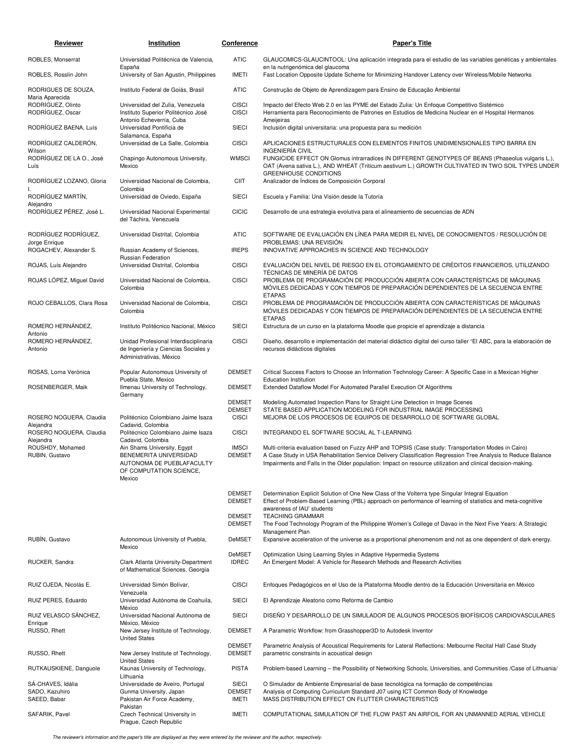| Reviewer | Institution | Conference | Paper's Title |
|---|---|---|---|
| ROBLES, Monserrat | Universidad Politécnica de Valencia, España | ATIC | GLAUCOMICS-GLAUCINTOOL: Una aplicación integrada para el estudio de las variables genéticas y ambientales en la nutrigenómica del glaucoma |
| ROBLES, Rosslin John | University of San Agustin, Philippines | IMETI | Fast Location Opposite Update Scheme for Minimizing Handover Latency over Wireless/Mobile Networks |
| RODRIGUES DE SOUZA, Maria Aparecida | Instituto Federal de Goiás, Brasil | ATIC | Construção de Objeto de Aprendizagem para Ensino de Educação Ambiental |
| RODRÍGUEZ, Olinto | Universidad del Zulia, Venezuela | CISCI | Impacto del Efecto Web 2.0 en las PYME del Estado Zulia: Un Enfoque Competitivo Sistémico |
| RODRÍGUEZ, Oscar | Instituto Superior Politécnico José Antonio Echeverría, Cuba | CISCI | Herramienta para Reconocimiento de Patrones en Estudios de Medicina Nuclear en el Hospital Hermanos Ameijeiras |
| RODRÍGUEZ BAENA, Luís | Universidad Pontificia de Salamanca, España | SIECI | Inclusión digital universitaria: una propuesta para su medición |
| RODRÍGUEZ CALDERÓN, Wilson | Universidad de La Salle, Colombia | CISCI | APLICACIONES ESTRUCTURALES CON ELEMENTOS FINITOS UNIDIMENSIONALES TIPO BARRA EN INGENIERÍA CIVIL |
| RODRÍGUEZ DE LA O., José Luís | Chapingo Autonomous University, Mexico | WMSCI | FUNGICIDE EFFECT ON Glomus intrarradices IN DIFFERENT GENOTYPES OF BEANS (Phaseolus vulgaris L.), OAT (Avena sativa L.), AND WHEAT (Triticum aestivum L.) GROWTH CULTIVATED IN TWO SOIL TYPES UNDER GREENHOUSE CONDITIONS |
| RODRÍGUEZ LOZANO, Gloria I. | Universidad Nacional de Colombia, Colombia | CIIT | Analizador de Índices de Composición Corporal |
| RODRÍGUEZ MARTÍN, Alejandro | Universidad de Oviedo, España | SIECI | Escuela y Familia: Una Visión desde la Tutoría |
| RODRÍGUEZ PÉREZ, José L. | Universidad Nacional Experimental del Táchira, Venezuela | CICIC | Desarrollo de una estrategia evolutiva para el alineamiento de secuencias de ADN |
| RODRÍGUEZ RODRÍGUEZ, Jorge Enrique | Universidad Distrital, Colombia | ATIC | SOFTWARE DE EVALUACIÓN EN LÍNEA PARA MEDIR EL NIVEL DE CONOCIMIENTOS / RESOLUCIÓN DE PROBLEMAS: UNA REVISIÓN |
| ROGACHEV, Alexander S. | Russian Academy of Sciences, Russian Federation | IREPS | INNOVATIVE APPROACHES IN SCIENCE AND TECHNOLOGY |
| ROJAS, Luís Alejandro | Universidad Distrital, Colombia | CISCI | EVALUACIÓN DEL NIVEL DE RIESGO EN EL OTORGAMIENTO DE CRÉDITOS FINANCIEROS, UTILIZANDO TÉCNICAS DE MINERÍA DE DATOS |
| ROJAS LÓPEZ, Miguel David | Universidad Nacional de Colombia, Colombia | CISCI | PROBLEMA DE PROGRAMACIÓN DE PRODUCCIÓN ABIERTA CON CARACTERÍSTICAS DE MÁQUINAS MÓVILES DEDICADAS Y CON TIEMPOS DE PREPARACIÓN DEPENDIENTES DE LA SECUENCIA ENTRE ETAPAS |
| ROJO CEBALLOS, Clara Rosa | Universidad Nacional de Colombia, Colombia | CISCI | PROBLEMA DE PROGRAMACIÓN DE PRODUCCIÓN ABIERTA CON CARACTERÍSTICAS DE MÁQUINAS MÓVILES DEDICADAS Y CON TIEMPOS DE PREPARACIÓN DEPENDIENTES DE LA SECUENCIA ENTRE ETAPAS |
| ROMERO HERNÁNDEZ, Antonio | Instituto Politécnico Nacional, México | SIECI | Estructura de un curso en la plataforma Moodle que propicie el aprendizaje a distancia |
| ROMERO HERNÁNDEZ, Antonio | Unidad Profesional Interdisciplinaria de Ingeniería y Ciencias Sociales y Administrativas, México | CISCI | Diseño, desarrollo e implementación del material didáctico digital del curso taller "El ABC, para la elaboración de recursos didácticos digitales |
| ROSAS, Lorna Verónica | Popular Autonomous University of Puebla State, Mexico | DEMSET | Critical Success Factors to Choose an Information Technology Career: A Specific Case in a Mexican Higher Education Institution |
| ROSENBERGER, Maik | Ilmenau University of Technology, Germany | DEMSET | Extended Dataflow Model For Automated Parallel Execution Of Algorithms |
| | | DEMSET | Modeling Automated Inspection Plans for Straight Line Detection in Image Scenes |
| | | DEMSET | STATE BASED APPLICATION MODELING FOR INDUSTRIAL IMAGE PROCESSING |
| ROSERO NOGUERA, Claudia Alejandra | Politécnico Colombiano Jaime Isaza Cadavid, Colombia | CISCI | MEJORA DE LOS PROCESOS DE EQUIPOS DE DESARROLLO DE SOFTWARE GLOBAL |
| ROSERO NOGUERA, Claudia Alejandra | Politécnico Colombiano Jaime Isaza Cadavid, Colombia | CISCI | INTEGRANDO EL SOFTWARE SOCIAL AL T-LEARNING |
| ROUSHDY, Mohamed | Ain Shams University, Egypt | IMSCI | Multi-criteria evaluation based on Fuzzy AHP and TOPSIS (Case study: Transportation Modes in Cairo) |
| RUBIN, Gustavo | BENEMERITA UNIVERSIDAD AUTONOMA DE PUEBLAFACULTY OF COMPUTATION SCIENCE, Mexico | DEMSET | A Case Study in USA Rehabilitation Service Delivery Classification Regression Tree Analysis to Reduce Balance Impairments and Falls in the Older population: Impact on resource utilization and clinical decision-making. |
| | | DEMSET | Determination Explicit Solution of One New Class of the Volterra type Singular Integral Equation |
| | | DEMSET | Effect of Problem-Based Learning (PBL) approach on performance of learning of statistics and meta-cognitive awareness of IAU' students |
| | | DEMSET | TEACHING GRAMMAR |
| | | DEMSET | The Food Technology Program of the Philippine Women's College of Davao in the Next Five Years: A Strategic Management Plan |
| RUBÍN, Gustavo | Autonomous University of Puebla, Mexico | DeMSET | Expansive acceleration of the universe as a proportional phenomenom and not as one dependent of dark energy. |
| | | DeMSET | Optimization Using Learning Styles in Adaptive Hypermedia Systems |
| RUCKER, Sandra | Clark Atlanta University-Department of Mathematical Sciences, Georgia | IDREC | An Emergent Model: A Vehicle for Research Methods and Research Activities |
| RUIZ OJEDA, Nicolás E. | Universidad Simón Bolívar, Venezuela | CISCI | Enfoques Pedagógicos en el Uso de la Plataforma Moodle dentro de la Educación Universitaria en México |
| RUIZ PERES, Eduardo | Universidad Autónoma de Coahuila, México | SIECI | El Aprendizaje Aleatorio como Reforma de Cambio |
| RUIZ VELASCO SÁNCHEZ, Enrique | Universidad Nacional Autónoma de México, México | SIECI | DISEÑO Y DESARROLLO DE UN SIMULADOR DE ALGUNOS PROCESOS BIOFÍSICOS CARDIOVASCULARES |
| RUSSO, Rhett | New Jersey Institute of Technology, United States | DEMSET | A Parametric Workflow: from Grasshopper3D to Autodesk Inventor |
| | | DEMSET | Parametric Analysis of Acoustical Requirements for Lateral Reflections: Melbourne Recital Hall Case Study |
| RUSSO, Rhett | New Jersey Institute of Technology, United States | DEMSET | parametric constraints in acoustical design |
| RUTKAUSKIENE, Danguole | Kaunas University of Technology, Lithuania | PISTA | Problem-based Learning – the Possibility of Networking Schools, Universities, and Communities /Case of Lithuania/ |
| SÁ-CHAVES, Idália | Universidade de Aveiro, Portugal | SIECI | O Simulador de Ambiente Empresarial de base tecnológica na formação de competências |
| SADO, Kazuhiro | Gunma University, Japan | DEMSET | Analysis of Computing Curriculum Standard J07 using ICT Common Body of Knowledge |
| SAEED, Babar | Pakistan Air Force Academy, Pakistan | IMETI | MASS DISTRIBUTION EFFECT ON FLUTTER CHARACTERISTICS |
| SAFARIK, Pavel | Czech Technical University in Prague, Czech Republic | IMETI | COMPUTATIONAL SIMULATION OF THE FLOW PAST AN AIRFOIL FOR AN UNMANNED AERIAL VEHICLE |

*The reviewer's information and the paper's title are displayed as they were entered by the reviewer and the author, respectively.*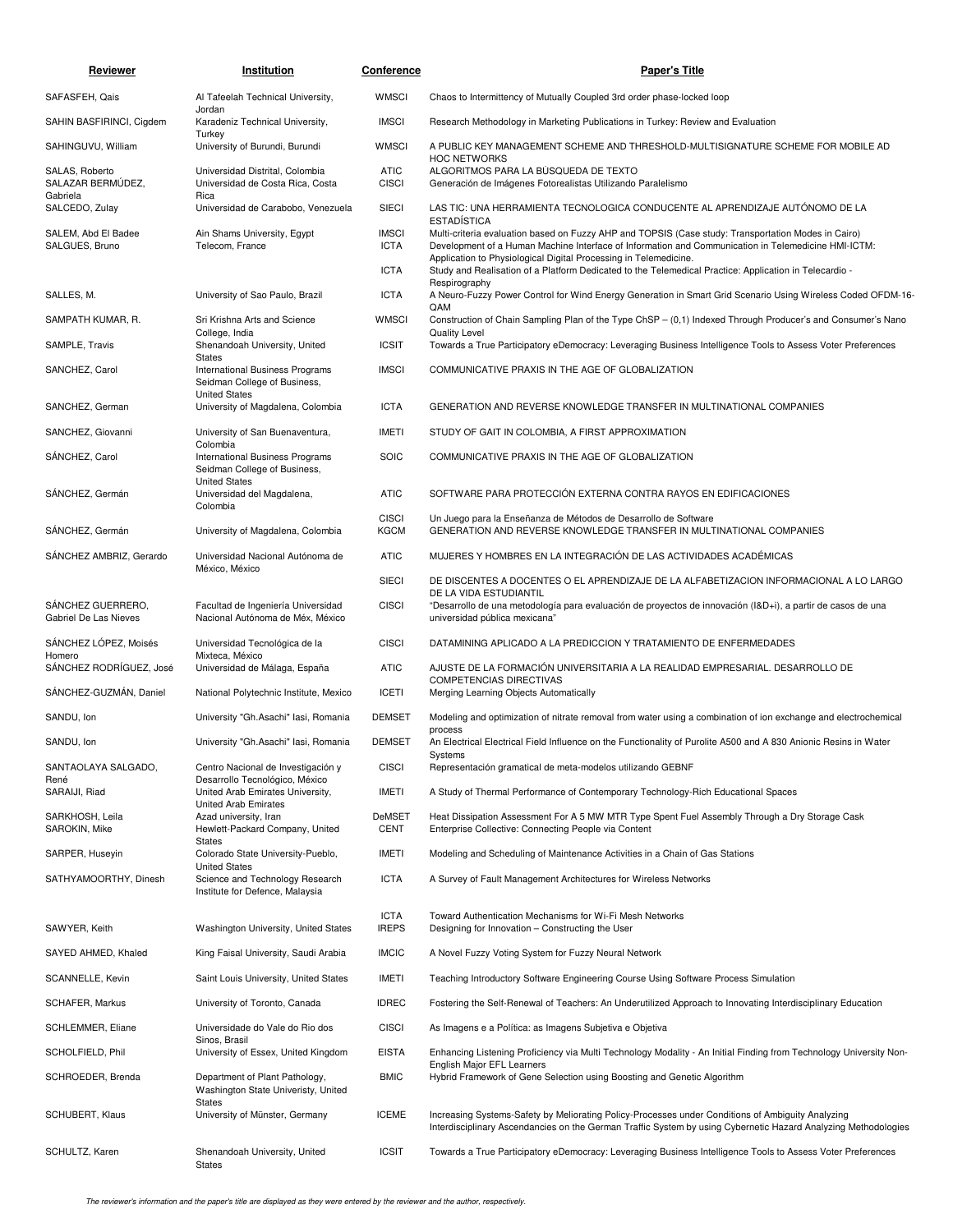| Reviewer | Institution | Conference | Paper's Title |
|---|---|---|---|
| SAFASFEH, Qais | Al Tafeelah Technical University, Jordan | WMSCI | Chaos to Intermittency of Mutually Coupled 3rd order phase-locked loop |
| SAHIN BASFIRINCI, Cigdem | Karadeniz Technical University, Turkey | IMSCI | Research Methodology in Marketing Publications in Turkey: Review and Evaluation |
| SAHINGUVU, William | University of Burundi, Burundi | WMSCI | A PUBLIC KEY MANAGEMENT SCHEME AND THRESHOLD-MULTISIGNATURE SCHEME FOR MOBILE AD HOC NETWORKS |
| SALAS, Roberto | Universidad Distrital, Colombia | ATIC | ALGORITMOS PARA LA BÚSQUEDA DE TEXTO |
| SALAZAR BERMÚDEZ, Gabriela | Universidad de Costa Rica, Costa Rica | CISCI | Generación de Imágenes Fotorealistas Utilizando Paralelismo |
| SALCEDO, Zulay | Universidad de Carabobo, Venezuela | SIECI | LAS TIC: UNA HERRAMIENTA TECNOLOGICA CONDUCENTE AL APRENDIZAJE AUTÓNOMO DE LA ESTADÍSTICA |
| SALEM, Abd El Badee | Ain Shams University, Egypt | IMSCI | Multi-criteria evaluation based on Fuzzy AHP and TOPSIS (Case study: Transportation Modes in Cairo) |
| SALGUES, Bruno | Telecom, France | ICTA | Development of a Human Machine Interface of Information and Communication in Telemedicine HMI-ICTM: Application to Physiological Digital Processing in Telemedicine. |
| | | ICTA | Study and Realisation of a Platform Dedicated to the Telemedical Practice: Application in Telecardio - Respirography |
| SALLES, M. | University of Sao Paulo, Brazil | ICTA | A Neuro-Fuzzy Power Control for Wind Energy Generation in Smart Grid Scenario Using Wireless Coded OFDM-16-QAM |
| SAMPATH KUMAR, R. | Sri Krishna Arts and Science College, India | WMSCI | Construction of Chain Sampling Plan of the Type ChSP – (0,1) Indexed Through Producer's and Consumer's Nano Quality Level |
| SAMPLE, Travis | Shenandoah University, United States | ICSIT | Towards a True Participatory eDemocracy: Leveraging Business Intelligence Tools to Assess Voter Preferences |
| SANCHEZ, Carol | International Business Programs Seidman College of Business, United States | IMSCI | COMMUNICATIVE PRAXIS IN THE AGE OF GLOBALIZATION |
| SANCHEZ, German | University of Magdalena, Colombia | ICTA | GENERATION AND REVERSE KNOWLEDGE TRANSFER IN MULTINATIONAL COMPANIES |
| SANCHEZ, Giovanni | University of San Buenaventura, Colombia | IMETI | STUDY OF GAIT IN COLOMBIA, A FIRST APPROXIMATION |
| SÁNCHEZ, Carol | International Business Programs Seidman College of Business, United States | SOIC | COMMUNICATIVE PRAXIS IN THE AGE OF GLOBALIZATION |
| SÁNCHEZ, Germán | Universidad del Magdalena, Colombia | ATIC | SOFTWARE PARA PROTECCIÓN EXTERNA CONTRA RAYOS EN EDIFICACIONES |
| | | CISCI | Un Juego para la Enseñanza de Métodos de Desarrollo de Software |
| SÁNCHEZ, Germán | University of Magdalena, Colombia | KGCM | GENERATION AND REVERSE KNOWLEDGE TRANSFER IN MULTINATIONAL COMPANIES |
| SÁNCHEZ AMBRIZ, Gerardo | Universidad Nacional Autónoma de México, México | ATIC | MUJERES Y HOMBRES EN LA INTEGRACIÓN DE LAS ACTIVIDADES ACADÉMICAS |
| | | SIECI | DE DISCENTES A DOCENTES O EL APRENDIZAJE DE LA ALFABETIZACION INFORMACIONAL A LO LARGO DE LA VIDA ESTUDIANTIL |
| SÁNCHEZ GUERRERO, Gabriel De Las Nieves | Facultad de Ingeniería Universidad Nacional Autónoma de Méx, México | CISCI | "Desarrollo de una metodología para evaluación de proyectos de innovación (I&D+i), a partir de casos de una universidad pública mexicana" |
| SÁNCHEZ LÓPEZ, Moisés Homero | Universidad Tecnológica de la Mixteca, México | CISCI | DATAMINING APLICADO A LA PREDICCION Y TRATAMIENTO DE ENFERMEDADES |
| SÁNCHEZ RODRÍGUEZ, José | Universidad de Málaga, España | ATIC | AJUSTE DE LA FORMACIÓN UNIVERSITARIA A LA REALIDAD EMPRESARIAL. DESARROLLO DE COMPETENCIAS DIRECTIVAS |
| SÁNCHEZ-GUZMÁN, Daniel | National Polytechnic Institute, Mexico | ICETI | Merging Learning Objects Automatically |
| SANDU, Ion | University "Gh.Asachi" Iasi, Romania | DEMSET | Modeling and optimization of nitrate removal from water using a combination of ion exchange and electrochemical process |
| SANDU, Ion | University "Gh.Asachi" Iasi, Romania | DEMSET | An Electrical Electrical Field Influence on the Functionality of Purolite A500 and A 830 Anionic Resins in Water Systems |
| SANTAOLAYA SALGADO, René | Centro Nacional de Investigación y Desarrollo Tecnológico, México | CISCI | Representación gramatical de meta-modelos utilizando GEBNF |
| SARAIJI, Riad | United Arab Emirates University, United Arab Emirates | IMETI | A Study of Thermal Performance of Contemporary Technology-Rich Educational Spaces |
| SARKHOSH, Leila | Azad university, Iran | DeMSET | Heat Dissipation Assessment For A 5 MW MTR Type Spent Fuel Assembly Through a Dry Storage Cask |
| SAROKIN, Mike | Hewlett-Packard Company, United States | CENT | Enterprise Collective: Connecting People via Content |
| SARPER, Huseyin | Colorado State University-Pueblo, United States | IMETI | Modeling and Scheduling of Maintenance Activities in a Chain of Gas Stations |
| SATHYAMOORTHY, Dinesh | Science and Technology Research Institute for Defence, Malaysia | ICTA | A Survey of Fault Management Architectures for Wireless Networks |
| | | ICTA | Toward Authentication Mechanisms for Wi-Fi Mesh Networks |
| SAWYER, Keith | Washington University, United States | IREPS | Designing for Innovation – Constructing the User |
| SAYED AHMED, Khaled | King Faisal University, Saudi Arabia | IMCIC | A Novel Fuzzy Voting System for Fuzzy Neural Network |
| SCANNELLE, Kevin | Saint Louis University, United States | IMETI | Teaching Introductory Software Engineering Course Using Software Process Simulation |
| SCHAFER, Markus | University of Toronto, Canada | IDREC | Fostering the Self-Renewal of Teachers: An Underutilized Approach to Innovating Interdisciplinary Education |
| SCHLEMMER, Eliane | Universidade do Vale do Rio dos Sinos, Brasil | CISCI | As Imagens e a Política: as Imagens Subjetiva e Objetiva |
| SCHOLFIELD, Phil | University of Essex, United Kingdom | EISTA | Enhancing Listening Proficiency via Multi Technology Modality - An Initial Finding from Technology University Non-English Major EFL Learners |
| SCHROEDER, Brenda | Department of Plant Pathology, Washington State Univeristy, United States | BMIC | Hybrid Framework of Gene Selection using Boosting and Genetic Algorithm |
| SCHUBERT, Klaus | University of Münster, Germany | ICEME | Increasing Systems-Safety by Meliorating Policy-Processes under Conditions of Ambiguity Analyzing Interdisciplinary Ascendancies on the German Traffic System by using Cybernetic Hazard Analyzing Methodologies |
| SCHULTZ, Karen | Shenandoah University, United States | ICSIT | Towards a True Participatory eDemocracy: Leveraging Business Intelligence Tools to Assess Voter Preferences |

*The reviewer's information and the paper's title are displayed as they were entered by the reviewer and the author, respectively.*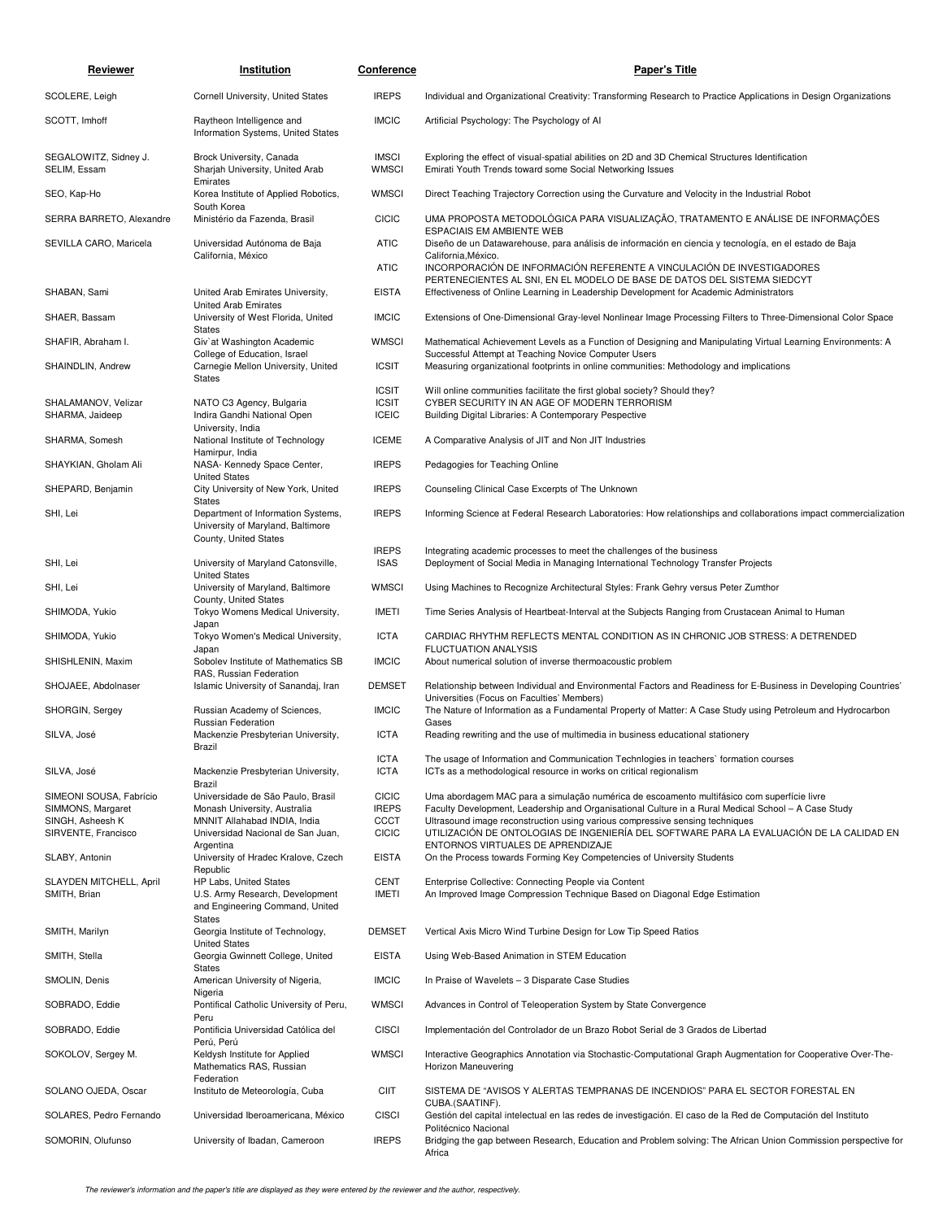| Reviewer | Institution | Conference | Paper's Title |
|---|---|---|---|
| SCOLERE, Leigh | Cornell University, United States | IREPS | Individual and Organizational Creativity: Transforming Research to Practice Applications in Design Organizations |
| SCOTT, Imhoff | Raytheon Intelligence and Information Systems, United States | IMCIC | Artificial Psychology: The Psychology of AI |
| SEGALOWITZ, Sidney J. | Brock University, Canada | IMSCI | Exploring the effect of visual-spatial abilities on 2D and 3D Chemical Structures Identification |
| SELIM, Essam | Sharjah University, United Arab Emirates | WMSCI | Emirati Youth Trends toward some Social Networking Issues |
| SEO, Kap-Ho | Korea Institute of Applied Robotics, South Korea | WMSCI | Direct Teaching Trajectory Correction using the Curvature and Velocity in the Industrial Robot |
| SERRA BARRETO, Alexandre | Ministério da Fazenda, Brasil | CICIC | UMA PROPOSTA METODOLÓGICA PARA VISUALIZAÇÃO, TRATAMENTO E ANÁLISE DE INFORMAÇÕES ESPACIAIS EM AMBIENTE WEB |
| SEVILLA CARO, Maricela | Universidad Autónoma de Baja California, México | ATIC | Diseño de un Datawarehouse, para análisis de información en ciencia y tecnología, en el estado de Baja California,México. |
| | | ATIC | INCORPORACIÓN DE INFORMACIÓN REFERENTE A VINCULACIÓN DE INVESTIGADORES PERTENECIENTES AL SNI, EN EL MODELO DE BASE DE DATOS DEL SISTEMA SIEDCYT |
| SHABAN, Sami | United Arab Emirates University, United Arab Emirates | EISTA | Effectiveness of Online Learning in Leadership Development for Academic Administrators |
| SHAER, Bassam | University of West Florida, United States | IMCIC | Extensions of One-Dimensional Gray-level Nonlinear Image Processing Filters to Three-Dimensional Color Space |
| SHAFIR, Abraham I. | Giv`at Washington Academic College of Education, Israel | WMSCI | Mathematical Achievement Levels as a Function of Designing and Manipulating Virtual Learning Environments: A Successful Attempt at Teaching Novice Computer Users |
| SHAINDLIN, Andrew | Carnegie Mellon University, United States | ICSIT | Measuring organizational footprints in online communities: Methodology and implications |
| | | ICSIT | Will online communities facilitate the first global society? Should they? |
| SHALAMANOV, Velizar | NATO C3 Agency, Bulgaria | ICSIT | CYBER SECURITY IN AN AGE OF MODERN TERRORISM |
| SHARMA, Jaideep | Indira Gandhi National Open University, India | ICEIC | Building Digital Libraries: A Contemporary Pespective |
| SHARMA, Somesh | National Institute of Technology Hamirpur, India | ICEME | A Comparative Analysis of JIT and Non JIT Industries |
| SHAYKIAN, Gholam Ali | NASA- Kennedy Space Center, United States | IREPS | Pedagogies for Teaching Online |
| SHEPARD, Benjamin | City University of New York, United States | IREPS | Counseling Clinical Case Excerpts of The Unknown |
| SHI, Lei | Department of Information Systems, University of Maryland, Baltimore County, United States | IREPS | Informing Science at Federal Research Laboratories: How relationships and collaborations impact commercialization |
| | | IREPS | Integrating academic processes to meet the challenges of the business |
| SHI, Lei | University of Maryland Catonsville, United States | ISAS | Deployment of Social Media in Managing International Technology Transfer Projects |
| SHI, Lei | University of Maryland, Baltimore County, United States | WMSCI | Using Machines to Recognize Architectural Styles: Frank Gehry versus Peter Zumthor |
| SHIMODA, Yukio | Tokyo Womens Medical University, Japan | IMETI | Time Series Analysis of Heartbeat-Interval at the Subjects Ranging from Crustacean Animal to Human |
| SHIMODA, Yukio | Tokyo Women's Medical University, Japan | ICTA | CARDIAC RHYTHM REFLECTS MENTAL CONDITION AS IN CHRONIC JOB STRESS: A DETRENDED FLUCTUATION ANALYSIS |
| SHISHLENIN, Maxim | Sobolev Institute of Mathematics SB RAS, Russian Federation | IMCIC | About numerical solution of inverse thermoacoustic problem |
| SHOJAEE, Abdolnaser | Islamic University of Sanandaj, Iran | DEMSET | Relationship between Individual and Environmental Factors and Readiness for E-Business in Developing Countries' Universities (Focus on Faculties' Members) |
| SHORGIN, Sergey | Russian Academy of Sciences, Russian Federation | IMCIC | The Nature of Information as a Fundamental Property of Matter: A Case Study using Petroleum and Hydrocarbon Gases |
| SILVA, José | Mackenzie Presbyterian University, Brazil | ICTA | Reading rewriting and the use of multimedia in business educational stationery |
| | | ICTA | The usage of Information and Communication Technlogies in teachers` formation courses |
| SILVA, José | Mackenzie Presbyterian University, Brazil | ICTA | ICTs as a methodological resource in works on critical regionalism |
| SIMEONI SOUSA, Fabrício | Universidade de São Paulo, Brasil | CICIC | Uma abordagem MAC para a simulação numérica de escoamento multifásico com superfície livre |
| SIMMONS, Margaret | Monash University, Australia | IREPS | Faculty Development, Leadership and Organisational Culture in a Rural Medical School – A Case Study |
| SINGH, Asheesh K | MNNIT Allahabad INDIA, India | CCCT | Ultrasound image reconstruction using various compressive sensing techniques |
| SIRVENTE, Francisco | Universidad Nacional de San Juan, Argentina | CICIC | UTILIZACIÓN DE ONTOLOGIAS DE INGENIERÍA DEL SOFTWARE PARA LA EVALUACIÓN DE LA CALIDAD EN ENTORNOS VIRTUALES DE APRENDIZAJE |
| SLABY, Antonin | University of Hradec Kralove, Czech Republic | EISTA | On the Process towards Forming Key Competencies of University Students |
| SLAYDEN MITCHELL, April | HP Labs, United States | CENT | Enterprise Collective: Connecting People via Content |
| SMITH, Brian | U.S. Army Research, Development and Engineering Command, United States | IMETI | An Improved Image Compression Technique Based on Diagonal Edge Estimation |
| SMITH, Marilyn | Georgia Institute of Technology, United States | DEMSET | Vertical Axis Micro Wind Turbine Design for Low Tip Speed Ratios |
| SMITH, Stella | Georgia Gwinnett College, United States | EISTA | Using Web-Based Animation in STEM Education |
| SMOLIN, Denis | American University of Nigeria, Nigeria | IMCIC | In Praise of Wavelets – 3 Disparate Case Studies |
| SOBRADO, Eddie | Pontifical Catholic University of Peru, Peru | WMSCI | Advances in Control of Teleoperation System by State Convergence |
| SOBRADO, Eddie | Pontificia Universidad Católica del Perú, Perú | CISCI | Implementación del Controlador de un Brazo Robot Serial de 3 Grados de Libertad |
| SOKOLOV, Sergey M. | Keldysh Institute for Applied Mathematics RAS, Russian Federation | WMSCI | Interactive Geographics Annotation via Stochastic-Computational Graph Augmentation for Cooperative Over-The-Horizon Maneuvering |
| SOLANO OJEDA, Oscar | Instituto de Meteorología, Cuba | CIIT | SISTEMA DE "AVISOS Y ALERTAS TEMPRANAS DE INCENDIOS" PARA EL SECTOR FORESTAL EN CUBA.(SAATINF). |
| SOLARES, Pedro Fernando | Universidad Iberoamericana, México | CISCI | Gestión del capital intelectual en las redes de investigación. El caso de la Red de Computación del Instituto Politécnico Nacional |
| SOMORIN, Olufunso | University of Ibadan, Cameroon | IREPS | Bridging the gap between Research, Education and Problem solving: The African Union Commission perspective for Africa |

*The reviewer's information and the paper's title are displayed as they were entered by the reviewer and the author, respectively.*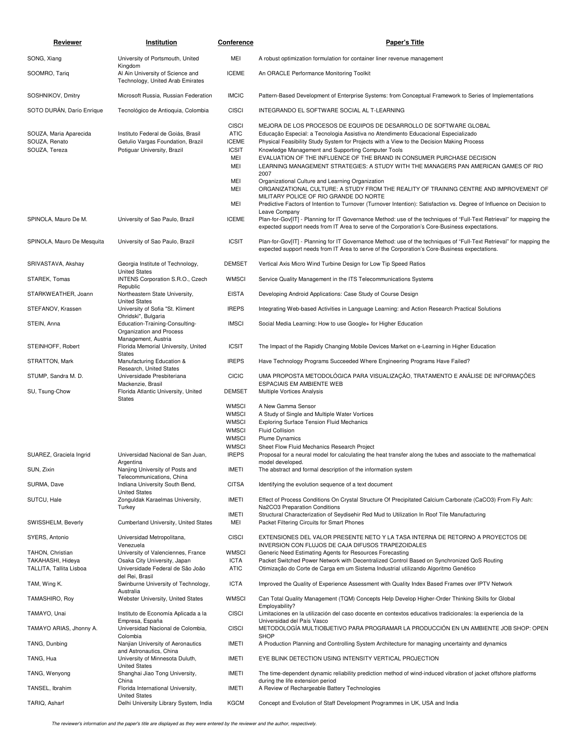| Reviewer | Institution | Conference | Paper's Title |
|---|---|---|---|
| SONG, Xiang | University of Portsmouth, United Kingdom | MEI | A robust optimization formulation for container liner revenue management |
| SOOMRO, Tariq | Al Ain University of Science and Technology, United Arab Emirates | ICEME | An ORACLE Performance Monitoring Toolkit |
| SOSHNIKOV, Dmitry | Microsoft Russia, Russian Federation | IMCIC | Pattern-Based Development of Enterprise Systems: from Conceptual Framework to Series of Implementations |
| SOTO DURÁN, Darío Enrique | Tecnológico de Antioquia, Colombia | CISCI | INTEGRANDO EL SOFTWARE SOCIAL AL T-LEARNING |
| | | CISCI | MEJORA DE LOS PROCESOS DE EQUIPOS DE DESARROLLO DE SOFTWARE GLOBAL |
| SOUZA, Maria Aparecida | Instituto Federal de Goiás, Brasil | ATIC | Educação Especial: a Tecnologia Assistiva no Atendimento Educacional Especializado |
| SOUZA, Renato | Getulio Vargas Foundation, Brazil | ICEME | Physical Feasibility Study System for Projects with a View to the Decision Making Process |
| SOUZA, Tereza | Potiguar University, Brazil | ICSIT | Knowledge Management and Supporting Computer Tools |
| | | MEI | EVALUATION OF THE INFLUENCE OF THE BRAND IN CONSUMER PURCHASE DECISION |
| | | MEI | LEARNING MANAGEMENT STRATEGIES: A STUDY WITH THE MANAGERS PAN AMERICAN GAMES OF RIO 2007 |
| | | MEI | Organizational Culture and Learning Organization |
| | | MEI | ORGANIZATIONAL CULTURE: A STUDY FROM THE REALITY OF TRAINING CENTRE AND IMPROVEMENT OF MILITARY POLICE OF RIO GRANDE DO NORTE |
| | | MEI | Predictive Factors of Intention to Turnover (Turnover Intention): Satisfaction vs. Degree of Influence on Decision to Leave Company |
| SPINOLA, Mauro De M. | University of Sao Paulo, Brazil | ICEME | Plan-for-Gov[IT] - Planning for IT Governance Method: use of the techniques of "Full-Text Retrieval" for mapping the expected support needs from IT Area to serve of the Corporation's Core-Business expectations. |
| SPINOLA, Mauro De Mesquita | University of Sao Paulo, Brazil | ICSIT | Plan-for-Gov[IT] - Planning for IT Governance Method: use of the techniques of "Full-Text Retrieval" for mapping the expected support needs from IT Area to serve of the Corporation's Core-Business expectations. |
| SRIVASTAVA, Akshay | Georgia Institute of Technology, United States | DEMSET | Vertical Axis Micro Wind Turbine Design for Low Tip Speed Ratios |
| STAREK, Tomas | INTENS Corporation S.R.O., Czech Republic | WMSCI | Service Quality Management in the ITS Telecommunications Systems |
| STARKWEATHER, Joann | Northeastern State University, United States | EISTA | Developing Android Applications: Case Study of Course Design |
| STEFANOV, Krassen | University of Sofia "St. Kliment Ohridski", Bulgaria | IREPS | Integrating Web-based Activities in Language Learning: and Action Research Practical Solutions |
| STEIN, Anna | Education-Training-Consulting-Organization and Process Management, Austria | IMSCI | Social Media Learning: How to use Google+ for Higher Education |
| STEINHOFF, Robert | Florida Memorial University, United States | ICSIT | The Impact of the Rapidly Changing Mobile Devices Market on e-Learning in Higher Education |
| STRATTON, Mark | Manufacturing Education & Research, United States | IREPS | Have Technology Programs Succeeded Where Engineering Programs Have Failed? |
| STUMP, Sandra M. D. | Universidade Presbiteriana Mackenzie, Brasil | CICIC | UMA PROPOSTA METODOLÓGICA PARA VISUALIZAÇÃO, TRATAMENTO E ANÁLISE DE INFORMAÇÕES ESPACIAIS EM AMBIENTE WEB |
| SU, Tsung-Chow | Florida Atlantic University, United States | DEMSET | Multiple Vortices Analysis |
| | | WMSCI | A New Gamma Sensor |
| | | WMSCI | A Study of Single and Multiple Water Vortices |
| | | WMSCI | Exploring Surface Tension Fluid Mechanics |
| | | WMSCI | Fluid Collision |
| | | WMSCI | Plume Dynamics |
| | | WMSCI | Sheet Flow Fluid Mechanics Research Project |
| SUAREZ, Graciela Ingrid | Universidad Nacional de San Juan, Argentina | IREPS | Proposal for a neural model for calculating the heat transfer along the tubes and associate to the mathematical model developed. |
| SUN, Zixin | Nanjing University of Posts and Telecommunications, China | IMETI | The abstract and formal description of the information system |
| SURMA, Dave | Indiana University South Bend, United States | CITSA | Identifying the evolution sequence of a text document |
| SUTCU, Hale | Zonguldak Karaelmas University, Turkey | IMETI | Effect of Process Conditions On Crystal Structure Of Precipitated Calcium Carbonate (CaCO3) From Fly Ash: Na2CO3 Preparation Conditions |
| | | IMETI | Structural Characterization of Seydisehir Red Mud to Utilization In Roof Tile Manufacturing |
| SWISSHELM, Beverly | Cumberland University, United States | MEI | Packet Filtering Circuits for Smart Phones |
| SYERS, Antonio | Universidad Metropolitana, Venezuela | CISCI | EXTENSIONES DEL VALOR PRESENTE NETO Y LA TASA INTERNA DE RETORNO A PROYECTOS DE INVERSION CON FLUJOS DE CAJA DIFUSOS TRAPEZOIDALES |
| TAHON, Christian | University of Valenciennes, France | WMSCI | Generic Need Estimating Agents for Resources Forecasting |
| TAKAHASHI, Hideya | Osaka City University, Japan | ICTA | Packet Switched Power Network with Decentralized Control Based on Synchronized QoS Routing |
| TALLITA, Tallita Lisboa | Universidade Federal de São João del Rei, Brasil | ATIC | Otimização do Corte de Carga em um Sistema Industrial utilizando Algoritmo Genético |
| TAM, Wing K. | Swinburne University of Technology, Australia | ICTA | Improved the Quality of Experience Assessment with Quality Index Based Frames over IPTV Network |
| TAMASHIRO, Roy | Webster University, United States | WMSCI | Can Total Quality Management (TQM) Concepts Help Develop Higher-Order Thinking Skills for Global Employability? |
| TAMAYO, Unai | Instituto de Economía Aplicada a la Empresa, España | CISCI | Limitaciones en la utilización del caso docente en contextos educativos tradicionales: la experiencia de la Universidad del País Vasco |
| TAMAYO ARIAS, Jhonny A. | Universidad Nacional de Colombia, Colombia | CISCI | METODOLOGÍA MULTIOBJETIVO PARA PROGRAMAR LA PRODUCCIÓN EN UN AMBIENTE JOB SHOP: OPEN SHOP |
| TANG, Dunbing | Nanjian University of Aeronautics and Astronautics, China | IMETI | A Production Planning and Controlling System Architecture for managing uncertainty and dynamics |
| TANG, Hua | University of Minnesota Duluth, United States | IMETI | EYE BLINK DETECTION USING INTENSITY VERTICAL PROJECTION |
| TANG, Wenyong | Shanghai Jiao Tong University, China | IMETI | The time-dependent dynamic reliability prediction method of wind-induced vibration of jacket offshore platforms during the life extension period |
| TANSEL, Ibrahim | Florida International University, United States | IMETI | A Review of Rechargeable Battery Technologies |
| TARIQ, Asharf | Delhi University Library System, India | KGCM | Concept and Evolution of Staff Development Programmes in UK, USA and India |

*The reviewer's information and the paper's title are displayed as they were entered by the reviewer and the author, respectively.*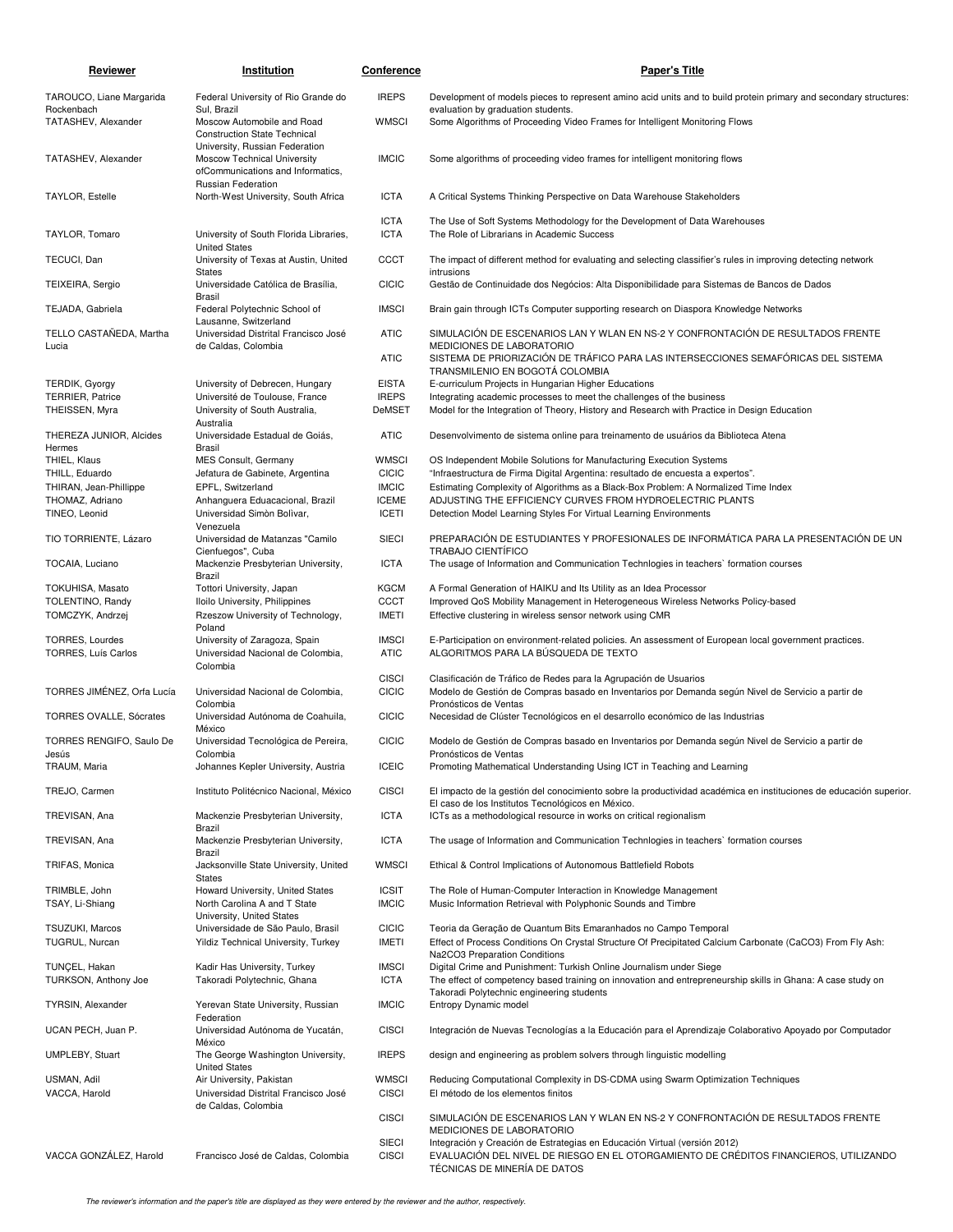| Reviewer | Institution | Conference | Paper's Title |
|---|---|---|---|
| TAROUCO, Liane Margarida Rockenbach | Federal University of Rio Grande do Sul, Brazil | IREPS | Development of models pieces to represent amino acid units and to build protein primary and secondary structures: evaluation by graduation students. |
| TATASHEV, Alexander | Moscow Automobile and Road Construction State Technical University, Russian Federation | WMSCI | Some Algorithms of Proceeding Video Frames for Intelligent Monitoring Flows |
| TATASHEV, Alexander | Moscow Technical University ofCommunications and Informatics, Russian Federation | IMCIC | Some algorithms of proceeding video frames for intelligent monitoring flows |
| TAYLOR, Estelle | North-West University, South Africa | ICTA | A Critical Systems Thinking Perspective on Data Warehouse Stakeholders |
| | | ICTA | The Use of Soft Systems Methodology for the Development of Data Warehouses |
| TAYLOR, Tomaro | University of South Florida Libraries, United States | ICTA | The Role of Librarians in Academic Success |
| TECUCI, Dan | University of Texas at Austin, United States | CCCT | The impact of different method for evaluating and selecting classifier's rules in improving detecting network intrusions |
| TEIXEIRA, Sergio | Universidade Católica de Brasília, Brasil | CICIC | Gestão de Continuidade dos Negócios: Alta Disponibilidade para Sistemas de Bancos de Dados |
| TEJADA, Gabriela | Federal Polytechnic School of Lausanne, Switzerland | IMSCI | Brain gain through ICTs Computer supporting research on Diaspora Knowledge Networks |
| TELLO CASTAÑEDA, Martha Lucia | Universidad Distrital Francisco José de Caldas, Colombia | ATIC | SIMULACIÓN DE ESCENARIOS LAN Y WLAN EN NS-2 Y CONFRONTACIÓN DE RESULTADOS FRENTE MEDICIONES DE LABORATORIO |
| | | ATIC | SISTEMA DE PRIORIZACIÓN DE TRÁFICO PARA LAS INTERSECCIONES SEMAFÓRICAS DEL SISTEMA TRANSMILENIO EN BOGOTÁ COLOMBIA |
| TERDIK, Gyorgy | University of Debrecen, Hungary | EISTA | E-curriculum Projects in Hungarian Higher Educations |
| TERRIER, Patrice | Université de Toulouse, France | IREPS | Integrating academic processes to meet the challenges of the business |
| THEISSEN, Myra | University of South Australia, Australia | DeMSET | Model for the Integration of Theory, History and Research with Practice in Design Education |
| THEREZA JUNIOR, Alcides Hermes | Universidade Estadual de Goiás, Brasil | ATIC | Desenvolvimento de sistema online para treinamento de usuários da Biblioteca Atena |
| THIEL, Klaus | MES Consult, Germany | WMSCI | OS Independent Mobile Solutions for Manufacturing Execution Systems |
| THILL, Eduardo | Jefatura de Gabinete, Argentina | CICIC | "Infraestructura de Firma Digital Argentina: resultado de encuesta a expertos". |
| THIRAN, Jean-Phillippe | EPFL, Switzerland | IMCIC | Estimating Complexity of Algorithms as a Black-Box Problem: A Normalized Time Index |
| THOMAZ, Adriano | Anhanguera Educacional, Brazil | ICEME | ADJUSTING THE EFFICIENCY CURVES FROM HYDROELECTRIC PLANTS |
| TINEO, Leonid | Universidad Simòn Bolivar, Venezuela | ICETI | Detection Model Learning Styles For Virtual Learning Environments |
| TIO TORRIENTE, Lázaro | Universidad de Matanzas "Camilo Cienfuegos", Cuba | SIECI | PREPARACIÓN DE ESTUDIANTES Y PROFESIONALES DE INFORMÁTICA PARA LA PRESENTACIÓN DE UN TRABAJO CIENTÍFICO |
| TOCAIA, Luciano | Mackenzie Presbyterian University, Brazil | ICTA | The usage of Information and Communication Technlogies in teachers` formation courses |
| TOKUHISA, Masato | Tottori University, Japan | KGCM | A Formal Generation of HAIKU and Its Utility as an Idea Processor |
| TOLENTINO, Randy | Iloilo University, Philippines | CCCT | Improved QoS Mobility Management in Heterogeneous Wireless Networks Policy-based |
| TOMCZYK, Andrzej | Rzeszow University of Technology, Poland | IMETI | Effective clustering in wireless sensor network using CMR |
| TORRES, Lourdes | University of Zaragoza, Spain | IMSCI | E-Participation on environment-related policies. An assessment of European local government practices. |
| TORRES, Luís Carlos | Universidad Nacional de Colombia, Colombia | ATIC | ALGORITMOS PARA LA BÚSQUEDA DE TEXTO |
| | | CISCI | Clasificación de Tráfico de Redes para la Agrupación de Usuarios |
| TORRES JIMÉNEZ, Orfa Lucía | Universidad Nacional de Colombia, Colombia | CICIC | Modelo de Gestión de Compras basado en Inventarios por Demanda según Nivel de Servicio a partir de Pronósticos de Ventas |
| TORRES OVALLE, Sócrates | Universidad Autónoma de Coahuila, México | CICIC | Necesidad de Clúster Tecnológicos en el desarrollo económico de las Industrias |
| TORRES RENGIFO, Saulo De Jesús | Universidad Tecnológica de Pereira, Colombia | CICIC | Modelo de Gestión de Compras basado en Inventarios por Demanda según Nivel de Servicio a partir de Pronósticos de Ventas |
| TRAUM, Maria | Johannes Kepler University, Austria | ICEIC | Promoting Mathematical Understanding Using ICT in Teaching and Learning |
| TREJO, Carmen | Instituto Politécnico Nacional, México | CISCI | El impacto de la gestión del conocimiento sobre la productividad académica en instituciones de educación superior. El caso de los Institutos Tecnológicos en México. |
| TREVISAN, Ana | Mackenzie Presbyterian University, Brazil | ICTA | ICTs as a methodological resource in works on critical regionalism |
| TREVISAN, Ana | Mackenzie Presbyterian University, Brazil | ICTA | The usage of Information and Communication Technlogies in teachers` formation courses |
| TRIFAS, Monica | Jacksonville State University, United States | WMSCI | Ethical & Control Implications of Autonomous Battlefield Robots |
| TRIMBLE, John | Howard University, United States | ICSIT | The Role of Human-Computer Interaction in Knowledge Management |
| TSAY, Li-Shiang | North Carolina A and T State University, United States | IMCIC | Music Information Retrieval with Polyphonic Sounds and Timbre |
| TSUZUKI, Marcos | Universidade de São Paulo, Brasil | CICIC | Teoria da Geração de Quantum Bits Emaranhados no Campo Temporal |
| TUGRUL, Nurcan | Yildiz Technical University, Turkey | IMETI | Effect of Process Conditions On Crystal Structure Of Precipitated Calcium Carbonate ($CaCO_3$) From Fly Ash: $Na_2CO_3$ Preparation Conditions |
| TUNÇEL, Hakan | Kadir Has University, Turkey | IMSCI | Digital Crime and Punishment: Turkish Online Journalism under Siege |
| TURKSON, Anthony Joe | Takoradi Polytechnic, Ghana | ICTA | The effect of competency based training on innovation and entrepreneurship skills in Ghana: A case study on Takoradi Polytechnic engineering students |
| TYRSIN, Alexander | Yerevan State University, Russian Federation | IMCIC | Entropy Dynamic model |
| UCAN PECH, Juan P. | Universidad Autónoma de Yucatán, México | CISCI | Integración de Nuevas Tecnologías a la Educación para el Aprendizaje Colaborativo Apoyado por Computador |
| UMPLEBY, Stuart | The George Washington University, United States | IREPS | design and engineering as problem solvers through linguistic modelling |
| USMAN, Adil | Air University, Pakistan | WMSCI | Reducing Computational Complexity in DS-CDMA using Swarm Optimization Techniques |
| VACCA, Harold | Universidad Distrital Francisco José de Caldas, Colombia | CISCI | El método de los elementos finitos |
| | | CISCI | SIMULACIÓN DE ESCENARIOS LAN Y WLAN EN NS-2 Y CONFRONTACIÓN DE RESULTADOS FRENTE MEDICIONES DE LABORATORIO |
| | | SIECI | Integración y Creación de Estrategias en Educación Virtual (versión 2012) |
| VACCA GONZÁLEZ, Harold | Francisco José de Caldas, Colombia | CISCI | EVALUACIÓN DEL NIVEL DE RIESGO EN EL OTORGAMIENTO DE CRÉDITOS FINANCIEROS, UTILIZANDO TÉCNICAS DE MINERÍA DE DATOS |

*The reviewer's information and the paper's title are displayed as they were entered by the reviewer and the author, respectively.*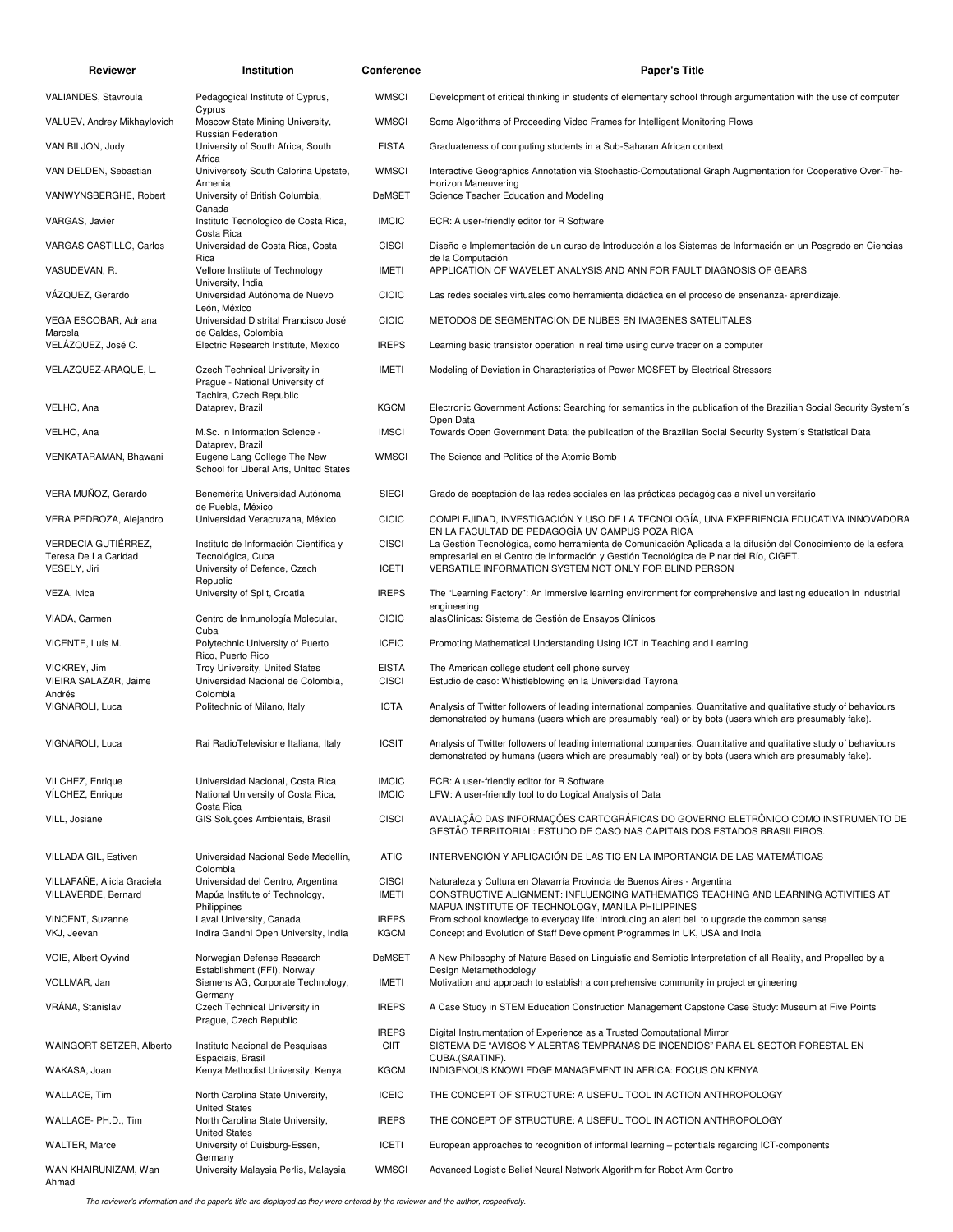| Reviewer | Institution | Conference | Paper's Title |
|---|---|---|---|
| VALIANDES, Stavroula | Pedagogical Institute of Cyprus, Cyprus | WMSCI | Development of critical thinking in students of elementary school through argumentation with the use of computer |
| VALUEV, Andrey Mikhaylovich | Moscow State Mining University, Russian Federation | WMSCI | Some Algorithms of Proceeding Video Frames for Intelligent Monitoring Flows |
| VAN BILJON, Judy | University of South Africa, South Africa | EISTA | Graduateness of computing students in a Sub-Saharan African context |
| VAN DELDEN, Sebastian | Univiversoty South Calorina Upstate, Armenia | WMSCI | Interactive Geographics Annotation via Stochastic-Computational Graph Augmentation for Cooperative Over-The-Horizon Maneuvering |
| VANWYNSBERGHE, Robert | University of British Columbia, Canada | DeMSET | Science Teacher Education and Modeling |
| VARGAS, Javier | Instituto Tecnologico de Costa Rica, Costa Rica | IMCIC | ECR: A user-friendly editor for R Software |
| VARGAS CASTILLO, Carlos | Universidad de Costa Rica, Costa Rica | CISCI | Diseño e Implementación de un curso de Introducción a los Sistemas de Información en un Posgrado en Ciencias de la Computación |
| VASUDEVAN, R. | Vellore Institute of Technology University, India | IMETI | APPLICATION OF WAVELET ANALYSIS AND ANN FOR FAULT DIAGNOSIS OF GEARS |
| VÁZQUEZ, Gerardo | Universidad Autónoma de Nuevo León, México | CICIC | Las redes sociales virtuales como herramienta didáctica en el proceso de enseñanza- aprendizaje. |
| VEGA ESCOBAR, Adriana Marcela | Universidad Distrital Francisco José de Caldas, Colombia | CICIC | METODOS DE SEGMENTACION DE NUBES EN IMAGENES SATELITALES |
| VELÁZQUEZ, José C. | Electric Research Institute, Mexico | IREPS | Learning basic transistor operation in real time using curve tracer on a computer |
| VELAZQUEZ-ARAQUE, L. | Czech Technical University in Prague - National University of Tachira, Czech Republic | IMETI | Modeling of Deviation in Characteristics of Power MOSFET by Electrical Stressors |
| VELHO, Ana | Dataprev, Brazil | KGCM | Electronic Government Actions: Searching for semantics in the publication of the Brazilian Social Security System´s Open Data |
| VELHO, Ana | M.Sc. in Information Science - Dataprev, Brazil | IMSCI | Towards Open Government Data: the publication of the Brazilian Social Security System´s Statistical Data |
| VENKATARAMAN, Bhawani | Eugene Lang College The New School for Liberal Arts, United States | WMSCI | The Science and Politics of the Atomic Bomb |
| VERA MUÑOZ, Gerardo | Benemérita Universidad Autónoma de Puebla, México | SIECI | Grado de aceptación de las redes sociales en las prácticas pedagógicas a nivel universitario |
| VERA PEDROZA, Alejandro | Universidad Veracruzana, México | CICIC | COMPLEJIDAD, INVESTIGACIÓN Y USO DE LA TECNOLOGÍA, UNA EXPERIENCIA EDUCATIVA INNOVADORA EN LA FACULTAD DE PEDAGOGÍA UV CAMPUS POZA RICA |
| VERDECIA GUTIÉRREZ, Teresa De La Caridad | Instituto de Información Científica y Tecnológica, Cuba | CISCI | La Gestión Tecnológica, como herramienta de Comunicación Aplicada a la difusión del Conocimiento de la esfera empresarial en el Centro de Información y Gestión Tecnológica de Pinar del Río, CIGET. |
| VESELY, Jiri | University of Defence, Czech Republic | ICETI | VERSATILE INFORMATION SYSTEM NOT ONLY FOR BLIND PERSON |
| VEZA, Ivica | University of Split, Croatia | IREPS | The "Learning Factory": An immersive learning environment for comprehensive and lasting education in industrial engineering |
| VIADA, Carmen | Centro de Inmunología Molecular, Cuba | CICIC | alasClínicas: Sistema de Gestión de Ensayos Clínicos |
| VICENTE, Luís M. | Polytechnic University of Puerto Rico, Puerto Rico | ICEIC | Promoting Mathematical Understanding Using ICT in Teaching and Learning |
| VICKREY, Jim | Troy University, United States | EISTA | The American college student cell phone survey |
| VIEIRA SALAZAR, Jaime Andrés | Universidad Nacional de Colombia, Colombia | CISCI | Estudio de caso: Whistleblowing en la Universidad Tayrona |
| VIGNAROLI, Luca | Politechnic of Milano, Italy | ICTA | Analysis of Twitter followers of leading international companies. Quantitative and qualitative study of behaviours demonstrated by humans (users which are presumably real) or by bots (users which are presumably fake). |
| VIGNAROLI, Luca | Rai RadioTelevisione Italiana, Italy | ICSIT | Analysis of Twitter followers of leading international companies. Quantitative and qualitative study of behaviours demonstrated by humans (users which are presumably real) or by bots (users which are presumably fake). |
| VILCHEZ, Enrique | Universidad Nacional, Costa Rica | IMCIC | ECR: A user-friendly editor for R Software |
| VÍLCHEZ, Enrique | National University of Costa Rica, Costa Rica | IMCIC | LFW: A user-friendly tool to do Logical Analysis of Data |
| VILL, Josiane | GIS Soluções Ambientais, Brasil | CISCI | AVALIAÇÃO DAS INFORMAÇÕES CARTOGRÁFICAS DO GOVERNO ELETRÔNICO COMO INSTRUMENTO DE GESTÃO TERRITORIAL: ESTUDO DE CASO NAS CAPITAIS DOS ESTADOS BRASILEIROS. |
| VILLADA GIL, Estiven | Universidad Nacional Sede Medellín, Colombia | ATIC | INTERVENCIÓN Y APLICACIÓN DE LAS TIC EN LA IMPORTANCIA DE LAS MATEMÁTICAS |
| VILLAFAÑE, Alicia Graciela | Universidad del Centro, Argentina | CISCI | Naturaleza y Cultura en Olavarría Provincia de Buenos Aires - Argentina |
| VILLAVERDE, Bernard | Mapúa Institute of Technology, Philippines | IMETI | CONSTRUCTIVE ALIGNMENT: INFLUENCING MATHEMATICS TEACHING AND LEARNING ACTIVITIES AT MAPUA INSTITUTE OF TECHNOLOGY, MANILA PHILIPPINES |
| VINCENT, Suzanne | Laval University, Canada | IREPS | From school knowledge to everyday life: Introducing an alert bell to upgrade the common sense |
| VKJ, Jeevan | Indira Gandhi Open University, India | KGCM | Concept and Evolution of Staff Development Programmes in UK, USA and India |
| VOIE, Albert Oyvind | Norwegian Defense Research Establishment (FFI), Norway | DeMSET | A New Philosophy of Nature Based on Linguistic and Semiotic Interpretation of all Reality, and Propelled by a Design Metamethodology |
| VOLLMAR, Jan | Siemens AG, Corporate Technology, Germany | IMETI | Motivation and approach to establish a comprehensive community in project engineering |
| VRÁNA, Stanislav | Czech Technical University in Prague, Czech Republic | IREPS | A Case Study in STEM Education Construction Management Capstone Case Study: Museum at Five Points |
| | | IREPS | Digital Instrumentation of Experience as a Trusted Computational Mirror |
| WAINGORT SETZER, Alberto | Instituto Nacional de Pesquisas Espaciais, Brasil | CIIT | SISTEMA DE "AVISOS Y ALERTAS TEMPRANAS DE INCENDIOS" PARA EL SECTOR FORESTAL EN CUBA.(SAATINF). |
| WAKASA, Joan | Kenya Methodist University, Kenya | KGCM | INDIGENOUS KNOWLEDGE MANAGEMENT IN AFRICA: FOCUS ON KENYA |
| WALLACE, Tim | North Carolina State University, United States | ICEIC | THE CONCEPT OF STRUCTURE: A USEFUL TOOL IN ACTION ANTHROPOLOGY |
| WALLACE- PH.D., Tim | North Carolina State University, United States | IREPS | THE CONCEPT OF STRUCTURE: A USEFUL TOOL IN ACTION ANTHROPOLOGY |
| WALTER, Marcel | University of Duisburg-Essen, Germany | ICETI | European approaches to recognition of informal learning – potentials regarding ICT-components |
| WAN KHAIRUNIZAM, Wan Ahmad | University Malaysia Perlis, Malaysia | WMSCI | Advanced Logistic Belief Neural Network Algorithm for Robot Arm Control |

*The reviewer's information and the paper's title are displayed as they were entered by the reviewer and the author, respectively.*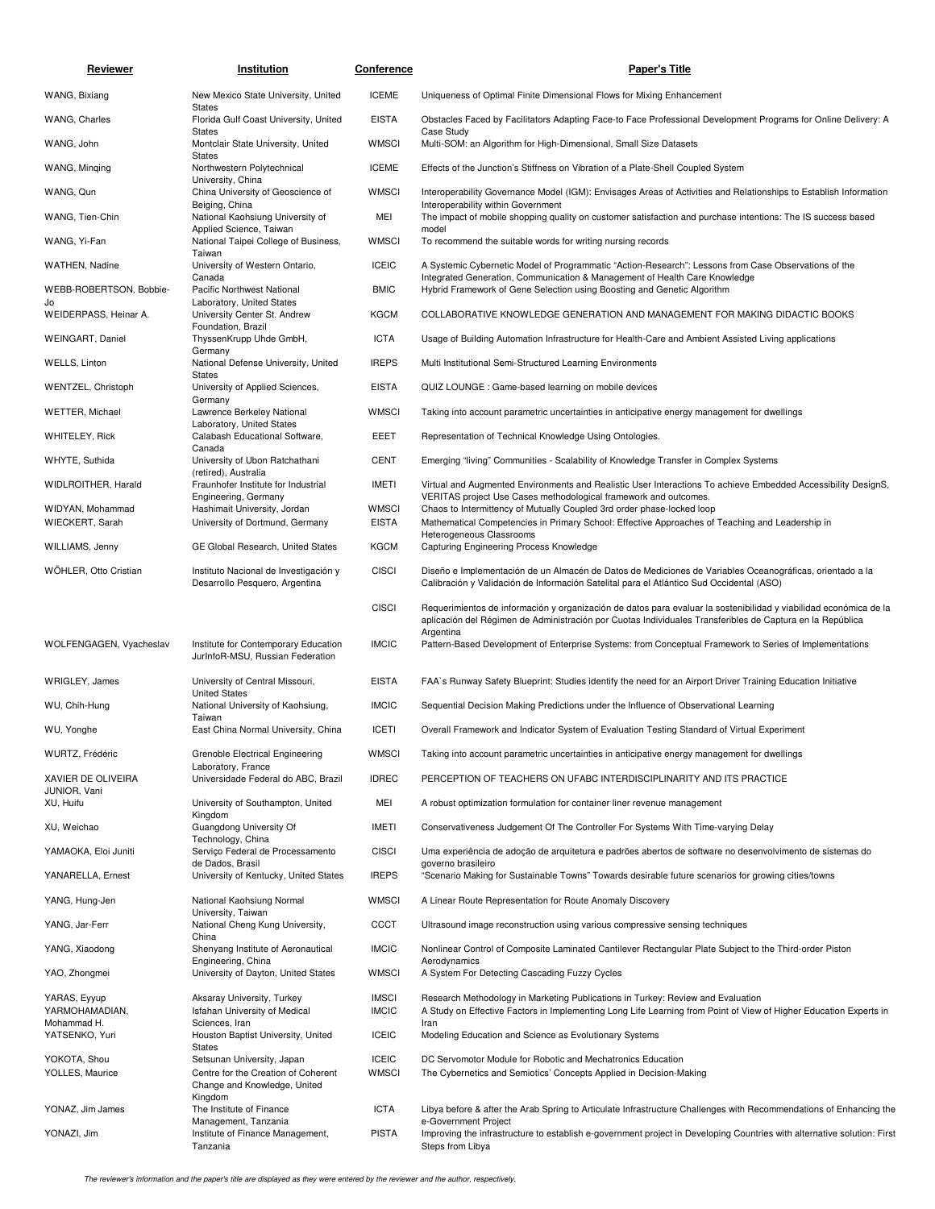| Reviewer | Institution | Conference | Paper's Title |
|---|---|---|---|
| WANG, Bixiang | New Mexico State University, United States | ICEME | Uniqueness of Optimal Finite Dimensional Flows for Mixing Enhancement |
| WANG, Charles | Florida Gulf Coast University, United States | EISTA | Obstacles Faced by Facilitators Adapting Face-to Face Professional Development Programs for Online Delivery: A Case Study |
| WANG, John | Montclair State University, United States | WMSCI | Multi-SOM: an Algorithm for High-Dimensional, Small Size Datasets |
| WANG, Minqing | Northwestern Polytechnical University, China | ICEME | Effects of the Junction's Stiffness on Vibration of a Plate-Shell Coupled System |
| WANG, Qun | China University of Geoscience of Beiging, China | WMSCI | Interoperability Governance Model (IGM): Envisages Areas of Activities and Relationships to Establish Information Interoperability within Government |
| WANG, Tien-Chin | National Kaohsiung University of Applied Science, Taiwan | MEI | The impact of mobile shopping quality on customer satisfaction and purchase intentions: The IS success based model |
| WANG, Yi-Fan | National Taipei College of Business, Taiwan | WMSCI | To recommend the suitable words for writing nursing records |
| WATHEN, Nadine | University of Western Ontario, Canada | ICEIC | A Systemic Cybernetic Model of Programmatic "Action-Research": Lessons from Case Observations of the Integrated Generation, Communication & Management of Health Care Knowledge |
| WEBB-ROBERTSON, Bobbie-Jo | Pacific Northwest National Laboratory, United States | BMIC | Hybrid Framework of Gene Selection using Boosting and Genetic Algorithm |
| WEIDERPASS, Heinar A. | University Center St. Andrew Foundation, Brazil | KGCM | COLLABORATIVE KNOWLEDGE GENERATION AND MANAGEMENT FOR MAKING DIDACTIC BOOKS |
| WEINGART, Daniel | ThyssenKrupp Uhde GmbH, Germany | ICTA | Usage of Building Automation Infrastructure for Health-Care and Ambient Assisted Living applications |
| WELLS, Linton | National Defense University, United States | IREPS | Multi Institutional Semi-Structured Learning Environments |
| WENTZEL, Christoph | University of Applied Sciences, Germany | EISTA | QUIZ LOUNGE : Game-based learning on mobile devices |
| WETTER, Michael | Lawrence Berkeley National Laboratory, United States | WMSCI | Taking into account parametric uncertainties in anticipative energy management for dwellings |
| WHITELEY, Rick | Calabash Educational Software, Canada | EEET | Representation of Technical Knowledge Using Ontologies. |
| WHYTE, Suthida | University of Ubon Ratchathani (retired), Australia | CENT | Emerging "living" Communities - Scalability of Knowledge Transfer in Complex Systems |
| WIDLROITHER, Harald | Fraunhofer Institute for Industrial Engineering, Germany | IMETI | Virtual and Augmented Environments and Realistic User Interactions To achieve Embedded Accessibility DesignS, VERITAS project Use Cases methodological framework and outcomes. |
| WIDYAN, Mohammad | Hashimait University, Jordan | WMSCI | Chaos to Intermittency of Mutually Coupled 3rd order phase-locked loop |
| WIECKERT, Sarah | University of Dortmund, Germany | EISTA | Mathematical Competencies in Primary School: Effective Approaches of Teaching and Leadership in Heterogeneous Classrooms |
| WILLIAMS, Jenny | GE Global Research, United States | KGCM | Capturing Engineering Process Knowledge |
| WÖHLER, Otto Cristian | Instituto Nacional de Investigación y Desarrollo Pesquero, Argentina | CISCI | Diseño e Implementación de un Almacén de Datos de Mediciones de Variables Oceanográficas, orientado a la Calibración y Validación de Información Satelital para el Atlántico Sud Occidental (ASO) |
| | | CISCI | Requerimientos de información y organización de datos para evaluar la sostenibilidad y viabilidad económica de la aplicación del Régimen de Administración por Cuotas Individuales Transferibles de Captura en la República Argentina |
| WOLFENGAGEN, Vyacheslav | Institute for Contemporary Education JurInfoR-MSU, Russian Federation | IMCIC | Pattern-Based Development of Enterprise Systems: from Conceptual Framework to Series of Implementations |
| WRIGLEY, James | University of Central Missouri, United States | EISTA | FAA`s Runway Safety Blueprint: Studies identify the need for an Airport Driver Training Education Initiative |
| WU, Chih-Hung | National University of Kaohsiung, Taiwan | IMCIC | Sequential Decision Making Predictions under the Influence of Observational Learning |
| WU, Yonghe | East China Normal University, China | ICETI | Overall Framework and Indicator System of Evaluation Testing Standard of Virtual Experiment |
| WURTZ, Frédéric | Grenoble Electrical Engineering Laboratory, France | WMSCI | Taking into account parametric uncertainties in anticipative energy management for dwellings |
| XAVIER DE OLIVEIRA JUNIOR, Vani | Universidade Federal do ABC, Brazil | IDREC | PERCEPTION OF TEACHERS ON UFABC INTERDISCIPLINARITY AND ITS PRACTICE |
| XU, Huifu | University of Southampton, United Kingdom | MEI | A robust optimization formulation for container liner revenue management |
| XU, Weichao | Guangdong University Of Technology, China | IMETI | Conservativeness Judgement Of The Controller For Systems With Time-varying Delay |
| YAMAOKA, Eloi Juniti | Serviço Federal de Processamento de Dados, Brasil | CISCI | Uma experiência de adoção de arquitetura e padrões abertos de software no desenvolvimento de sistemas do governo brasileiro |
| YANARELLA, Ernest | University of Kentucky, United States | IREPS | "Scenario Making for Sustainable Towns" Towards desirable future scenarios for growing cities/towns |
| YANG, Hung-Jen | National Kaohsiung Normal University, Taiwan | WMSCI | A Linear Route Representation for Route Anomaly Discovery |
| YANG, Jar-Ferr | National Cheng Kung University, China | CCCT | Ultrasound image reconstruction using various compressive sensing techniques |
| YANG, Xiaodong | Shenyang Institute of Aeronautical Engineering, China | IMCIC | Nonlinear Control of Composite Laminated Cantilever Rectangular Plate Subject to the Third-order Piston Aerodynamics |
| YAO, Zhongmei | University of Dayton, United States | WMSCI | A System For Detecting Cascading Fuzzy Cycles |
| YARAS, Eyyup | Aksaray University, Turkey | IMSCI | Research Methodology in Marketing Publications in Turkey: Review and Evaluation |
| YARMOHAMADIAN, Mohammad H. | Isfahan University of Medical Sciences, Iran | IMCIC | A Study on Effective Factors in Implementing Long Life Learning from Point of View of Higher Education Experts in Iran |
| YATSENKO, Yuri | Houston Baptist University, United States | ICEIC | Modeling Education and Science as Evolutionary Systems |
| YOKOTA, Shou | Setsunan University, Japan | ICEIC | DC Servomotor Module for Robotic and Mechatronics Education |
| YOLLES, Maurice | Centre for the Creation of Coherent Change and Knowledge, United Kingdom | WMSCI | The Cybernetics and Semiotics' Concepts Applied in Decision-Making |
| YONAZ, Jim James | The Institute of Finance Management, Tanzania | ICTA | Libya before & after the Arab Spring to Articulate Infrastructure Challenges with Recommendations of Enhancing the e-Government Project |
| YONAZI, Jim | Institute of Finance Management, Tanzania | PISTA | Improving the infrastructure to establish e-government project in Developing Countries with alternative solution: First Steps from Libya |

*The reviewer's information and the paper's title are displayed as they were entered by the reviewer and the author, respectively.*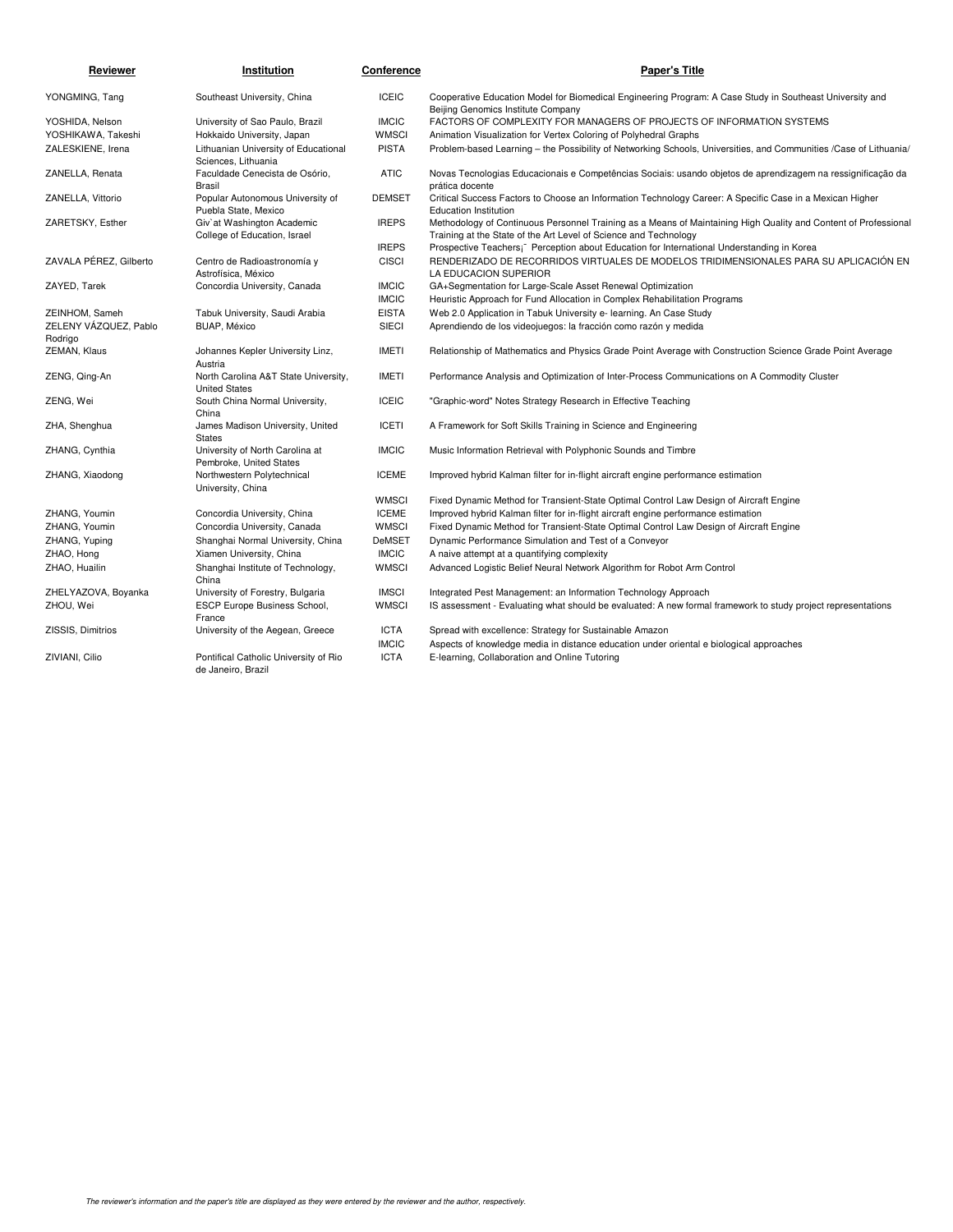| Reviewer | Institution | Conference | Paper's Title |
| --- | --- | --- | --- |
| YONGMING, Tang | Southeast University, China | ICEIC | Cooperative Education Model for Biomedical Engineering Program: A Case Study in Southeast University and Beijing Genomics Institute Company |
| YOSHIDA, Nelson | University of Sao Paulo, Brazil | IMCIC | FACTORS OF COMPLEXITY FOR MANAGERS OF PROJECTS OF INFORMATION SYSTEMS |
| YOSHIKAWA, Takeshi | Hokkaido University, Japan | WMSCI | Animation Visualization for Vertex Coloring of Polyhedral Graphs |
| ZALESKIENE, Irena | Lithuanian University of Educational Sciences, Lithuania | PISTA | Problem-based Learning – the Possibility of Networking Schools, Universities, and Communities /Case of Lithuania/ |
| ZANELLA, Renata | Faculdade Cenecista de Osório, Brasil | ATIC | Novas Tecnologias Educacionais e Competências Sociais: usando objetos de aprendizagem na ressignificação da prática docente |
| ZANELLA, Vittorio | Popular Autonomous University of Puebla State, Mexico | DEMSET | Critical Success Factors to Choose an Information Technology Career: A Specific Case in a Mexican Higher Education Institution |
| ZARETSKY, Esther | Giv`at Washington Academic College of Education, Israel | IREPS | Methodology of Continuous Personnel Training as a Means of Maintaining High Quality and Content of Professional Training at the State of the Art Level of Science and Technology |
| | | IREPS | Prospective Teachers¡¯ Perception about Education for International Understanding in Korea |
| ZAVALA PÉREZ, Gilberto | Centro de Radioastronomía y Astrofísica, México | CISCI | RENDERIZADO DE RECORRIDOS VIRTUALES DE MODELOS TRIDIMENSIONALES PARA SU APLICACIÓN EN LA EDUCACION SUPERIOR |
| ZAYED, Tarek | Concordia University, Canada | IMCIC | GA+Segmentation for Large-Scale Asset Renewal Optimization |
| | | IMCIC | Heuristic Approach for Fund Allocation in Complex Rehabilitation Programs |
| ZEINHOM, Sameh | Tabuk University, Saudi Arabia | EISTA | Web 2.0 Application in Tabuk University e- learning. An Case Study |
| ZELENY VÁZQUEZ, Pablo Rodrigo | BUAP, México | SIECI | Aprendiendo de los videojuegos: la fracción como razón y medida |
| ZEMAN, Klaus | Johannes Kepler University Linz, Austria | IMETI | Relationship of Mathematics and Physics Grade Point Average with Construction Science Grade Point Average |
| ZENG, Qing-An | North Carolina A&T State University, United States | IMETI | Performance Analysis and Optimization of Inter-Process Communications on A Commodity Cluster |
| ZENG, Wei | South China Normal University, China | ICEIC | "Graphic-word" Notes Strategy Research in Effective Teaching |
| ZHA, Shenghua | James Madison University, United States | ICETI | A Framework for Soft Skills Training in Science and Engineering |
| ZHANG, Cynthia | University of North Carolina at Pembroke, United States | IMCIC | Music Information Retrieval with Polyphonic Sounds and Timbre |
| ZHANG, Xiaodong | Northwestern Polytechnical University, China | ICEME | Improved hybrid Kalman filter for in-flight aircraft engine performance estimation |
| | | WMSCI | Fixed Dynamic Method for Transient-State Optimal Control Law Design of Aircraft Engine |
| ZHANG, Youmin | Concordia University, China | ICEME | Improved hybrid Kalman filter for in-flight aircraft engine performance estimation |
| ZHANG, Youmin | Concordia University, Canada | WMSCI | Fixed Dynamic Method for Transient-State Optimal Control Law Design of Aircraft Engine |
| ZHANG, Yuping | Shanghai Normal University, China | DeMSET | Dynamic Performance Simulation and Test of a Conveyor |
| ZHAO, Hong | Xiamen University, China | IMCIC | A naive attempt at a quantifying complexity |
| ZHAO, Huailin | Shanghai Institute of Technology, China | WMSCI | Advanced Logistic Belief Neural Network Algorithm for Robot Arm Control |
| ZHELYAZOVA, Boyanka | University of Forestry, Bulgaria | IMSCI | Integrated Pest Management: an Information Technology Approach |
| ZHOU, Wei | ESCP Europe Business School, France | WMSCI | IS assessment - Evaluating what should be evaluated: A new formal framework to study project representations |
| ZISSIS, Dimitrios | University of the Aegean, Greece | ICTA | Spread with excellence: Strategy for Sustainable Amazon |
| | | IMCIC | Aspects of knowledge media in distance education under oriental e biological approaches |
| ZIVIANI, Cilio | Pontifical Catholic University of Rio de Janeiro, Brazil | ICTA | E-learning, Collaboration and Online Tutoring |

*The reviewer's information and the paper's title are displayed as they were entered by the reviewer and the author, respectively.*